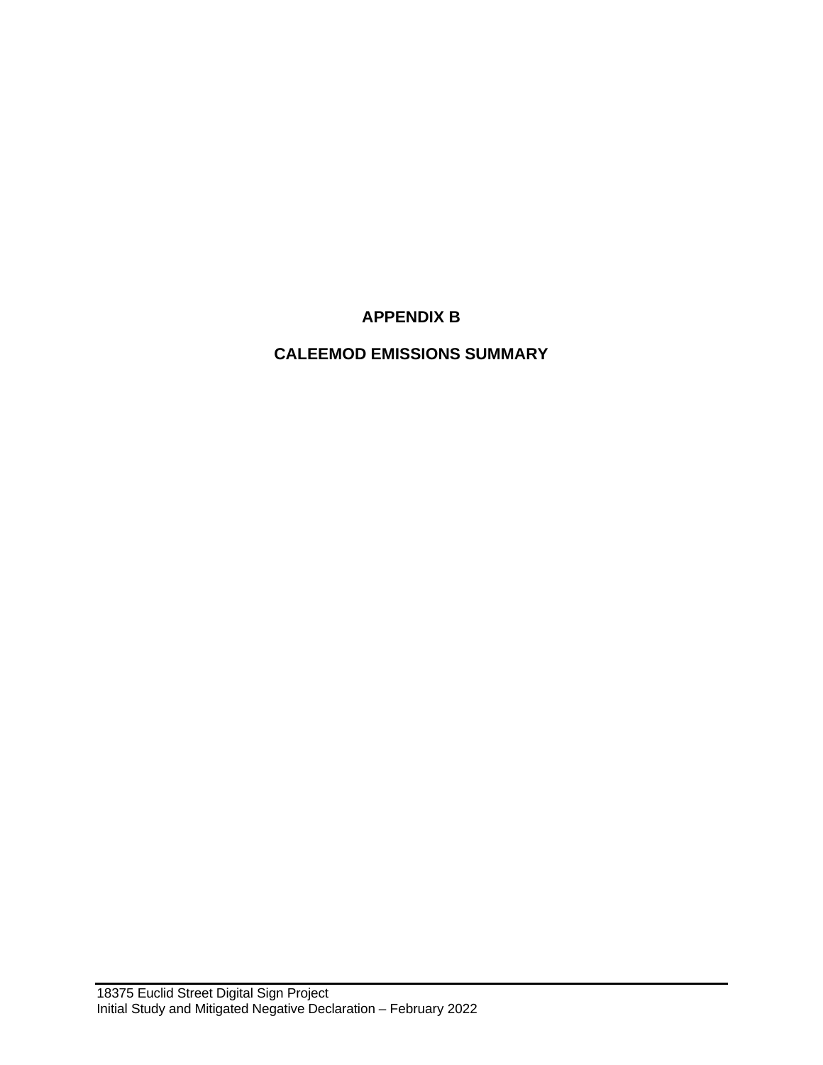# APPENDIX B

# CALEEMOD EMISSIONS SUMMARY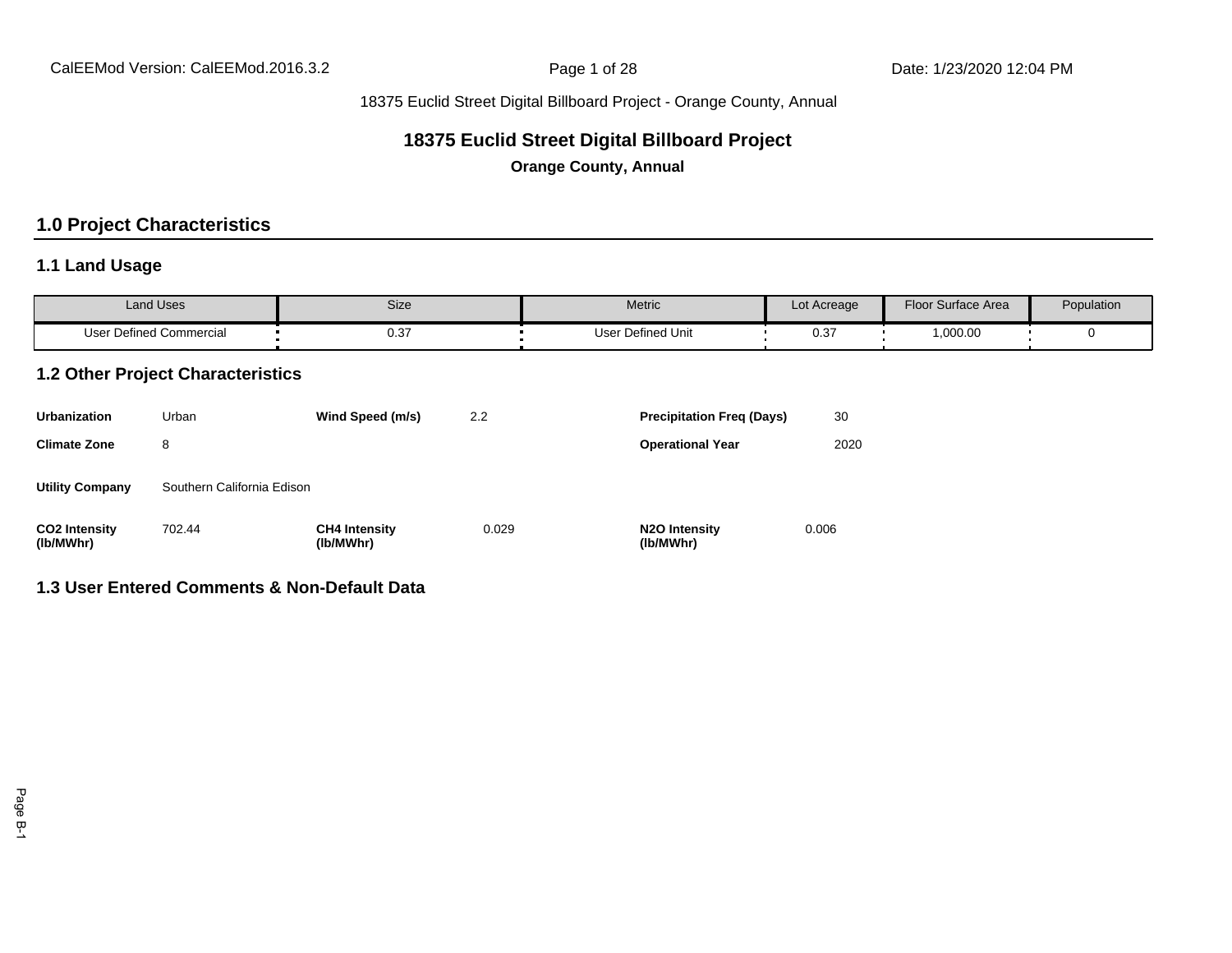# 18375 Euclid Street Digital Billboard Project

**Orange County, Annual**

## 1.0 Project Characteristics

### 1.1 Land Usage

| Land Uses | Size | Metric | Lot Acreage | Floor Surface Area | Population |
|---|---|---|---|---|---|
| User Defined Commercial | 0.37 | User Defined Unit | 0.37 | 1,000.00 | 0 |

### 1.2 Other Project Characteristics

| | | | | | |
|---|---|---|---|---|---|
| **Urbanization** | Urban | **Wind Speed (m/s)** | 2.2 | **Precipitation Freq (Days)** | 30 |
| **Climate Zone** | 8 | | | **Operational Year** | 2020 |
| **Utility Company** | Southern California Edison | | | | |
| **$CO_2$ Intensity (lb/MWhr)** | 702.44 | **$CH_4$ Intensity (lb/MWhr)** | 0.029 | **$N_2O$ Intensity (lb/MWhr)** | 0.006 |

### 1.3 User Entered Comments & Non-Default Data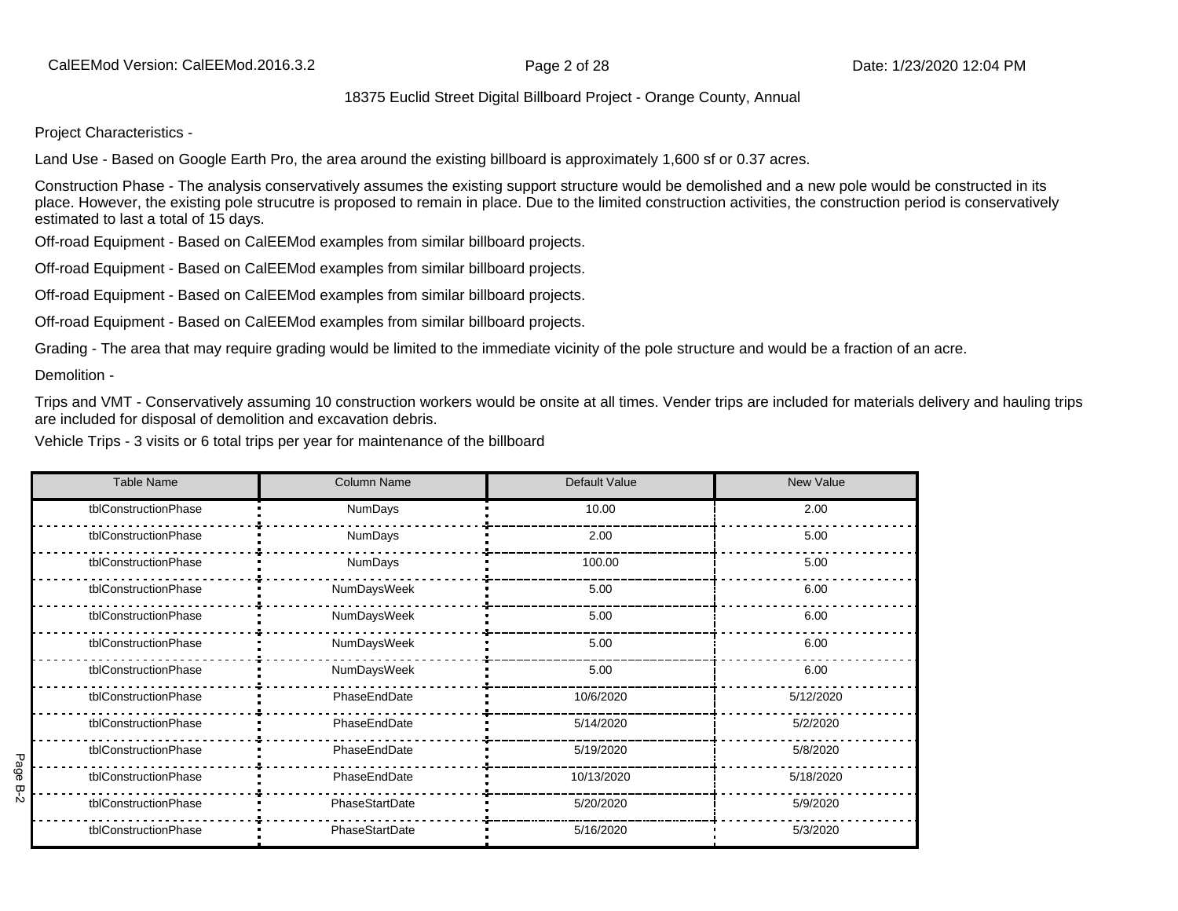18375 Euclid Street Digital Billboard Project - Orange County, Annual

Project Characteristics -

Land Use - Based on Google Earth Pro, the area around the existing billboard is approximately 1,600 sf or 0.37 acres.

Construction Phase - The analysis conservatively assumes the existing support structure would be demolished and a new pole would be constructed in its place. However, the existing pole strucutre is proposed to remain in place. Due to the limited construction activities, the construction period is conservatively estimated to last a total of 15 days.

Off-road Equipment - Based on CalEEMod examples from similar billboard projects.

Off-road Equipment - Based on CalEEMod examples from similar billboard projects.

Off-road Equipment - Based on CalEEMod examples from similar billboard projects.

Off-road Equipment - Based on CalEEMod examples from similar billboard projects.

Grading - The area that may require grading would be limited to the immediate vicinity of the pole structure and would be a fraction of an acre.

Demolition -

Trips and VMT - Conservatively assuming 10 construction workers would be onsite at all times. Vender trips are included for materials delivery and hauling trips are included for disposal of demolition and excavation debris.

Vehicle Trips - 3 visits or 6 total trips per year for maintenance of the billboard

| Table Name | Column Name | Default Value | New Value |
|---|---|---|---|
| tblConstructionPhase | NumDays | 10.00 | 2.00 |
| tblConstructionPhase | NumDays | 2.00 | 5.00 |
| tblConstructionPhase | NumDays | 100.00 | 5.00 |
| tblConstructionPhase | NumDaysWeek | 5.00 | 6.00 |
| tblConstructionPhase | NumDaysWeek | 5.00 | 6.00 |
| tblConstructionPhase | NumDaysWeek | 5.00 | 6.00 |
| tblConstructionPhase | NumDaysWeek | 5.00 | 6.00 |
| tblConstructionPhase | PhaseEndDate | 10/6/2020 | 5/12/2020 |
| tblConstructionPhase | PhaseEndDate | 5/14/2020 | 5/2/2020 |
| tblConstructionPhase | PhaseEndDate | 5/19/2020 | 5/8/2020 |
| tblConstructionPhase | PhaseEndDate | 10/13/2020 | 5/18/2020 |
| tblConstructionPhase | PhaseStartDate | 5/20/2020 | 5/9/2020 |
| tblConstructionPhase | PhaseStartDate | 5/16/2020 | 5/3/2020 |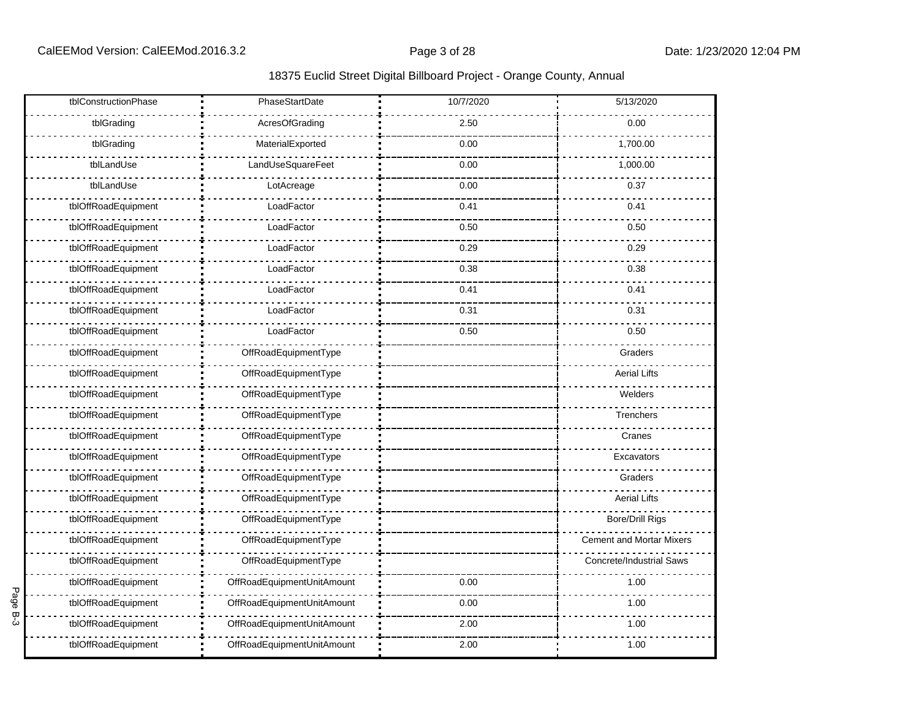18375 Euclid Street Digital Billboard Project - Orange County, Annual

| | | | |
|---|---|---|---|
| tblConstructionPhase | PhaseStartDate | 10/7/2020 | 5/13/2020 |
| tblGrading | AcresOfGrading | 2.50 | 0.00 |
| tblGrading | MaterialExported | 0.00 | 1,700.00 |
| tblLandUse | LandUseSquareFeet | 0.00 | 1,000.00 |
| tblLandUse | LotAcreage | 0.00 | 0.37 |
| tblOffRoadEquipment | LoadFactor | 0.41 | 0.41 |
| tblOffRoadEquipment | LoadFactor | 0.50 | 0.50 |
| tblOffRoadEquipment | LoadFactor | 0.29 | 0.29 |
| tblOffRoadEquipment | LoadFactor | 0.38 | 0.38 |
| tblOffRoadEquipment | LoadFactor | 0.41 | 0.41 |
| tblOffRoadEquipment | LoadFactor | 0.31 | 0.31 |
| tblOffRoadEquipment | LoadFactor | 0.50 | 0.50 |
| tblOffRoadEquipment | OffRoadEquipmentType | | Graders |
| tblOffRoadEquipment | OffRoadEquipmentType | | Aerial Lifts |
| tblOffRoadEquipment | OffRoadEquipmentType | | Welders |
| tblOffRoadEquipment | OffRoadEquipmentType | | Trenchers |
| tblOffRoadEquipment | OffRoadEquipmentType | | Cranes |
| tblOffRoadEquipment | OffRoadEquipmentType | | Excavators |
| tblOffRoadEquipment | OffRoadEquipmentType | | Graders |
| tblOffRoadEquipment | OffRoadEquipmentType | | Aerial Lifts |
| tblOffRoadEquipment | OffRoadEquipmentType | | Bore/Drill Rigs |
| tblOffRoadEquipment | OffRoadEquipmentType | | Cement and Mortar Mixers |
| tblOffRoadEquipment | OffRoadEquipmentType | | Concrete/Industrial Saws |
| tblOffRoadEquipment | OffRoadEquipmentUnitAmount | 0.00 | 1.00 |
| tblOffRoadEquipment | OffRoadEquipmentUnitAmount | 0.00 | 1.00 |
| tblOffRoadEquipment | OffRoadEquipmentUnitAmount | 2.00 | 1.00 |
| tblOffRoadEquipment | OffRoadEquipmentUnitAmount | 2.00 | 1.00 |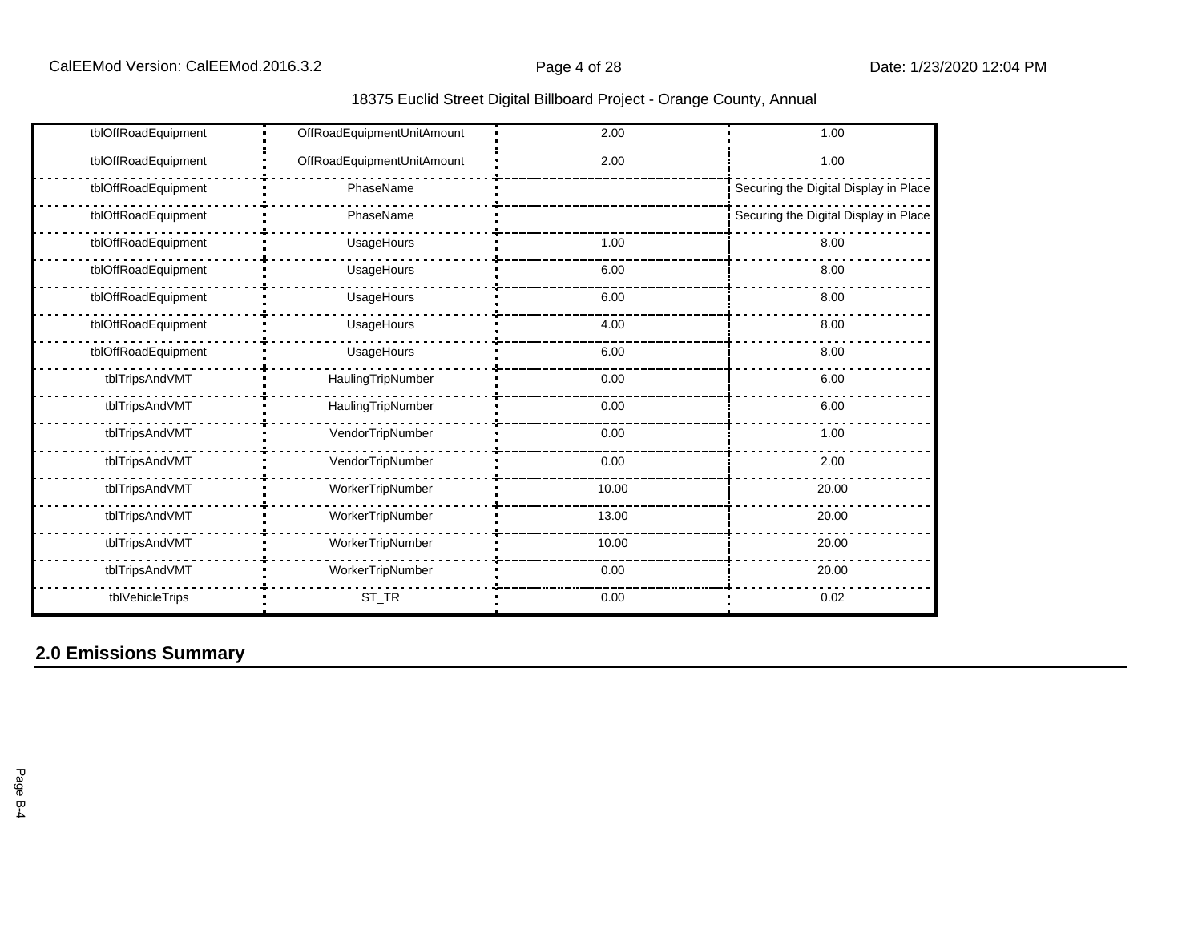| tblOffRoadEquipment | OffRoadEquipmentUnitAmount | 2.00 | 1.00 |
|---|---|---|---|
| tblOffRoadEquipment | OffRoadEquipmentUnitAmount | 2.00 | 1.00 |
| tblOffRoadEquipment | PhaseName | | Securing the Digital Display in Place |
| tblOffRoadEquipment | PhaseName | | Securing the Digital Display in Place |
| tblOffRoadEquipment | UsageHours | 1.00 | 8.00 |
| tblOffRoadEquipment | UsageHours | 6.00 | 8.00 |
| tblOffRoadEquipment | UsageHours | 6.00 | 8.00 |
| tblOffRoadEquipment | UsageHours | 4.00 | 8.00 |
| tblOffRoadEquipment | UsageHours | 6.00 | 8.00 |
| tblTripsAndVMT | HaulingTripNumber | 0.00 | 6.00 |
| tblTripsAndVMT | HaulingTripNumber | 0.00 | 6.00 |
| tblTripsAndVMT | VendorTripNumber | 0.00 | 1.00 |
| tblTripsAndVMT | VendorTripNumber | 0.00 | 2.00 |
| tblTripsAndVMT | WorkerTripNumber | 10.00 | 20.00 |
| tblTripsAndVMT | WorkerTripNumber | 13.00 | 20.00 |
| tblTripsAndVMT | WorkerTripNumber | 10.00 | 20.00 |
| tblTripsAndVMT | WorkerTripNumber | 0.00 | 20.00 |
| tblVehicleTrips | ST_TR | 0.00 | 0.02 |

## 2.0 Emissions Summary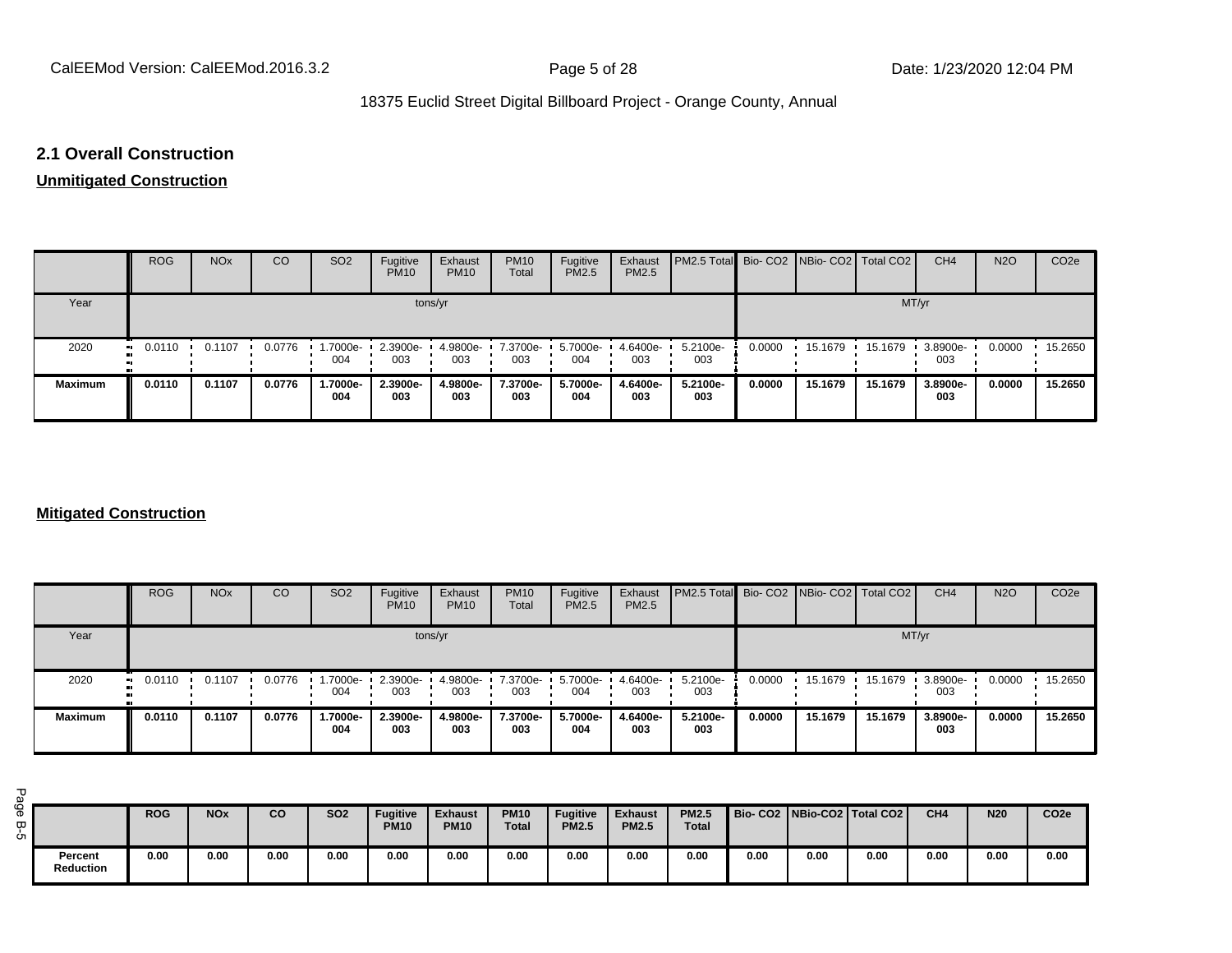## 2.1 Overall Construction

**Unmitigated Construction**

| | ROG | NOx | CO | SO2 | Fugitive PM10 | Exhaust PM10 | PM10 Total | Fugitive PM2.5 | Exhaust PM2.5 | PM2.5 Total | Bio- CO2 | NBio- CO2 | Total CO2 | CH4 | N2O | CO2e |
|---|---|---|---|---|---|---|---|---|---|---|---|---|---|---|---|---|
| Year | tons/yr | | | | | | | | | | MT/yr | | | | | |
| 2020 | 0.0110 | 0.1107 | 0.0776 | 1.7000e-004 | 2.3900e-003 | 4.9800e-003 | 7.3700e-003 | 5.7000e-004 | 4.6400e-003 | 5.2100e-003 | 0.0000 | 15.1679 | 15.1679 | 3.8900e-003 | 0.0000 | 15.2650 |
| **Maximum** | **0.0110** | **0.1107** | **0.0776** | **1.7000e-004** | **2.3900e-003** | **4.9800e-003** | **7.3700e-003** | **5.7000e-004** | **4.6400e-003** | **5.2100e-003** | **0.0000** | **15.1679** | **15.1679** | **3.8900e-003** | **0.0000** | **15.2650** |

**Mitigated Construction**

| | ROG | NOx | CO | SO2 | Fugitive PM10 | Exhaust PM10 | PM10 Total | Fugitive PM2.5 | Exhaust PM2.5 | PM2.5 Total | Bio- CO2 | NBio- CO2 | Total CO2 | CH4 | N2O | CO2e |
|---|---|---|---|---|---|---|---|---|---|---|---|---|---|---|---|---|
| Year | tons/yr | | | | | | | | | | MT/yr | | | | | |
| 2020 | 0.0110 | 0.1107 | 0.0776 | 1.7000e-004 | 2.3900e-003 | 4.9800e-003 | 7.3700e-003 | 5.7000e-004 | 4.6400e-003 | 5.2100e-003 | 0.0000 | 15.1679 | 15.1679 | 3.8900e-003 | 0.0000 | 15.2650 |
| **Maximum** | **0.0110** | **0.1107** | **0.0776** | **1.7000e-004** | **2.3900e-003** | **4.9800e-003** | **7.3700e-003** | **5.7000e-004** | **4.6400e-003** | **5.2100e-003** | **0.0000** | **15.1679** | **15.1679** | **3.8900e-003** | **0.0000** | **15.2650** |

| | **ROG** | **NOx** | **CO** | **SO2** | **Fugitive PM10** | **Exhaust PM10** | **PM10 Total** | **Fugitive PM2.5** | **Exhaust PM2.5** | **PM2.5 Total** | **Bio- CO2** | **NBio-CO2** | **Total CO2** | **CH4** | **N20** | **CO2e** |
|---|---|---|---|---|---|---|---|---|---|---|---|---|---|---|---|---|
| **Percent Reduction** | **0.00** | **0.00** | **0.00** | **0.00** | **0.00** | **0.00** | **0.00** | **0.00** | **0.00** | **0.00** | **0.00** | **0.00** | **0.00** | **0.00** | **0.00** | **0.00** |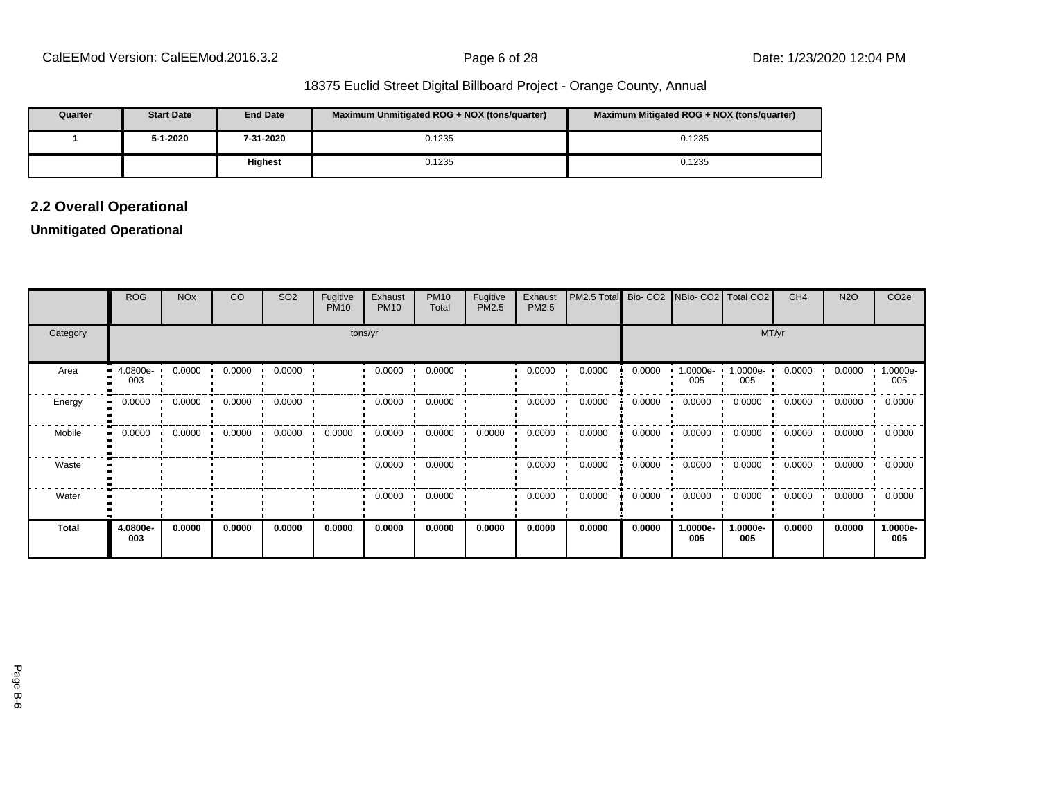| Quarter | Start Date | End Date | Maximum Unmitigated ROG + NOX (tons/quarter) | Maximum Mitigated ROG + NOX (tons/quarter) |
|---|---|---|---|---|
| 1 | 5-1-2020 | 7-31-2020 | 0.1235 | 0.1235 |
| | | Highest | 0.1235 | 0.1235 |

## 2.2 Overall Operational

**Unmitigated Operational**

| | ROG | NOx | CO | SO2 | Fugitive PM10 | Exhaust PM10 | PM10 Total | Fugitive PM2.5 | Exhaust PM2.5 | PM2.5 Total | Bio- CO2 | NBio- CO2 | Total CO2 | CH4 | N2O | CO2e |
|---|---|---|---|---|---|---|---|---|---|---|---|---|---|---|---|---|
| Category | tons/yr | | | | | | | | | | MT/yr | | | | | |
| Area | 4.0800e-003 | 0.0000 | 0.0000 | 0.0000 | | 0.0000 | 0.0000 | | 0.0000 | 0.0000 | 0.0000 | 1.0000e-005 | 1.0000e-005 | 0.0000 | 0.0000 | 1.0000e-005 |
| Energy | 0.0000 | 0.0000 | 0.0000 | 0.0000 | | 0.0000 | 0.0000 | | 0.0000 | 0.0000 | 0.0000 | 0.0000 | 0.0000 | 0.0000 | 0.0000 | 0.0000 |
| Mobile | 0.0000 | 0.0000 | 0.0000 | 0.0000 | 0.0000 | 0.0000 | 0.0000 | 0.0000 | 0.0000 | 0.0000 | 0.0000 | 0.0000 | 0.0000 | 0.0000 | 0.0000 | 0.0000 |
| Waste | | | | | | 0.0000 | 0.0000 | | 0.0000 | 0.0000 | 0.0000 | 0.0000 | 0.0000 | 0.0000 | 0.0000 | 0.0000 |
| Water | | | | | | 0.0000 | 0.0000 | | 0.0000 | 0.0000 | 0.0000 | 0.0000 | 0.0000 | 0.0000 | 0.0000 | 0.0000 |
| **Total** | **4.0800e-003** | **0.0000** | **0.0000** | **0.0000** | **0.0000** | **0.0000** | **0.0000** | **0.0000** | **0.0000** | **0.0000** | **0.0000** | **1.0000e-005** | **1.0000e-005** | **0.0000** | **0.0000** | **1.0000e-005** |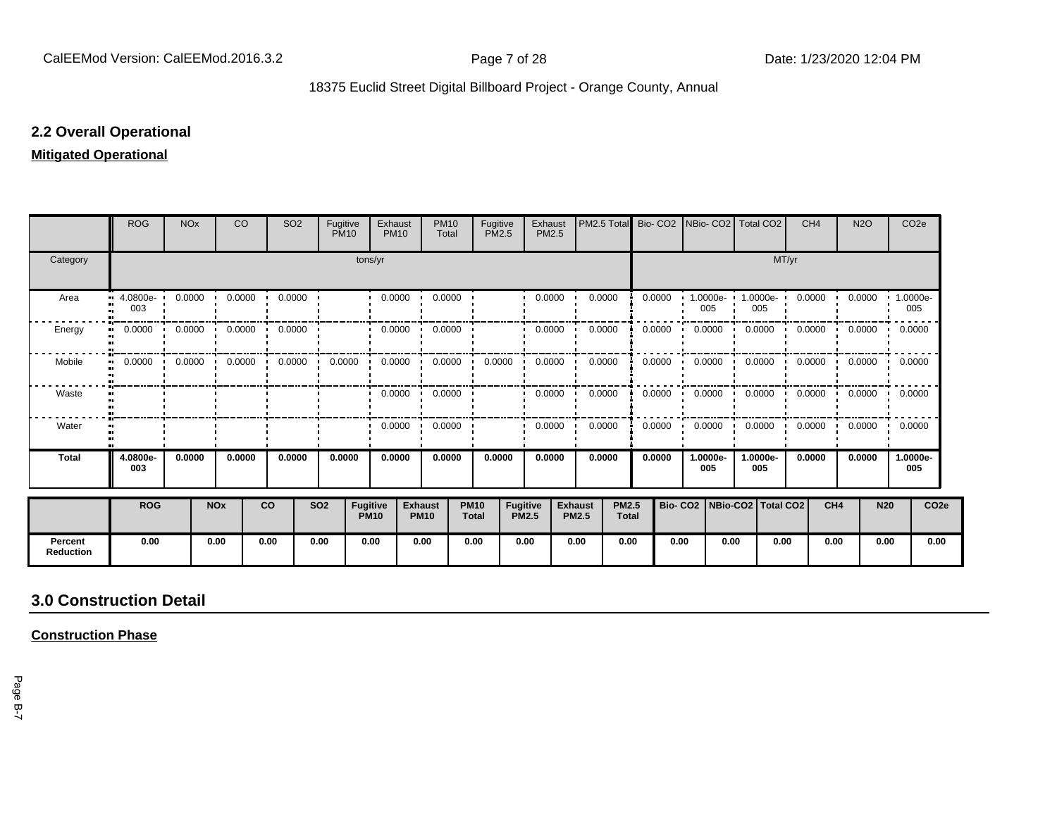## 2.2 Overall Operational

**Mitigated Operational**

| | ROG | NOx | CO | SO2 | Fugitive PM10 | Exhaust PM10 | PM10 Total | Fugitive PM2.5 | Exhaust PM2.5 | PM2.5 Total | Bio- CO2 | NBio- CO2 | Total CO2 | CH4 | N2O | CO2e |
|---|---|---|---|---|---|---|---|---|---|---|---|---|---|---|---|---|
| Category | tons/yr | | | | | | | | | | MT/yr | | | | | |
| Area | 4.0800e-003 | 0.0000 | 0.0000 | 0.0000 | | 0.0000 | 0.0000 | | 0.0000 | 0.0000 | 0.0000 | 1.0000e-005 | 1.0000e-005 | 0.0000 | 0.0000 | 1.0000e-005 |
| Energy | 0.0000 | 0.0000 | 0.0000 | 0.0000 | | 0.0000 | 0.0000 | | 0.0000 | 0.0000 | 0.0000 | 0.0000 | 0.0000 | 0.0000 | 0.0000 | 0.0000 |
| Mobile | 0.0000 | 0.0000 | 0.0000 | 0.0000 | 0.0000 | 0.0000 | 0.0000 | 0.0000 | 0.0000 | 0.0000 | 0.0000 | 0.0000 | 0.0000 | 0.0000 | 0.0000 | 0.0000 |
| Waste | | | | | | 0.0000 | 0.0000 | | 0.0000 | 0.0000 | 0.0000 | 0.0000 | 0.0000 | 0.0000 | 0.0000 | 0.0000 |
| Water | | | | | | 0.0000 | 0.0000 | | 0.0000 | 0.0000 | 0.0000 | 0.0000 | 0.0000 | 0.0000 | 0.0000 | 0.0000 |
| **Total** | **4.0800e-003** | **0.0000** | **0.0000** | **0.0000** | **0.0000** | **0.0000** | **0.0000** | **0.0000** | **0.0000** | **0.0000** | **0.0000** | **1.0000e-005** | **1.0000e-005** | **0.0000** | **0.0000** | **1.0000e-005** |

| | ROG | NOx | CO | SO2 | Fugitive PM10 | Exhaust PM10 | PM10 Total | Fugitive PM2.5 | Exhaust PM2.5 | PM2.5 Total | Bio- CO2 | NBio-CO2 | Total CO2 | CH4 | N20 | CO2e |
|---|---|---|---|---|---|---|---|---|---|---|---|---|---|---|---|---|
| **Percent Reduction** | 0.00 | 0.00 | 0.00 | 0.00 | 0.00 | 0.00 | 0.00 | 0.00 | 0.00 | 0.00 | 0.00 | 0.00 | 0.00 | 0.00 | 0.00 | 0.00 |

## 3.0 Construction Detail

**Construction Phase**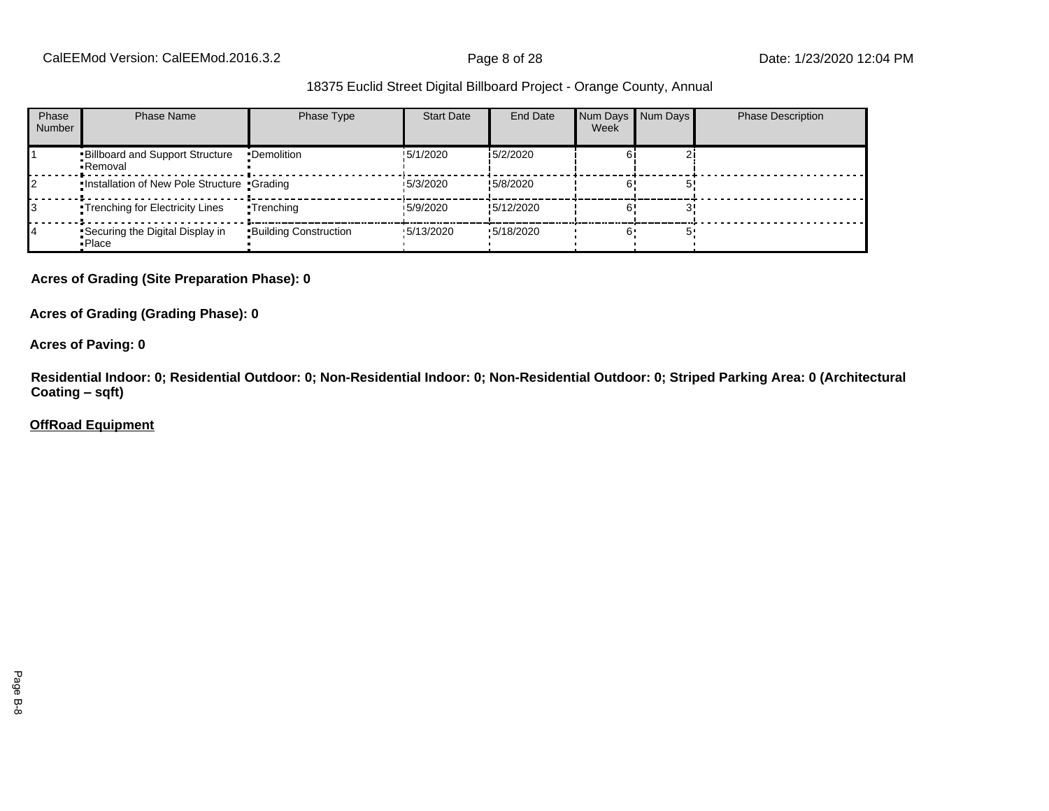18375 Euclid Street Digital Billboard Project - Orange County, Annual

| Phase Number | Phase Name | Phase Type | Start Date | End Date | Num Days Week | Num Days | Phase Description |
|---|---|---|---|---|---|---|---|
| 1 | Billboard and Support Structure Removal | Demolition | 5/1/2020 | 5/2/2020 | 6 | 2 | |
| 2 | Installation of New Pole Structure | Grading | 5/3/2020 | 5/8/2020 | 6 | 5 | |
| 3 | Trenching for Electricity Lines | Trenching | 5/9/2020 | 5/12/2020 | 6 | 3 | |
| 4 | Securing the Digital Display in Place | Building Construction | 5/13/2020 | 5/18/2020 | 6 | 5 | |

**Acres of Grading (Site Preparation Phase): 0**

**Acres of Grading (Grading Phase): 0**

**Acres of Paving: 0**

**Residential Indoor: 0; Residential Outdoor: 0; Non-Residential Indoor: 0; Non-Residential Outdoor: 0; Striped Parking Area: 0 (Architectural Coating – sqft)**

**OffRoad Equipment**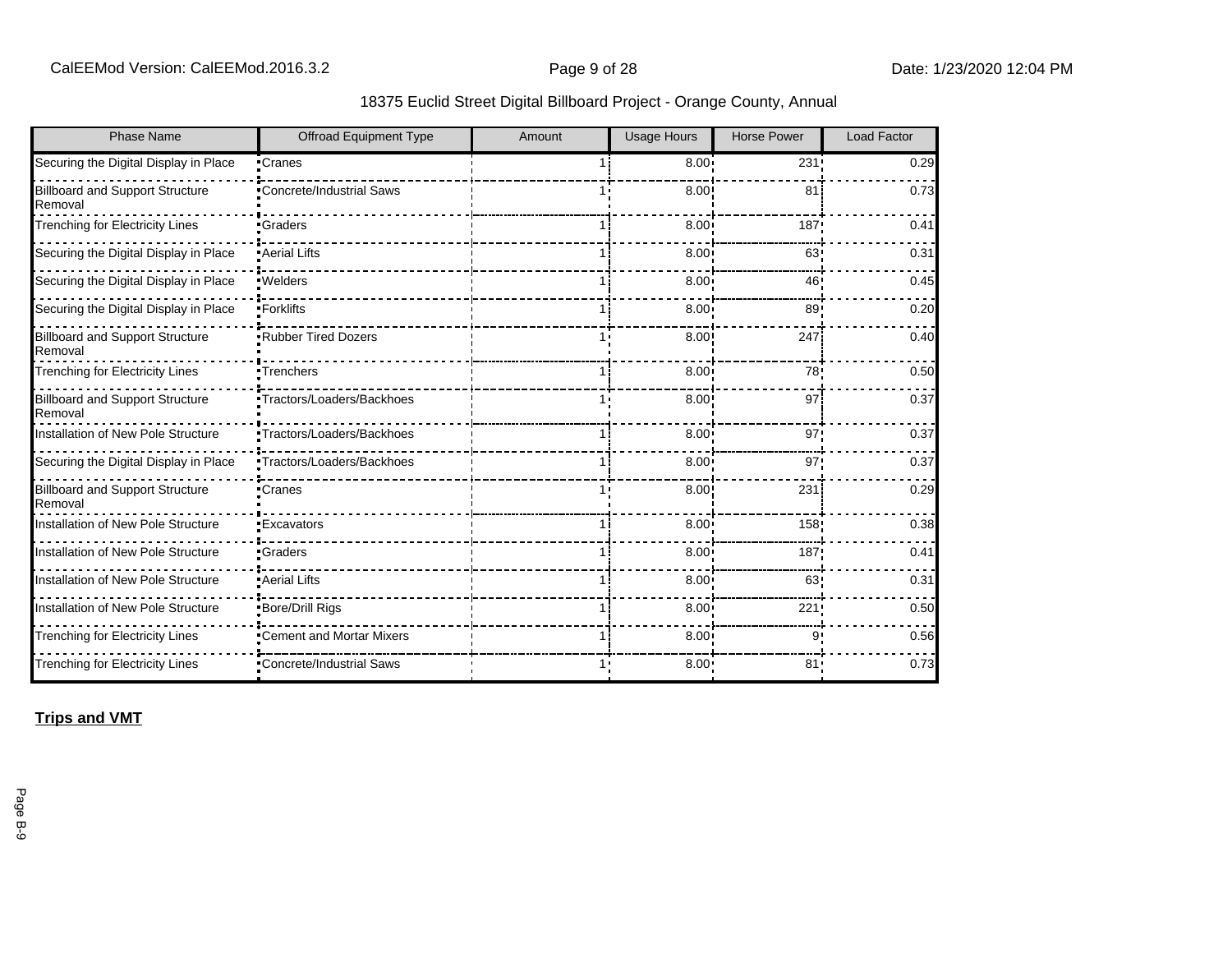18375 Euclid Street Digital Billboard Project - Orange County, Annual

| Phase Name | Offroad Equipment Type | Amount | Usage Hours | Horse Power | Load Factor |
|---|---|---|---|---|---|
| Securing the Digital Display in Place | Cranes | 1 | 8.00 | 231 | 0.29 |
| Billboard and Support Structure Removal | Concrete/Industrial Saws | 1 | 8.00 | 81 | 0.73 |
| Trenching for Electricity Lines | Graders | 1 | 8.00 | 187 | 0.41 |
| Securing the Digital Display in Place | Aerial Lifts | 1 | 8.00 | 63 | 0.31 |
| Securing the Digital Display in Place | Welders | 1 | 8.00 | 46 | 0.45 |
| Securing the Digital Display in Place | Forklifts | 1 | 8.00 | 89 | 0.20 |
| Billboard and Support Structure Removal | Rubber Tired Dozers | 1 | 8.00 | 247 | 0.40 |
| Trenching for Electricity Lines | Trenchers | 1 | 8.00 | 78 | 0.50 |
| Billboard and Support Structure Removal | Tractors/Loaders/Backhoes | 1 | 8.00 | 97 | 0.37 |
| Installation of New Pole Structure | Tractors/Loaders/Backhoes | 1 | 8.00 | 97 | 0.37 |
| Securing the Digital Display in Place | Tractors/Loaders/Backhoes | 1 | 8.00 | 97 | 0.37 |
| Billboard and Support Structure Removal | Cranes | 1 | 8.00 | 231 | 0.29 |
| Installation of New Pole Structure | Excavators | 1 | 8.00 | 158 | 0.38 |
| Installation of New Pole Structure | Graders | 1 | 8.00 | 187 | 0.41 |
| Installation of New Pole Structure | Aerial Lifts | 1 | 8.00 | 63 | 0.31 |
| Installation of New Pole Structure | Bore/Drill Rigs | 1 | 8.00 | 221 | 0.50 |
| Trenching for Electricity Lines | Cement and Mortar Mixers | 1 | 8.00 | 9 | 0.56 |
| Trenching for Electricity Lines | Concrete/Industrial Saws | 1 | 8.00 | 81 | 0.73 |

**Trips and VMT**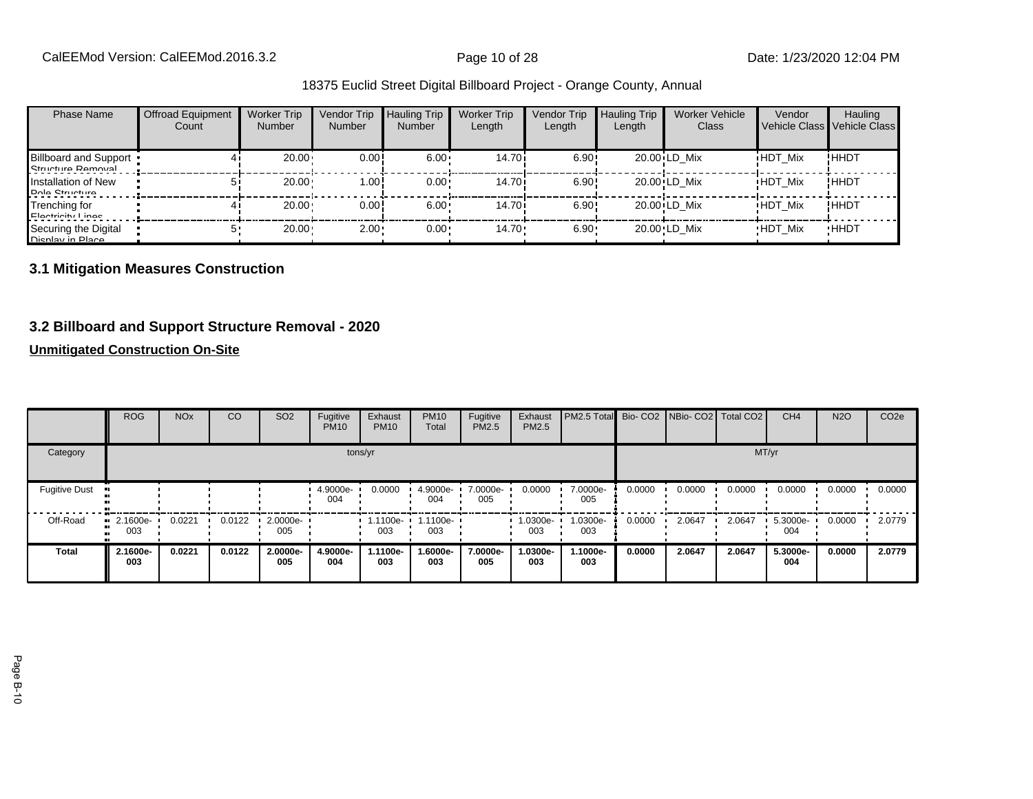| Phase Name | Offroad Equipment Count | Worker Trip Number | Vendor Trip Number | Hauling Trip Number | Worker Trip Length | Vendor Trip Length | Hauling Trip Length | Worker Vehicle Class | Vendor Vehicle Class | Hauling Vehicle Class |
|---|---|---|---|---|---|---|---|---|---|---|
| Billboard and Support Structure Removal | 4 | 20.00 | 0.00 | 6.00 | 14.70 | 6.90 | 20.00 | LD_Mix | HDT_Mix | HHDT |
| Installation of New Pole Structure | 5 | 20.00 | 1.00 | 0.00 | 14.70 | 6.90 | 20.00 | LD_Mix | HDT_Mix | HHDT |
| Trenching for Electricity Lines | 4 | 20.00 | 0.00 | 6.00 | 14.70 | 6.90 | 20.00 | LD_Mix | HDT_Mix | HHDT |
| Securing the Digital Display in Place | 5 | 20.00 | 2.00 | 0.00 | 14.70 | 6.90 | 20.00 | LD_Mix | HDT_Mix | HHDT |

### 3.1 Mitigation Measures Construction

### 3.2 Billboard and Support Structure Removal - 2020

**Unmitigated Construction On-Site**

| | ROG | NOx | CO | SO2 | Fugitive PM10 | Exhaust PM10 | PM10 Total | Fugitive PM2.5 | Exhaust PM2.5 | PM2.5 Total | Bio- CO2 | NBio- CO2 | Total CO2 | CH4 | N2O | CO2e |
|---|---|---|---|---|---|---|---|---|---|---|---|---|---|---|---|---|
| Category | tons/yr | | | | | | | | | | MT/yr | | | | | |
| Fugitive Dust | | | | | 4.9000e-004 | 0.0000 | 4.9000e-004 | 7.0000e-005 | 0.0000 | 7.0000e-005 | 0.0000 | 0.0000 | 0.0000 | 0.0000 | 0.0000 | 0.0000 |
| Off-Road | 2.1600e-003 | 0.0221 | 0.0122 | 2.0000e-005 | | 1.1100e-003 | 1.1100e-003 | | 1.0300e-003 | 1.0300e-003 | 0.0000 | 2.0647 | 2.0647 | 5.3000e-004 | 0.0000 | 2.0779 |
| **Total** | **2.1600e-003** | **0.0221** | **0.0122** | **2.0000e-005** | **4.9000e-004** | **1.1100e-003** | **1.6000e-003** | **7.0000e-005** | **1.0300e-003** | **1.1000e-003** | **0.0000** | **2.0647** | **2.0647** | **5.3000e-004** | **0.0000** | **2.0779** |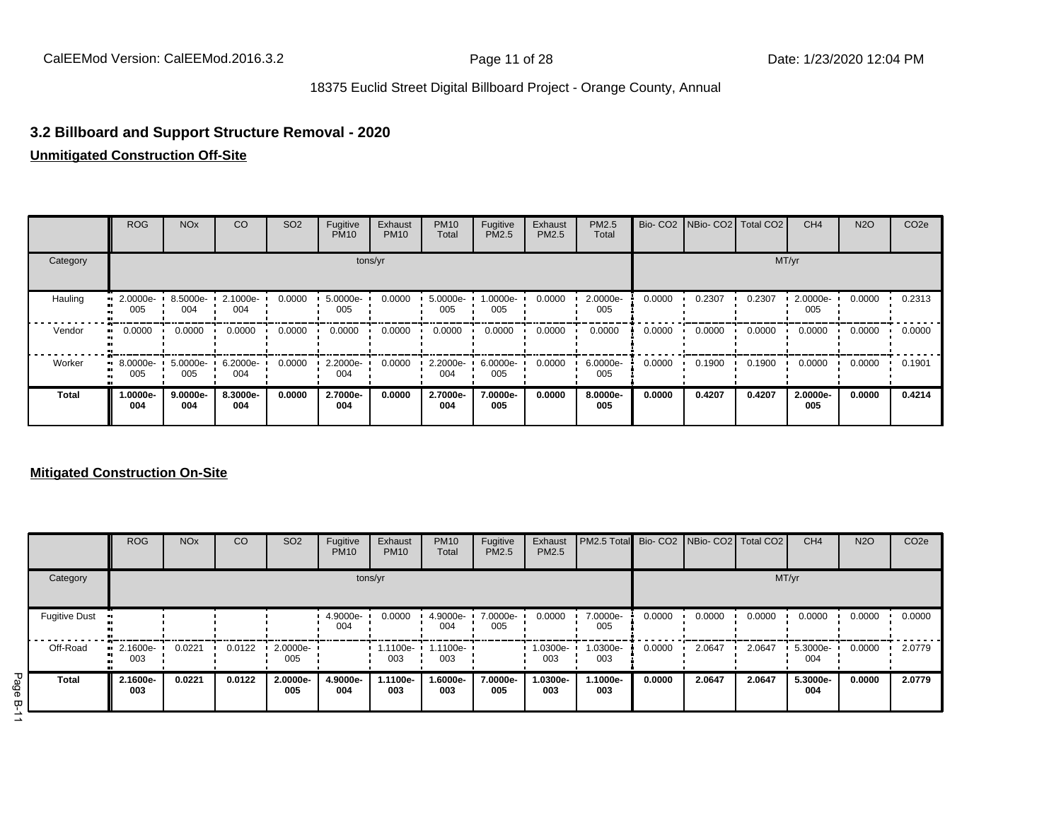### 3.2 Billboard and Support Structure Removal - 2020

**Unmitigated Construction Off-Site**

| | ROG | NOx | CO | SO2 | Fugitive PM10 | Exhaust PM10 | PM10 Total | Fugitive PM2.5 | Exhaust PM2.5 | PM2.5 Total | Bio- CO2 | NBio- CO2 | Total CO2 | CH4 | N2O | CO2e |
|---|---|---|---|---|---|---|---|---|---|---|---|---|---|---|---|---|
| Category | tons/yr | | | | | | | | | | MT/yr | | | | | |
| Hauling | 2.0000e-005 | 8.5000e-004 | 2.1000e-004 | 0.0000 | 5.0000e-005 | 0.0000 | 5.0000e-005 | 1.0000e-005 | 0.0000 | 2.0000e-005 | 0.0000 | 0.2307 | 0.2307 | 2.0000e-005 | 0.0000 | 0.2313 |
| Vendor | 0.0000 | 0.0000 | 0.0000 | 0.0000 | 0.0000 | 0.0000 | 0.0000 | 0.0000 | 0.0000 | 0.0000 | 0.0000 | 0.0000 | 0.0000 | 0.0000 | 0.0000 | 0.0000 |
| Worker | 8.0000e-005 | 5.0000e-005 | 6.2000e-004 | 0.0000 | 2.2000e-004 | 0.0000 | 2.2000e-004 | 6.0000e-005 | 0.0000 | 6.0000e-005 | 0.0000 | 0.1900 | 0.1900 | 0.0000 | 0.0000 | 0.1901 |
| **Total** | **1.0000e-004** | **9.0000e-004** | **8.3000e-004** | **0.0000** | **2.7000e-004** | **0.0000** | **2.7000e-004** | **7.0000e-005** | **0.0000** | **8.0000e-005** | **0.0000** | **0.4207** | **0.4207** | **2.0000e-005** | **0.0000** | **0.4214** |

**Mitigated Construction On-Site**

| | ROG | NOx | CO | SO2 | Fugitive PM10 | Exhaust PM10 | PM10 Total | Fugitive PM2.5 | Exhaust PM2.5 | PM2.5 Total | Bio- CO2 | NBio- CO2 | Total CO2 | CH4 | N2O | CO2e |
|---|---|---|---|---|---|---|---|---|---|---|---|---|---|---|---|---|
| Category | tons/yr | | | | | | | | | | MT/yr | | | | | |
| Fugitive Dust | | | | | 4.9000e-004 | 0.0000 | 4.9000e-004 | 7.0000e-005 | 0.0000 | 7.0000e-005 | 0.0000 | 0.0000 | 0.0000 | 0.0000 | 0.0000 | 0.0000 |
| Off-Road | 2.1600e-003 | 0.0221 | 0.0122 | 2.0000e-005 | | 1.1100e-003 | 1.1100e-003 | | 1.0300e-003 | 1.0300e-003 | 0.0000 | 2.0647 | 2.0647 | 5.3000e-004 | 0.0000 | 2.0779 |
| **Total** | **2.1600e-003** | **0.0221** | **0.0122** | **2.0000e-005** | **4.9000e-004** | **1.1100e-003** | **1.6000e-003** | **7.0000e-005** | **1.0300e-003** | **1.1000e-003** | **0.0000** | **2.0647** | **2.0647** | **5.3000e-004** | **0.0000** | **2.0779** |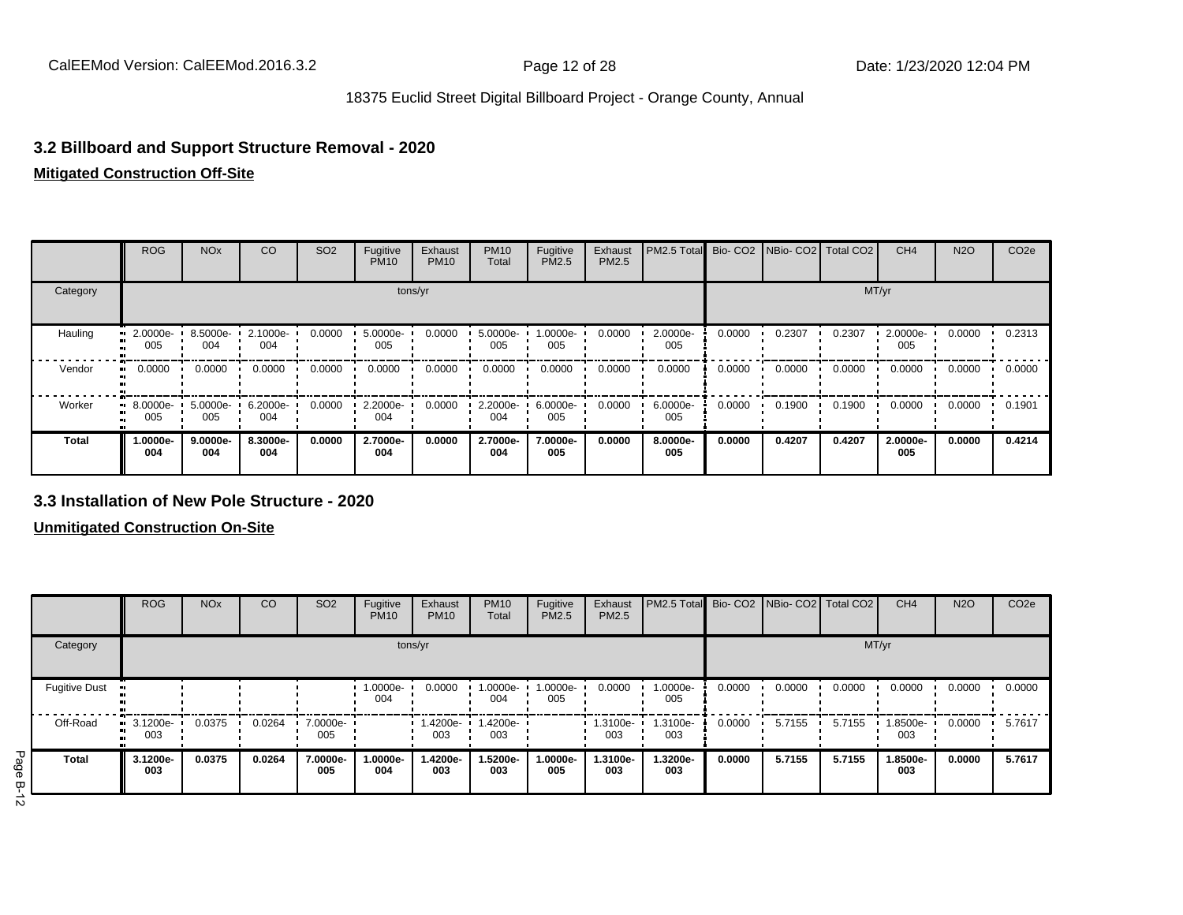## 3.2 Billboard and Support Structure Removal - 2020

**Mitigated Construction Off-Site**

| | ROG | NOx | CO | SO2 | Fugitive PM10 | Exhaust PM10 | PM10 Total | Fugitive PM2.5 | Exhaust PM2.5 | PM2.5 Total | Bio- CO2 | NBio- CO2 | Total CO2 | CH4 | N2O | CO2e |
|---|---|---|---|---|---|---|---|---|---|---|---|---|---|---|---|---|
| Category | | | | | tons/yr | | | | | | | | MT/yr | | | |
| Hauling | 2.0000e-005 | 8.5000e-004 | 2.1000e-004 | 0.0000 | 5.0000e-005 | 0.0000 | 5.0000e-005 | 1.0000e-005 | 0.0000 | 2.0000e-005 | 0.0000 | 0.2307 | 0.2307 | 2.0000e-005 | 0.0000 | 0.2313 |
| Vendor | 0.0000 | 0.0000 | 0.0000 | 0.0000 | 0.0000 | 0.0000 | 0.0000 | 0.0000 | 0.0000 | 0.0000 | 0.0000 | 0.0000 | 0.0000 | 0.0000 | 0.0000 | 0.0000 |
| Worker | 8.0000e-005 | 5.0000e-005 | 6.2000e-004 | 0.0000 | 2.2000e-004 | 0.0000 | 2.2000e-004 | 6.0000e-005 | 0.0000 | 6.0000e-005 | 0.0000 | 0.1900 | 0.1900 | 0.0000 | 0.0000 | 0.1901 |
| **Total** | **1.0000e-004** | **9.0000e-004** | **8.3000e-004** | **0.0000** | **2.7000e-004** | **0.0000** | **2.7000e-004** | **7.0000e-005** | **0.0000** | **8.0000e-005** | **0.0000** | **0.4207** | **0.4207** | **2.0000e-005** | **0.0000** | **0.4214** |

## 3.3 Installation of New Pole Structure - 2020

**Unmitigated Construction On-Site**

| | ROG | NOx | CO | SO2 | Fugitive PM10 | Exhaust PM10 | PM10 Total | Fugitive PM2.5 | Exhaust PM2.5 | PM2.5 Total | Bio- CO2 | NBio- CO2 | Total CO2 | CH4 | N2O | CO2e |
|---|---|---|---|---|---|---|---|---|---|---|---|---|---|---|---|---|
| Category | | | | | tons/yr | | | | | | | | MT/yr | | | |
| Fugitive Dust | | | | | 1.0000e-004 | 0.0000 | 1.0000e-004 | 1.0000e-005 | 0.0000 | 1.0000e-005 | 0.0000 | 0.0000 | 0.0000 | 0.0000 | 0.0000 | 0.0000 |
| Off-Road | 3.1200e-003 | 0.0375 | 0.0264 | 7.0000e-005 | | 1.4200e-003 | 1.4200e-003 | | 1.3100e-003 | 1.3100e-003 | 0.0000 | 5.7155 | 5.7155 | 1.8500e-003 | 0.0000 | 5.7617 |
| **Total** | **3.1200e-003** | **0.0375** | **0.0264** | **7.0000e-005** | **1.0000e-004** | **1.4200e-003** | **1.5200e-003** | **1.0000e-005** | **1.3100e-003** | **1.3200e-003** | **0.0000** | **5.7155** | **5.7155** | **1.8500e-003** | **0.0000** | **5.7617** |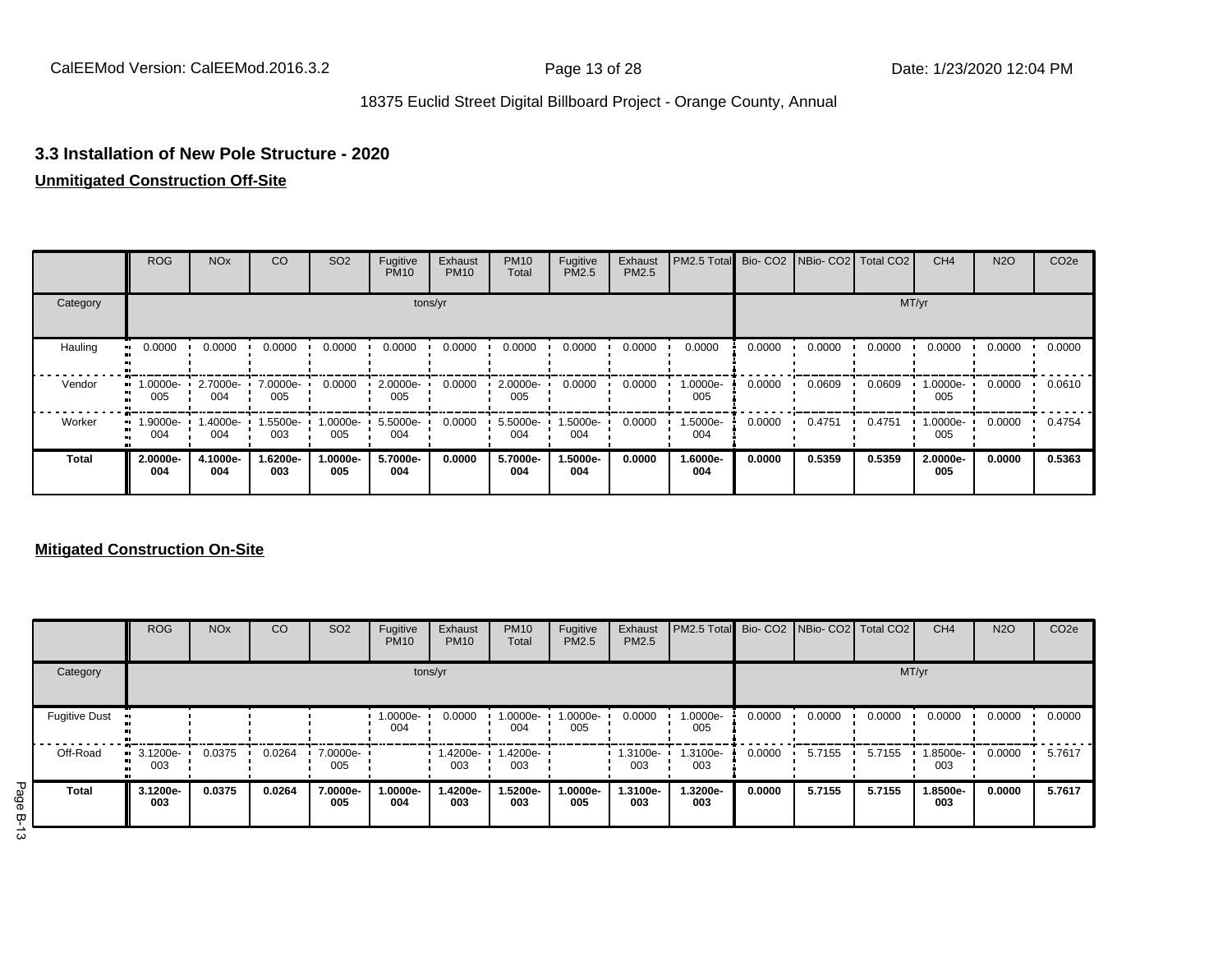## 3.3 Installation of New Pole Structure - 2020

**Unmitigated Construction Off-Site**

| | ROG | NOx | CO | SO2 | Fugitive PM10 | Exhaust PM10 | PM10 Total | Fugitive PM2.5 | Exhaust PM2.5 | PM2.5 Total | Bio- CO2 | NBio- CO2 | Total CO2 | CH4 | N2O | CO2e |
|---|---|---|---|---|---|---|---|---|---|---|---|---|---|---|---|---|
| Category | tons/yr | | | | | | | | | | MT/yr | | | | | |
| Hauling | 0.0000 | 0.0000 | 0.0000 | 0.0000 | 0.0000 | 0.0000 | 0.0000 | 0.0000 | 0.0000 | 0.0000 | 0.0000 | 0.0000 | 0.0000 | 0.0000 | 0.0000 | 0.0000 |
| Vendor | 1.0000e-005 | 2.7000e-004 | 7.0000e-005 | 0.0000 | 2.0000e-005 | 0.0000 | 2.0000e-005 | 0.0000 | 0.0000 | 1.0000e-005 | 0.0000 | 0.0609 | 0.0609 | 1.0000e-005 | 0.0000 | 0.0610 |
| Worker | 1.9000e-004 | 1.4000e-004 | 1.5500e-003 | 1.0000e-005 | 5.5000e-004 | 0.0000 | 5.5000e-004 | 1.5000e-004 | 0.0000 | 1.5000e-004 | 0.0000 | 0.4751 | 0.4751 | 1.0000e-005 | 0.0000 | 0.4754 |
| **Total** | **2.0000e-004** | **4.1000e-004** | **1.6200e-003** | **1.0000e-005** | **5.7000e-004** | **0.0000** | **5.7000e-004** | **1.5000e-004** | **0.0000** | **1.6000e-004** | **0.0000** | **0.5359** | **0.5359** | **2.0000e-005** | **0.0000** | **0.5363** |

**Mitigated Construction On-Site**

| | ROG | NOx | CO | SO2 | Fugitive PM10 | Exhaust PM10 | PM10 Total | Fugitive PM2.5 | Exhaust PM2.5 | PM2.5 Total | Bio- CO2 | NBio- CO2 | Total CO2 | CH4 | N2O | CO2e |
|---|---|---|---|---|---|---|---|---|---|---|---|---|---|---|---|---|
| Category | tons/yr | | | | | | | | | | MT/yr | | | | | |
| Fugitive Dust | | | | | 1.0000e-004 | 0.0000 | 1.0000e-004 | 1.0000e-005 | 0.0000 | 1.0000e-005 | 0.0000 | 0.0000 | 0.0000 | 0.0000 | 0.0000 | 0.0000 |
| Off-Road | 3.1200e-003 | 0.0375 | 0.0264 | 7.0000e-005 | | 1.4200e-003 | 1.4200e-003 | | 1.3100e-003 | 1.3100e-003 | 0.0000 | 5.7155 | 5.7155 | 1.8500e-003 | 0.0000 | 5.7617 |
| **Total** | **3.1200e-003** | **0.0375** | **0.0264** | **7.0000e-005** | **1.0000e-004** | **1.4200e-003** | **1.5200e-003** | **1.0000e-005** | **1.3100e-003** | **1.3200e-003** | **0.0000** | **5.7155** | **5.7155** | **1.8500e-003** | **0.0000** | **5.7617** |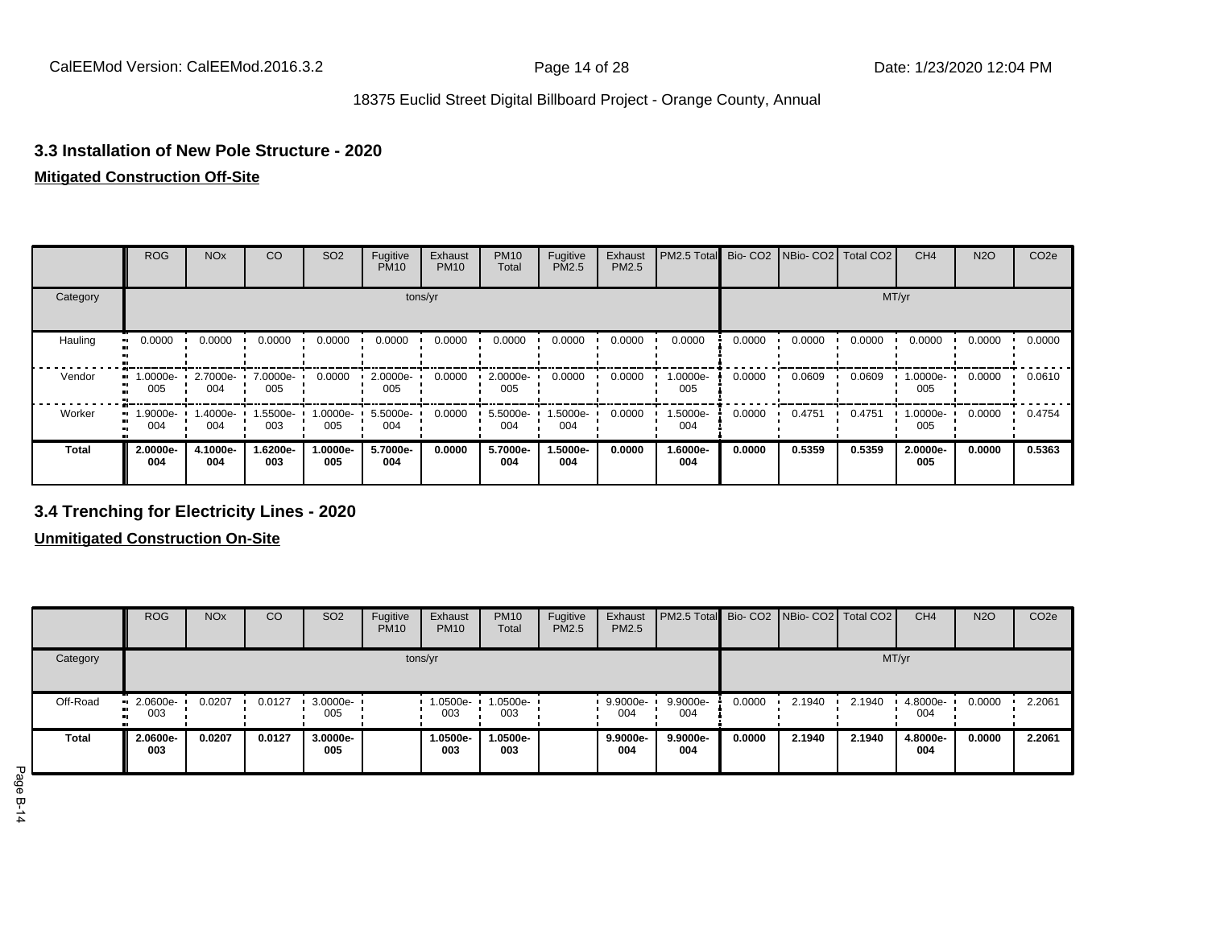### 3.3 Installation of New Pole Structure - 2020

**Mitigated Construction Off-Site**

| | ROG | NOx | CO | SO2 | Fugitive PM10 | Exhaust PM10 | PM10 Total | Fugitive PM2.5 | Exhaust PM2.5 | PM2.5 Total | Bio- CO2 | NBio- CO2 | Total CO2 | CH4 | N2O | CO2e |
|---|---|---|---|---|---|---|---|---|---|---|---|---|---|---|---|---|
| Category | tons/yr | | | | | | | | | | MT/yr | | | | | |
| Hauling | 0.0000 | 0.0000 | 0.0000 | 0.0000 | 0.0000 | 0.0000 | 0.0000 | 0.0000 | 0.0000 | 0.0000 | 0.0000 | 0.0000 | 0.0000 | 0.0000 | 0.0000 | 0.0000 |
| Vendor | 1.0000e-005 | 2.7000e-004 | 7.0000e-005 | 0.0000 | 2.0000e-005 | 0.0000 | 2.0000e-005 | 0.0000 | 0.0000 | 1.0000e-005 | 0.0000 | 0.0609 | 0.0609 | 1.0000e-005 | 0.0000 | 0.0610 |
| Worker | 1.9000e-004 | 1.4000e-004 | 1.5500e-003 | 1.0000e-005 | 5.5000e-004 | 0.0000 | 5.5000e-004 | 1.5000e-004 | 0.0000 | 1.5000e-004 | 0.0000 | 0.4751 | 0.4751 | 1.0000e-005 | 0.0000 | 0.4754 |
| **Total** | **2.0000e-004** | **4.1000e-004** | **1.6200e-003** | **1.0000e-005** | **5.7000e-004** | **0.0000** | **5.7000e-004** | **1.5000e-004** | **0.0000** | **1.6000e-004** | **0.0000** | **0.5359** | **0.5359** | **2.0000e-005** | **0.0000** | **0.5363** |

### 3.4 Trenching for Electricity Lines - 2020

**Unmitigated Construction On-Site**

| | ROG | NOx | CO | SO2 | Fugitive PM10 | Exhaust PM10 | PM10 Total | Fugitive PM2.5 | Exhaust PM2.5 | PM2.5 Total | Bio- CO2 | NBio- CO2 | Total CO2 | CH4 | N2O | CO2e |
|---|---|---|---|---|---|---|---|---|---|---|---|---|---|---|---|---|
| Category | tons/yr | | | | | | | | | | MT/yr | | | | | |
| Off-Road | 2.0600e-003 | 0.0207 | 0.0127 | 3.0000e-005 | | 1.0500e-003 | 1.0500e-003 | | 9.9000e-004 | 9.9000e-004 | 0.0000 | 2.1940 | 2.1940 | 4.8000e-004 | 0.0000 | 2.2061 |
| **Total** | **2.0600e-003** | **0.0207** | **0.0127** | **3.0000e-005** | | **1.0500e-003** | **1.0500e-003** | | **9.9000e-004** | **9.9000e-004** | **0.0000** | **2.1940** | **2.1940** | **4.8000e-004** | **0.0000** | **2.2061** |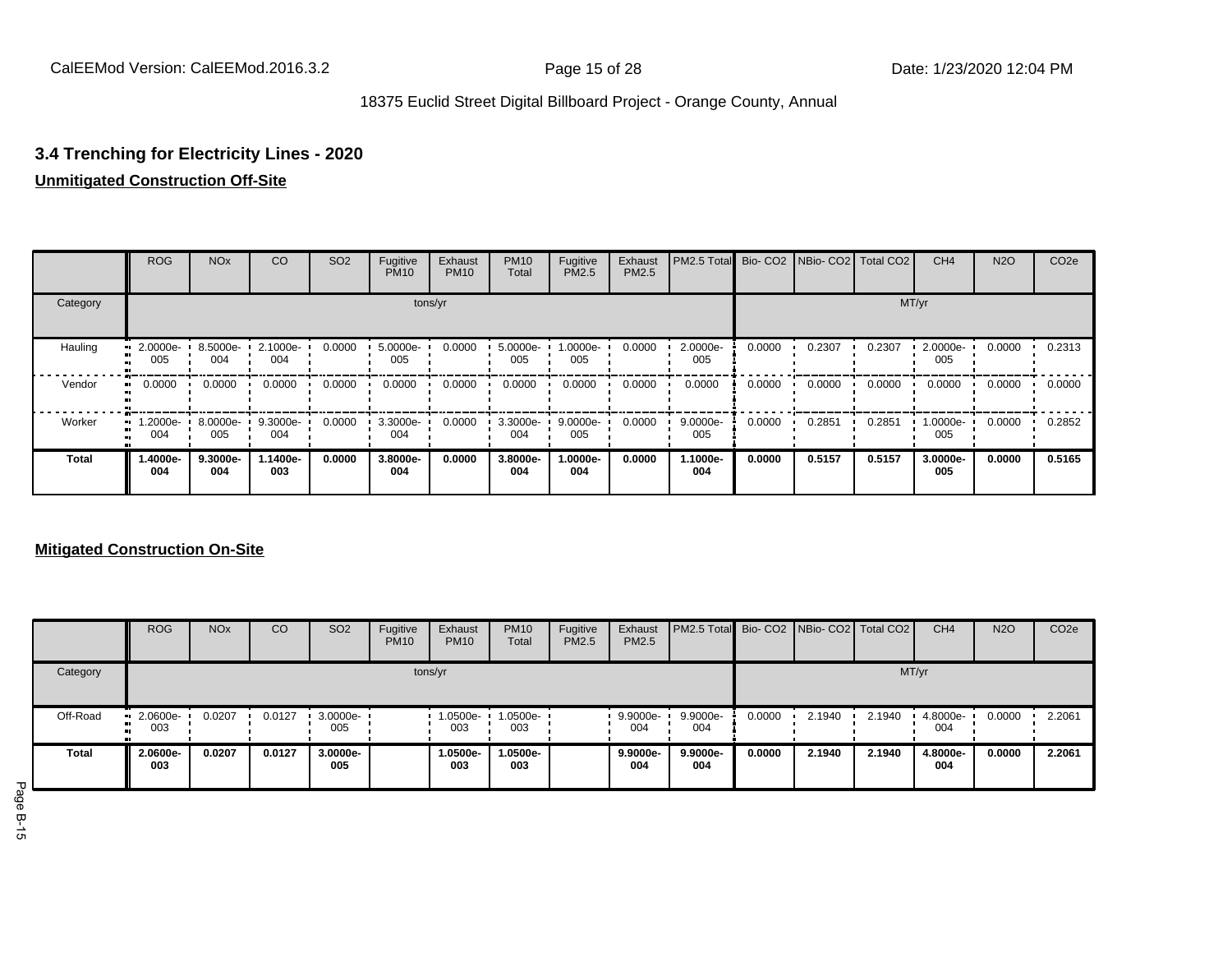### 3.4 Trenching for Electricity Lines - 2020

**Unmitigated Construction Off-Site**

| | ROG | NOx | CO | SO2 | Fugitive PM10 | Exhaust PM10 | PM10 Total | Fugitive PM2.5 | Exhaust PM2.5 | PM2.5 Total | Bio- CO2 | NBio- CO2 | Total CO2 | CH4 | N2O | CO2e |
|---|---|---|---|---|---|---|---|---|---|---|---|---|---|---|---|---|
| Category | tons/yr | | | | | | | | | | MT/yr | | | | | |
| Hauling | 2.0000e-005 | 8.5000e-004 | 2.1000e-004 | 0.0000 | 5.0000e-005 | 0.0000 | 5.0000e-005 | 1.0000e-005 | 0.0000 | 2.0000e-005 | 0.0000 | 0.2307 | 0.2307 | 2.0000e-005 | 0.0000 | 0.2313 |
| Vendor | 0.0000 | 0.0000 | 0.0000 | 0.0000 | 0.0000 | 0.0000 | 0.0000 | 0.0000 | 0.0000 | 0.0000 | 0.0000 | 0.0000 | 0.0000 | 0.0000 | 0.0000 | 0.0000 |
| Worker | 1.2000e-004 | 8.0000e-005 | 9.3000e-004 | 0.0000 | 3.3000e-004 | 0.0000 | 3.3000e-004 | 9.0000e-005 | 0.0000 | 9.0000e-005 | 0.0000 | 0.2851 | 0.2851 | 1.0000e-005 | 0.0000 | 0.2852 |
| **Total** | **1.4000e-004** | **9.3000e-004** | **1.1400e-003** | **0.0000** | **3.8000e-004** | **0.0000** | **3.8000e-004** | **1.0000e-004** | **0.0000** | **1.1000e-004** | **0.0000** | **0.5157** | **0.5157** | **3.0000e-005** | **0.0000** | **0.5165** |

**Mitigated Construction On-Site**

| | ROG | NOx | CO | SO2 | Fugitive PM10 | Exhaust PM10 | PM10 Total | Fugitive PM2.5 | Exhaust PM2.5 | PM2.5 Total | Bio- CO2 | NBio- CO2 | Total CO2 | CH4 | N2O | CO2e |
|---|---|---|---|---|---|---|---|---|---|---|---|---|---|---|---|---|
| Category | tons/yr | | | | | | | | | | MT/yr | | | | | |
| Off-Road | 2.0600e-003 | 0.0207 | 0.0127 | 3.0000e-005 | | 1.0500e-003 | 1.0500e-003 | | 9.9000e-004 | 9.9000e-004 | 0.0000 | 2.1940 | 2.1940 | 4.8000e-004 | 0.0000 | 2.2061 |
| **Total** | **2.0600e-003** | **0.0207** | **0.0127** | **3.0000e-005** | | **1.0500e-003** | **1.0500e-003** | | **9.9000e-004** | **9.9000e-004** | **0.0000** | **2.1940** | **2.1940** | **4.8000e-004** | **0.0000** | **2.2061** |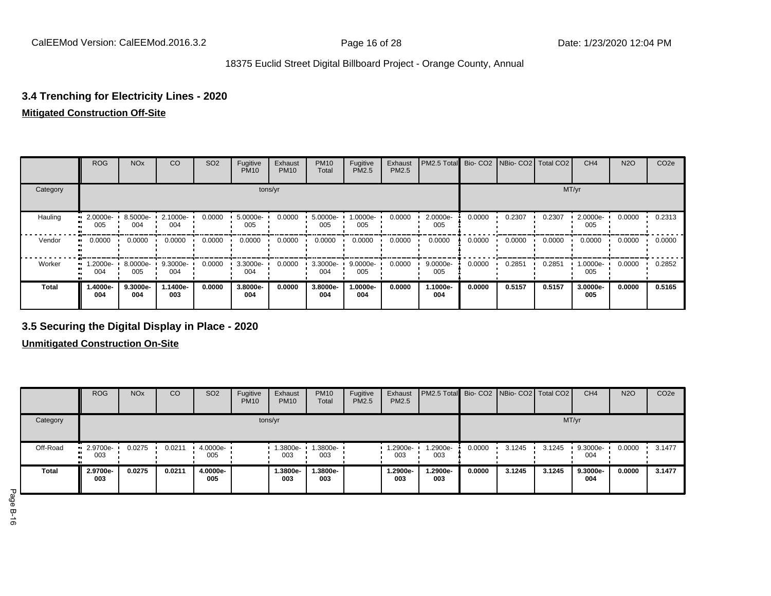## 3.4 Trenching for Electricity Lines - 2020

**Mitigated Construction Off-Site**

| | ROG | NOx | CO | SO2 | Fugitive PM10 | Exhaust PM10 | PM10 Total | Fugitive PM2.5 | Exhaust PM2.5 | PM2.5 Total | Bio- CO2 | NBio- CO2 | Total CO2 | CH4 | N2O | CO2e |
|---|---|---|---|---|---|---|---|---|---|---|---|---|---|---|---|---|
| Category | tons/yr | | | | | | | | | | MT/yr | | | | | |
| Hauling | 2.0000e-005 | 8.5000e-004 | 2.1000e-004 | 0.0000 | 5.0000e-005 | 0.0000 | 5.0000e-005 | 1.0000e-005 | 0.0000 | 2.0000e-005 | 0.0000 | 0.2307 | 0.2307 | 2.0000e-005 | 0.0000 | 0.2313 |
| Vendor | 0.0000 | 0.0000 | 0.0000 | 0.0000 | 0.0000 | 0.0000 | 0.0000 | 0.0000 | 0.0000 | 0.0000 | 0.0000 | 0.0000 | 0.0000 | 0.0000 | 0.0000 | 0.0000 |
| Worker | 1.2000e-004 | 8.0000e-005 | 9.3000e-004 | 0.0000 | 3.3000e-004 | 0.0000 | 3.3000e-004 | 9.0000e-005 | 0.0000 | 9.0000e-005 | 0.0000 | 0.2851 | 0.2851 | 1.0000e-005 | 0.0000 | 0.2852 |
| **Total** | **1.4000e-004** | **9.3000e-004** | **1.1400e-003** | **0.0000** | **3.8000e-004** | **0.0000** | **3.8000e-004** | **1.0000e-004** | **0.0000** | **1.1000e-004** | **0.0000** | **0.5157** | **0.5157** | **3.0000e-005** | **0.0000** | **0.5165** |

## 3.5 Securing the Digital Display in Place - 2020

**Unmitigated Construction On-Site**

| | ROG | NOx | CO | SO2 | Fugitive PM10 | Exhaust PM10 | PM10 Total | Fugitive PM2.5 | Exhaust PM2.5 | PM2.5 Total | Bio- CO2 | NBio- CO2 | Total CO2 | CH4 | N2O | CO2e |
|---|---|---|---|---|---|---|---|---|---|---|---|---|---|---|---|---|
| Category | tons/yr | | | | | | | | | | MT/yr | | | | | |
| Off-Road | 2.9700e-003 | 0.0275 | 0.0211 | 4.0000e-005 | | 1.3800e-003 | 1.3800e-003 | | 1.2900e-003 | 1.2900e-003 | 0.0000 | 3.1245 | 3.1245 | 9.3000e-004 | 0.0000 | 3.1477 |
| **Total** | **2.9700e-003** | **0.0275** | **0.0211** | **4.0000e-005** | | **1.3800e-003** | **1.3800e-003** | | **1.2900e-003** | **1.2900e-003** | **0.0000** | **3.1245** | **3.1245** | **9.3000e-004** | **0.0000** | **3.1477** |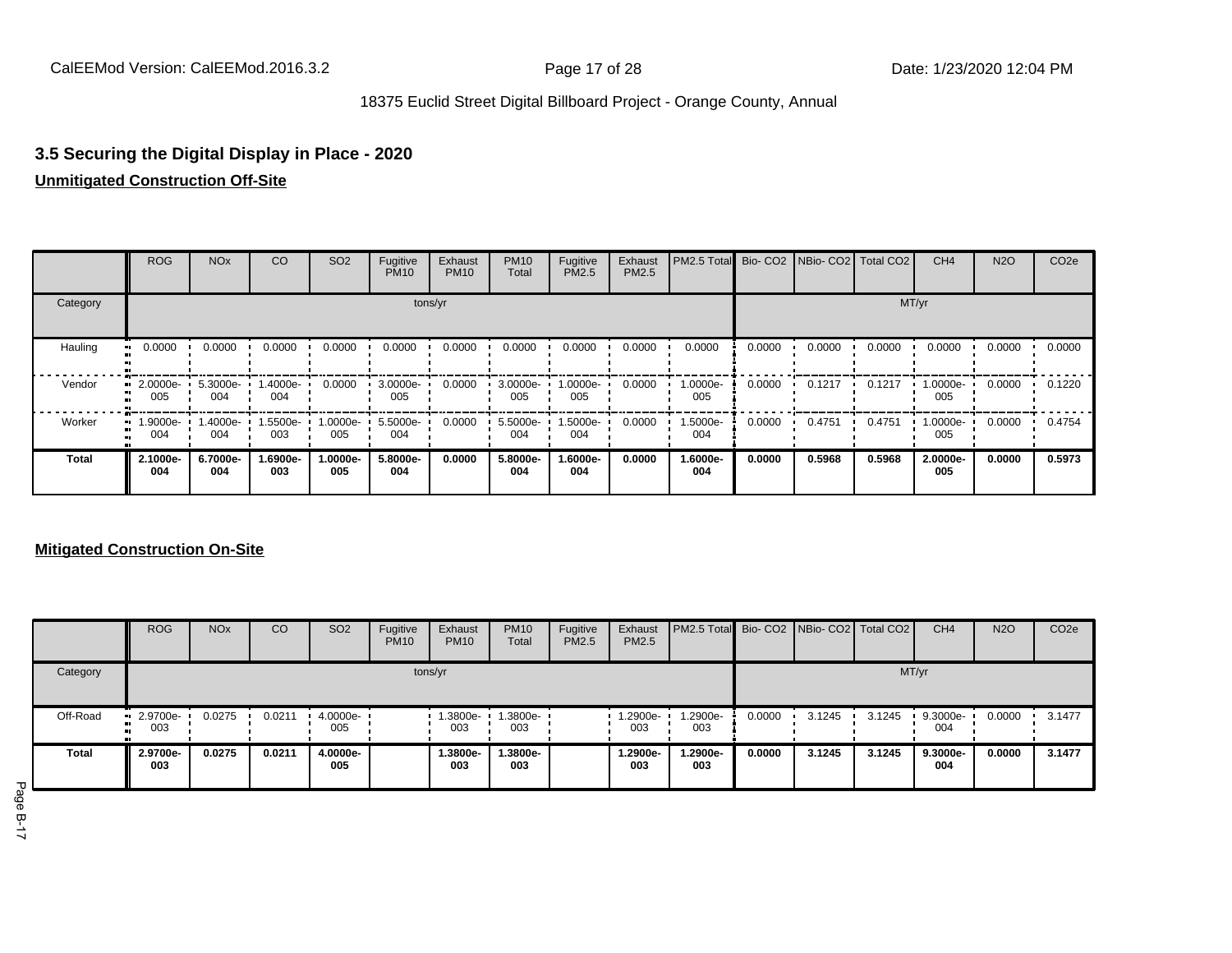## 3.5 Securing the Digital Display in Place - 2020

**Unmitigated Construction Off-Site**

| | ROG | NOx | CO | SO2 | Fugitive PM10 | Exhaust PM10 | PM10 Total | Fugitive PM2.5 | Exhaust PM2.5 | PM2.5 Total | Bio- CO2 | NBio- CO2 | Total CO2 | CH4 | N2O | CO2e |
|---|---|---|---|---|---|---|---|---|---|---|---|---|---|---|---|---|
| Category | tons/yr | | | | | | | | | | MT/yr | | | | | |
| Hauling | 0.0000 | 0.0000 | 0.0000 | 0.0000 | 0.0000 | 0.0000 | 0.0000 | 0.0000 | 0.0000 | 0.0000 | 0.0000 | 0.0000 | 0.0000 | 0.0000 | 0.0000 | 0.0000 |
| Vendor | 2.0000e-005 | 5.3000e-004 | 1.4000e-004 | 0.0000 | 3.0000e-005 | 0.0000 | 3.0000e-005 | 1.0000e-005 | 0.0000 | 1.0000e-005 | 0.0000 | 0.1217 | 0.1217 | 1.0000e-005 | 0.0000 | 0.1220 |
| Worker | 1.9000e-004 | 1.4000e-004 | 1.5500e-003 | 1.0000e-005 | 5.5000e-004 | 0.0000 | 5.5000e-004 | 1.5000e-004 | 0.0000 | 1.5000e-004 | 0.0000 | 0.4751 | 0.4751 | 1.0000e-005 | 0.0000 | 0.4754 |
| **Total** | **2.1000e-004** | **6.7000e-004** | **1.6900e-003** | **1.0000e-005** | **5.8000e-004** | **0.0000** | **5.8000e-004** | **1.6000e-004** | **0.0000** | **1.6000e-004** | **0.0000** | **0.5968** | **0.5968** | **2.0000e-005** | **0.0000** | **0.5973** |

**Mitigated Construction On-Site**

| | ROG | NOx | CO | SO2 | Fugitive PM10 | Exhaust PM10 | PM10 Total | Fugitive PM2.5 | Exhaust PM2.5 | PM2.5 Total | Bio- CO2 | NBio- CO2 | Total CO2 | CH4 | N2O | CO2e |
|---|---|---|---|---|---|---|---|---|---|---|---|---|---|---|---|---|
| Category | tons/yr | | | | | | | | | | MT/yr | | | | | |
| Off-Road | 2.9700e-003 | 0.0275 | 0.0211 | 4.0000e-005 | | 1.3800e-003 | 1.3800e-003 | | 1.2900e-003 | 1.2900e-003 | 0.0000 | 3.1245 | 3.1245 | 9.3000e-004 | 0.0000 | 3.1477 |
| **Total** | **2.9700e-003** | **0.0275** | **0.0211** | **4.0000e-005** | | **1.3800e-003** | **1.3800e-003** | | **1.2900e-003** | **1.2900e-003** | **0.0000** | **3.1245** | **3.1245** | **9.3000e-004** | **0.0000** | **3.1477** |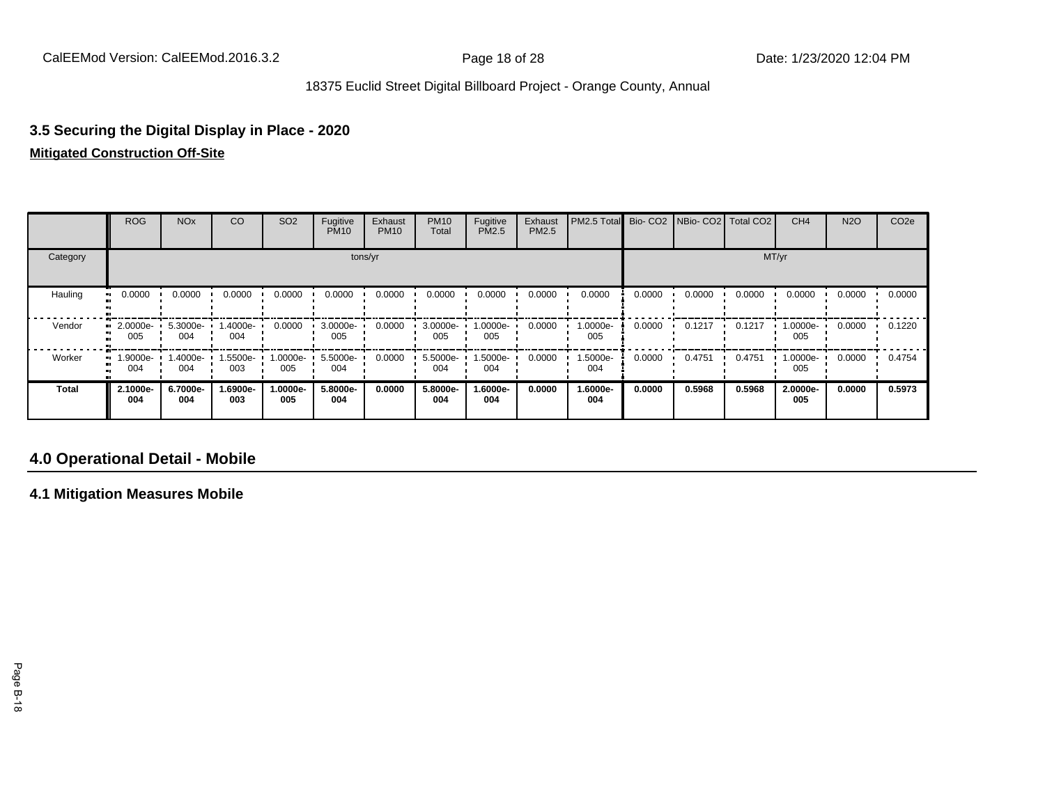### 3.5 Securing the Digital Display in Place - 2020

**Mitigated Construction Off-Site**

| | ROG | NOx | CO | SO2 | Fugitive PM10 | Exhaust PM10 | PM10 Total | Fugitive PM2.5 | Exhaust PM2.5 | PM2.5 Total | Bio- CO2 | NBio- CO2 | Total CO2 | CH4 | N2O | CO2e |
|---|---|---|---|---|---|---|---|---|---|---|---|---|---|---|---|---|
| Category | tons/yr | | | | | | | | | | MT/yr | | | | | |
| Hauling | 0.0000 | 0.0000 | 0.0000 | 0.0000 | 0.0000 | 0.0000 | 0.0000 | 0.0000 | 0.0000 | 0.0000 | 0.0000 | 0.0000 | 0.0000 | 0.0000 | 0.0000 | 0.0000 |
| Vendor | 2.0000e-005 | 5.3000e-004 | 1.4000e-004 | 0.0000 | 3.0000e-005 | 0.0000 | 3.0000e-005 | 1.0000e-005 | 0.0000 | 1.0000e-005 | 0.0000 | 0.1217 | 0.1217 | 1.0000e-005 | 0.0000 | 0.1220 |
| Worker | 1.9000e-004 | 1.4000e-004 | 1.5500e-003 | 1.0000e-005 | 5.5000e-004 | 0.0000 | 5.5000e-004 | 1.5000e-004 | 0.0000 | 1.5000e-004 | 0.0000 | 0.4751 | 0.4751 | 1.0000e-005 | 0.0000 | 0.4754 |
| **Total** | **2.1000e-004** | **6.7000e-004** | **1.6900e-003** | **1.0000e-005** | **5.8000e-004** | **0.0000** | **5.8000e-004** | **1.6000e-004** | **0.0000** | **1.6000e-004** | **0.0000** | **0.5968** | **0.5968** | **2.0000e-005** | **0.0000** | **0.5973** |

## 4.0 Operational Detail - Mobile

### 4.1 Mitigation Measures Mobile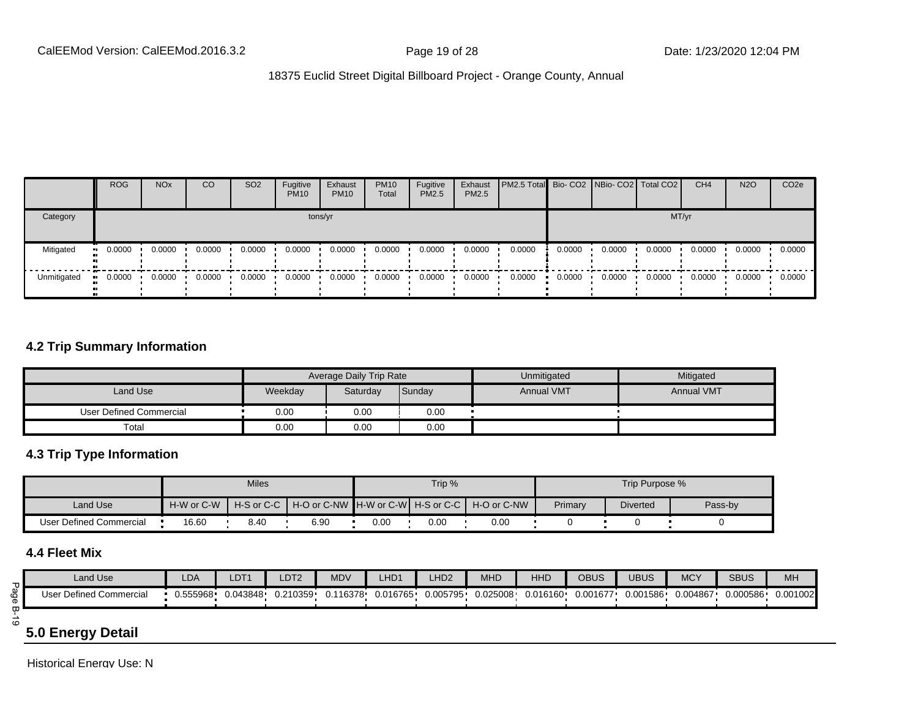| | ROG | NOx | CO | SO2 | Fugitive PM10 | Exhaust PM10 | PM10 Total | Fugitive PM2.5 | Exhaust PM2.5 | PM2.5 Total | Bio- CO2 | NBio- CO2 | Total CO2 | CH4 | N2O | CO2e |
|---|---|---|---|---|---|---|---|---|---|---|---|---|---|---|---|---|
| Category | tons/yr | | | | | | | | | | MT/yr | | | | | |
| Mitigated | 0.0000 | 0.0000 | 0.0000 | 0.0000 | 0.0000 | 0.0000 | 0.0000 | 0.0000 | 0.0000 | 0.0000 | 0.0000 | 0.0000 | 0.0000 | 0.0000 | 0.0000 | 0.0000 |
| Unmitigated | 0.0000 | 0.0000 | 0.0000 | 0.0000 | 0.0000 | 0.0000 | 0.0000 | 0.0000 | 0.0000 | 0.0000 | 0.0000 | 0.0000 | 0.0000 | 0.0000 | 0.0000 | 0.0000 |

### 4.2 Trip Summary Information

| | Average Daily Trip Rate | | | Unmitigated | Mitigated |
|---|---|---|---|---|---|
| Land Use | Weekday | Saturday | Sunday | Annual VMT | Annual VMT |
| User Defined Commercial | 0.00 | 0.00 | 0.00 | | |
| Total | 0.00 | 0.00 | 0.00 | | |

### 4.3 Trip Type Information

| | Miles | | | Trip % | | | Trip Purpose % | | |
|---|---|---|---|---|---|---|---|---|---|
| Land Use | H-W or C-W | H-S or C-C | H-O or C-NW | H-W or C-W | H-S or C-C | H-O or C-NW | Primary | Diverted | Pass-by |
| User Defined Commercial | 16.60 | 8.40 | 6.90 | 0.00 | 0.00 | 0.00 | 0 | 0 | 0 |

### 4.4 Fleet Mix

| Land Use | LDA | LDT1 | LDT2 | MDV | LHD1 | LHD2 | MHD | HHD | OBUS | UBUS | MCY | SBUS | MH |
|---|---|---|---|---|---|---|---|---|---|---|---|---|---|
| User Defined Commercial | 0.555968 | 0.043848 | 0.210359 | 0.116378 | 0.016765 | 0.005795 | 0.025008 | 0.016160 | 0.001677 | 0.001586 | 0.004867 | 0.000586 | 0.001002 |

## 5.0 Energy Detail

Historical Energy Use: N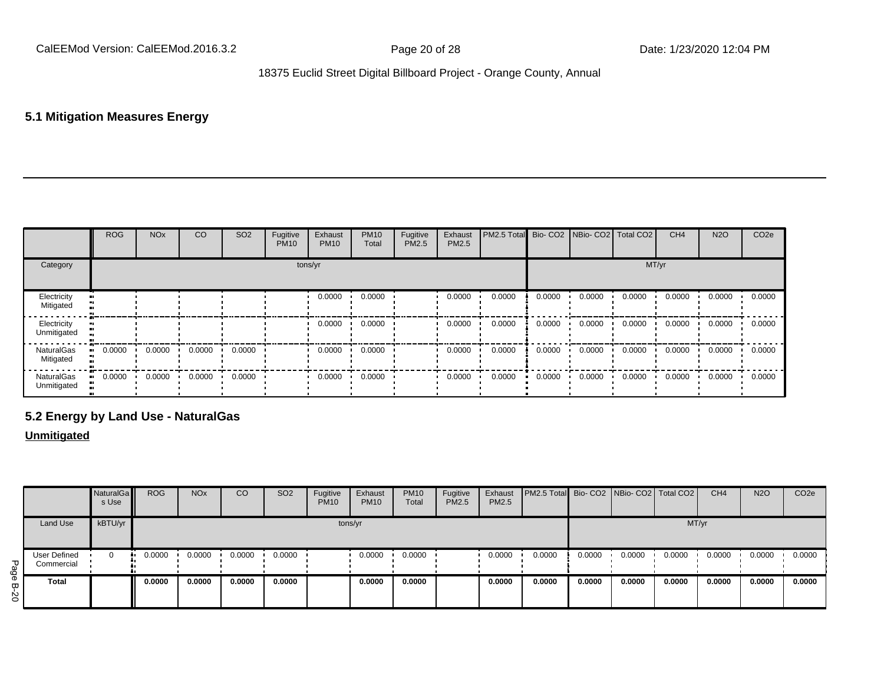## 5.1 Mitigation Measures Energy

| | ROG | NOx | CO | SO2 | Fugitive PM10 | Exhaust PM10 | PM10 Total | Fugitive PM2.5 | Exhaust PM2.5 | PM2.5 Total | Bio- CO2 | NBio- CO2 | Total CO2 | CH4 | N2O | CO2e |
|---|---|---|---|---|---|---|---|---|---|---|---|---|---|---|---|---|
| Category | tons/yr | | | | | | | | | | MT/yr | | | | | |
| Electricity Mitigated | | | | | | 0.0000 | 0.0000 | | 0.0000 | 0.0000 | 0.0000 | 0.0000 | 0.0000 | 0.0000 | 0.0000 | 0.0000 |
| Electricity Unmitigated | | | | | | 0.0000 | 0.0000 | | 0.0000 | 0.0000 | 0.0000 | 0.0000 | 0.0000 | 0.0000 | 0.0000 | 0.0000 |
| NaturalGas Mitigated | 0.0000 | 0.0000 | 0.0000 | 0.0000 | | 0.0000 | 0.0000 | | 0.0000 | 0.0000 | 0.0000 | 0.0000 | 0.0000 | 0.0000 | 0.0000 | 0.0000 |
| NaturalGas Unmitigated | 0.0000 | 0.0000 | 0.0000 | 0.0000 | | 0.0000 | 0.0000 | | 0.0000 | 0.0000 | 0.0000 | 0.0000 | 0.0000 | 0.0000 | 0.0000 | 0.0000 |

## 5.2 Energy by Land Use - NaturalGas

**Unmitigated**

| | NaturalGas Use | ROG | NOx | CO | SO2 | Fugitive PM10 | Exhaust PM10 | PM10 Total | Fugitive PM2.5 | Exhaust PM2.5 | PM2.5 Total | Bio- CO2 | NBio- CO2 | Total CO2 | CH4 | N2O | CO2e |
|---|---|---|---|---|---|---|---|---|---|---|---|---|---|---|---|---|---|
| Land Use | kBTU/yr | tons/yr | | | | | | | | | | MT/yr | | | | | |
| User Defined Commercial | 0 | 0.0000 | 0.0000 | 0.0000 | 0.0000 | | 0.0000 | 0.0000 | | 0.0000 | 0.0000 | 0.0000 | 0.0000 | 0.0000 | 0.0000 | 0.0000 | 0.0000 |
| **Total** | | **0.0000** | **0.0000** | **0.0000** | **0.0000** | | **0.0000** | **0.0000** | | **0.0000** | **0.0000** | **0.0000** | **0.0000** | **0.0000** | **0.0000** | **0.0000** | **0.0000** |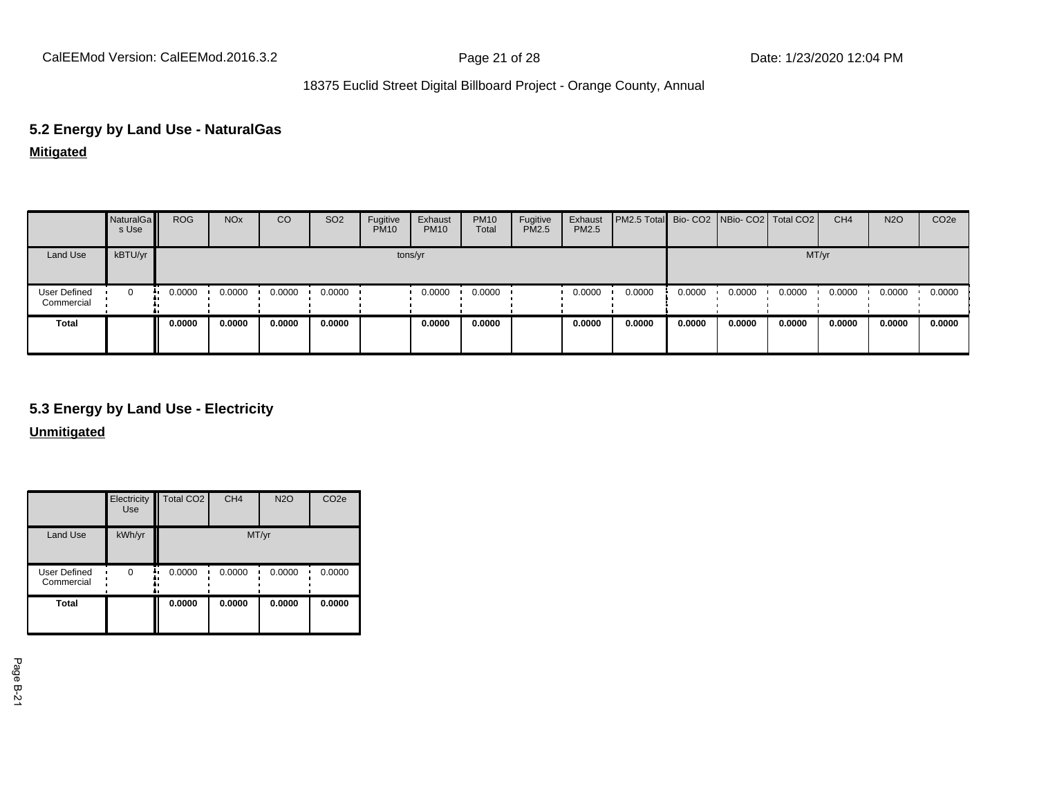## 5.2 Energy by Land Use - NaturalGas

**Mitigated**

| | NaturalGas Use | ROG | NOx | CO | SO2 | Fugitive PM10 | Exhaust PM10 | PM10 Total | Fugitive PM2.5 | Exhaust PM2.5 | PM2.5 Total | Bio- CO2 | NBio- CO2 | Total CO2 | CH4 | N2O | CO2e |
|---|---|---|---|---|---|---|---|---|---|---|---|---|---|---|---|---|---|
| Land Use | kBTU/yr | tons/yr | | | | | | | | | | MT/yr | | | | | |
| User Defined Commercial | 0 | 0.0000 | 0.0000 | 0.0000 | 0.0000 | | 0.0000 | 0.0000 | | 0.0000 | 0.0000 | 0.0000 | 0.0000 | 0.0000 | 0.0000 | 0.0000 | 0.0000 |
| **Total** | | **0.0000** | **0.0000** | **0.0000** | **0.0000** | | **0.0000** | **0.0000** | | **0.0000** | **0.0000** | **0.0000** | **0.0000** | **0.0000** | **0.0000** | **0.0000** | **0.0000** |

## 5.3 Energy by Land Use - Electricity

**Unmitigated**

| | Electricity Use | Total CO2 | CH4 | N2O | CO2e |
|---|---|---|---|---|---|
| Land Use | kWh/yr | MT/yr | | | |
| User Defined Commercial | 0 | 0.0000 | 0.0000 | 0.0000 | 0.0000 |
| **Total** | | **0.0000** | **0.0000** | **0.0000** | **0.0000** |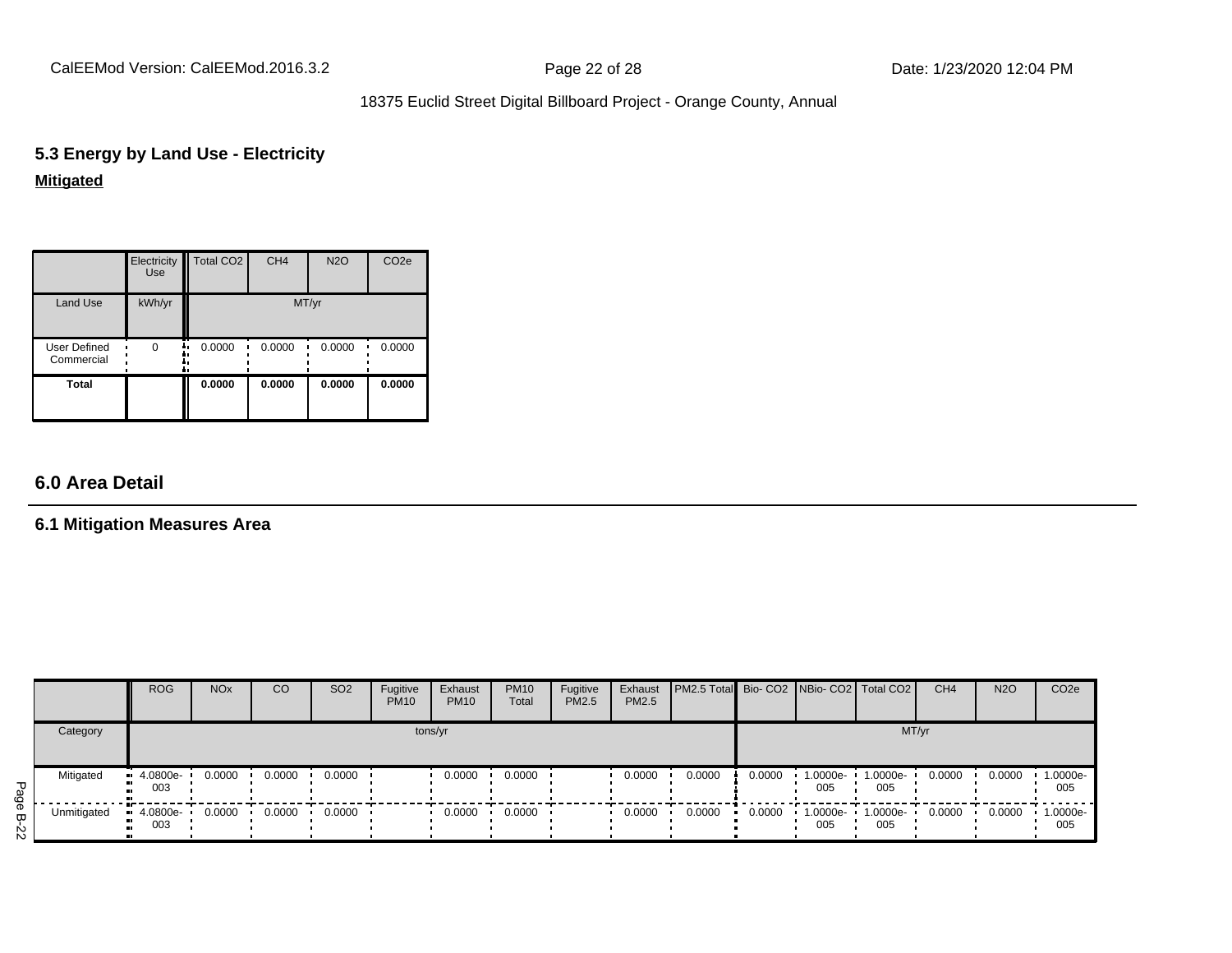## 5.3 Energy by Land Use - Electricity

**Mitigated**

| | Electricity Use | Total CO2 | CH4 | N2O | CO2e |
|---|---|---|---|---|---|
| Land Use | kWh/yr | MT/yr | | | |
| User Defined Commercial | 0 | 0.0000 | 0.0000 | 0.0000 | 0.0000 |
| **Total** | | **0.0000** | **0.0000** | **0.0000** | **0.0000** |

# 6.0 Area Detail

## 6.1 Mitigation Measures Area

| | ROG | NOx | CO | SO2 | Fugitive PM10 | Exhaust PM10 | PM10 Total | Fugitive PM2.5 | Exhaust PM2.5 | PM2.5 Total | Bio- CO2 | NBio- CO2 | Total CO2 | CH4 | N2O | CO2e |
|---|---|---|---|---|---|---|---|---|---|---|---|---|---|---|---|---|
| Category | tons/yr | | | | | | | | | | MT/yr | | | | | |
| Mitigated | 4.0800e-003 | 0.0000 | 0.0000 | 0.0000 | | 0.0000 | 0.0000 | | 0.0000 | 0.0000 | 0.0000 | 1.0000e-005 | 1.0000e-005 | 0.0000 | 0.0000 | 1.0000e-005 |
| Unmitigated | 4.0800e-003 | 0.0000 | 0.0000 | 0.0000 | | 0.0000 | 0.0000 | | 0.0000 | 0.0000 | 0.0000 | 1.0000e-005 | 1.0000e-005 | 0.0000 | 0.0000 | 1.0000e-005 |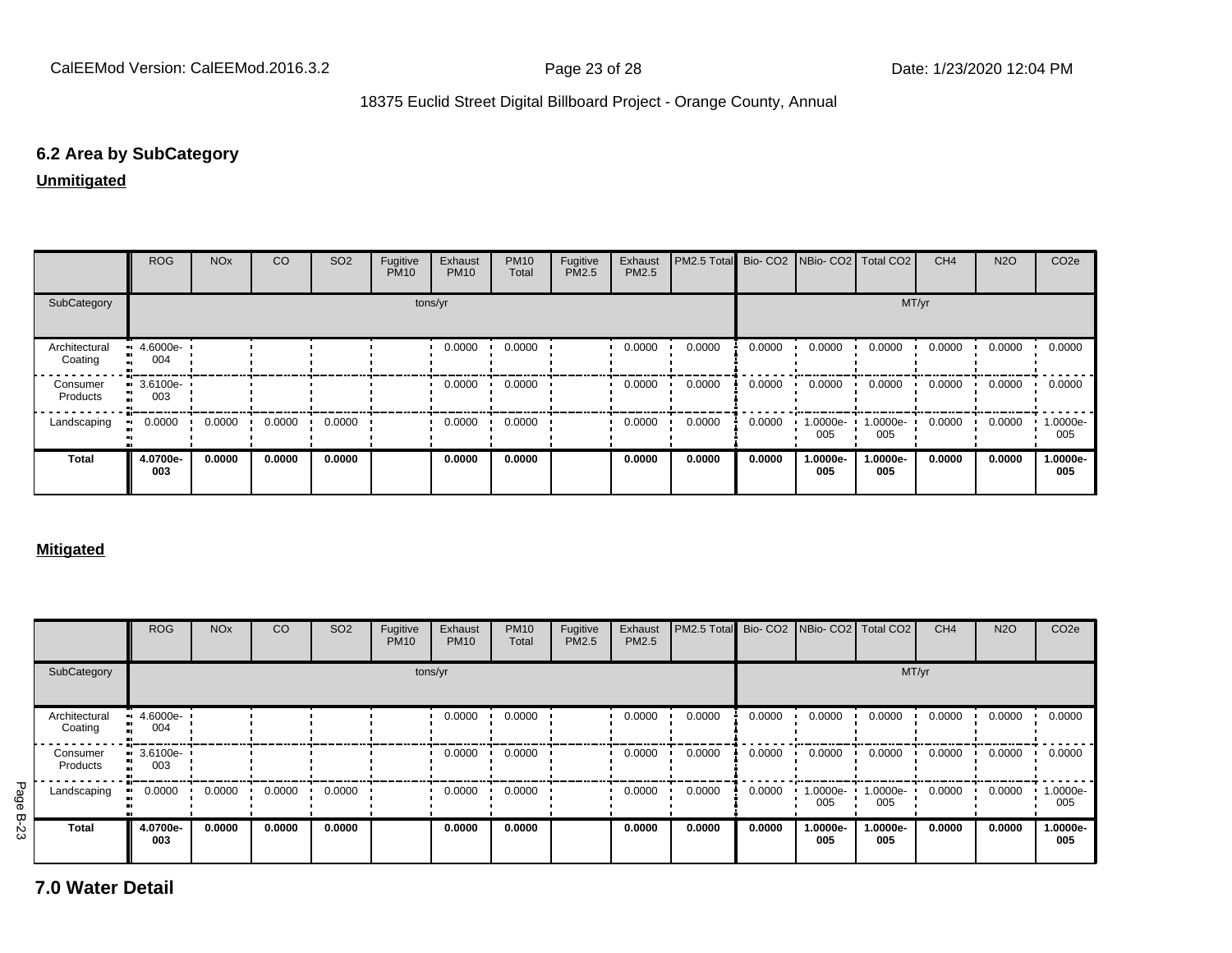## 6.2 Area by SubCategory

**Unmitigated**

| | ROG | NOx | CO | SO2 | Fugitive PM10 | Exhaust PM10 | PM10 Total | Fugitive PM2.5 | Exhaust PM2.5 | PM2.5 Total | Bio- CO2 | NBio- CO2 | Total CO2 | CH4 | N2O | CO2e |
|---|---|---|---|---|---|---|---|---|---|---|---|---|---|---|---|---|
| SubCategory | tons/yr | | | | | | | | | | MT/yr | | | | | |
| Architectural Coating | 4.6000e-004 | | | | | 0.0000 | 0.0000 | | 0.0000 | 0.0000 | 0.0000 | 0.0000 | 0.0000 | 0.0000 | 0.0000 | 0.0000 |
| Consumer Products | 3.6100e-003 | | | | | 0.0000 | 0.0000 | | 0.0000 | 0.0000 | 0.0000 | 0.0000 | 0.0000 | 0.0000 | 0.0000 | 0.0000 |
| Landscaping | 0.0000 | 0.0000 | 0.0000 | 0.0000 | | 0.0000 | 0.0000 | | 0.0000 | 0.0000 | 0.0000 | 1.0000e-005 | 1.0000e-005 | 0.0000 | 0.0000 | 1.0000e-005 |
| **Total** | **4.0700e-003** | **0.0000** | **0.0000** | **0.0000** | | **0.0000** | **0.0000** | | **0.0000** | **0.0000** | **0.0000** | **1.0000e-005** | **1.0000e-005** | **0.0000** | **0.0000** | **1.0000e-005** |

**Mitigated**

| | ROG | NOx | CO | SO2 | Fugitive PM10 | Exhaust PM10 | PM10 Total | Fugitive PM2.5 | Exhaust PM2.5 | PM2.5 Total | Bio- CO2 | NBio- CO2 | Total CO2 | CH4 | N2O | CO2e |
|---|---|---|---|---|---|---|---|---|---|---|---|---|---|---|---|---|
| SubCategory | tons/yr | | | | | | | | | | MT/yr | | | | | |
| Architectural Coating | 4.6000e-004 | | | | | 0.0000 | 0.0000 | | 0.0000 | 0.0000 | 0.0000 | 0.0000 | 0.0000 | 0.0000 | 0.0000 | 0.0000 |
| Consumer Products | 3.6100e-003 | | | | | 0.0000 | 0.0000 | | 0.0000 | 0.0000 | 0.0000 | 0.0000 | 0.0000 | 0.0000 | 0.0000 | 0.0000 |
| Landscaping | 0.0000 | 0.0000 | 0.0000 | 0.0000 | | 0.0000 | 0.0000 | | 0.0000 | 0.0000 | 0.0000 | 1.0000e-005 | 1.0000e-005 | 0.0000 | 0.0000 | 1.0000e-005 |
| **Total** | **4.0700e-003** | **0.0000** | **0.0000** | **0.0000** | | **0.0000** | **0.0000** | | **0.0000** | **0.0000** | **0.0000** | **1.0000e-005** | **1.0000e-005** | **0.0000** | **0.0000** | **1.0000e-005** |

## 7.0 Water Detail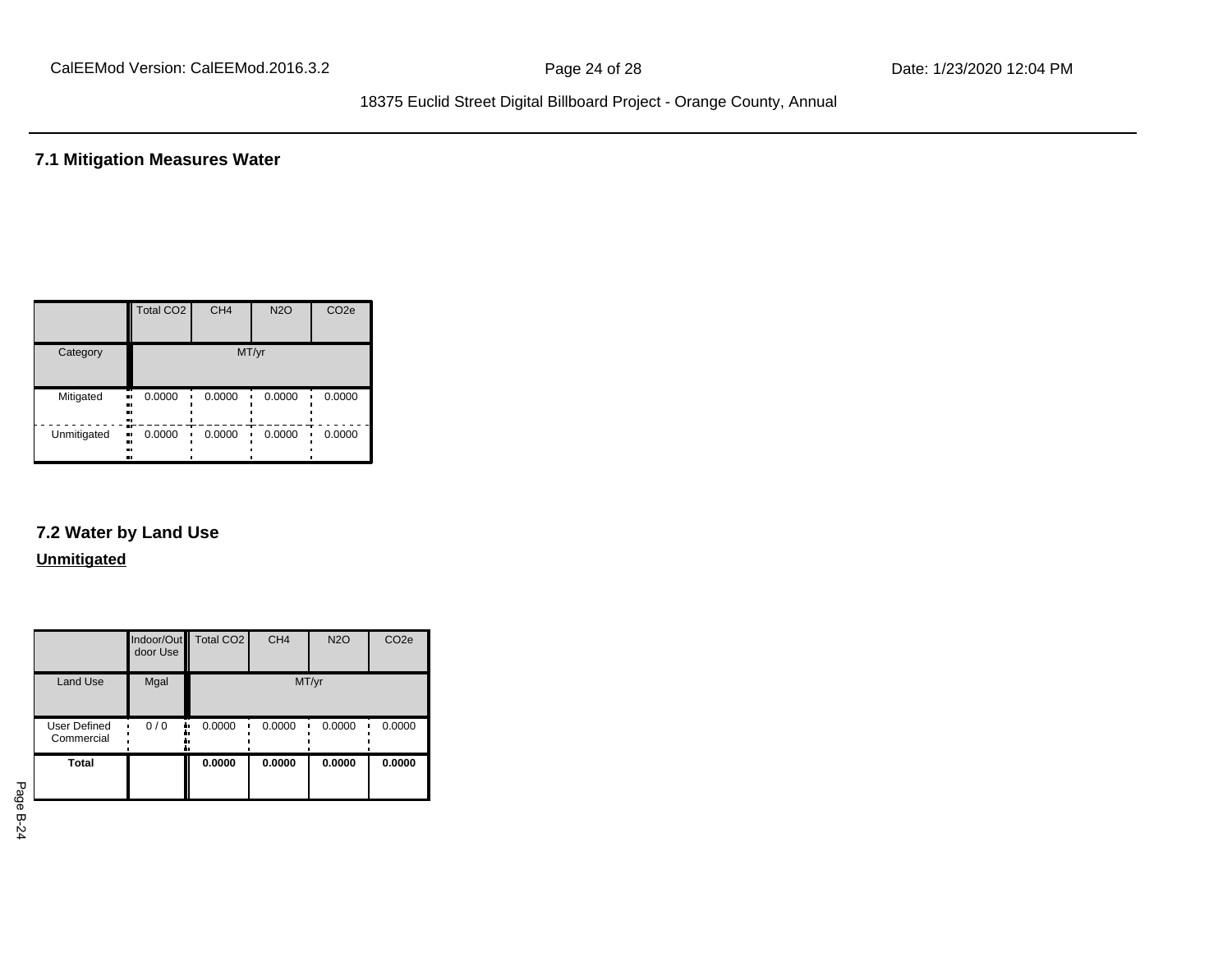## 7.1 Mitigation Measures Water

| | Total CO2 | CH4 | N2O | CO2e |
|---|---|---|---|---|
| Category | MT/yr | | | |
| Mitigated | 0.0000 | 0.0000 | 0.0000 | 0.0000 |
| Unmitigated | 0.0000 | 0.0000 | 0.0000 | 0.0000 |

## 7.2 Water by Land Use

**Unmitigated**

| | Indoor/Outdoor Use | Total CO2 | CH4 | N2O | CO2e |
|---|---|---|---|---|---|
| Land Use | Mgal | MT/yr | | | |
| User Defined Commercial | 0 / 0 | 0.0000 | 0.0000 | 0.0000 | 0.0000 |
| **Total** | | **0.0000** | **0.0000** | **0.0000** | **0.0000** |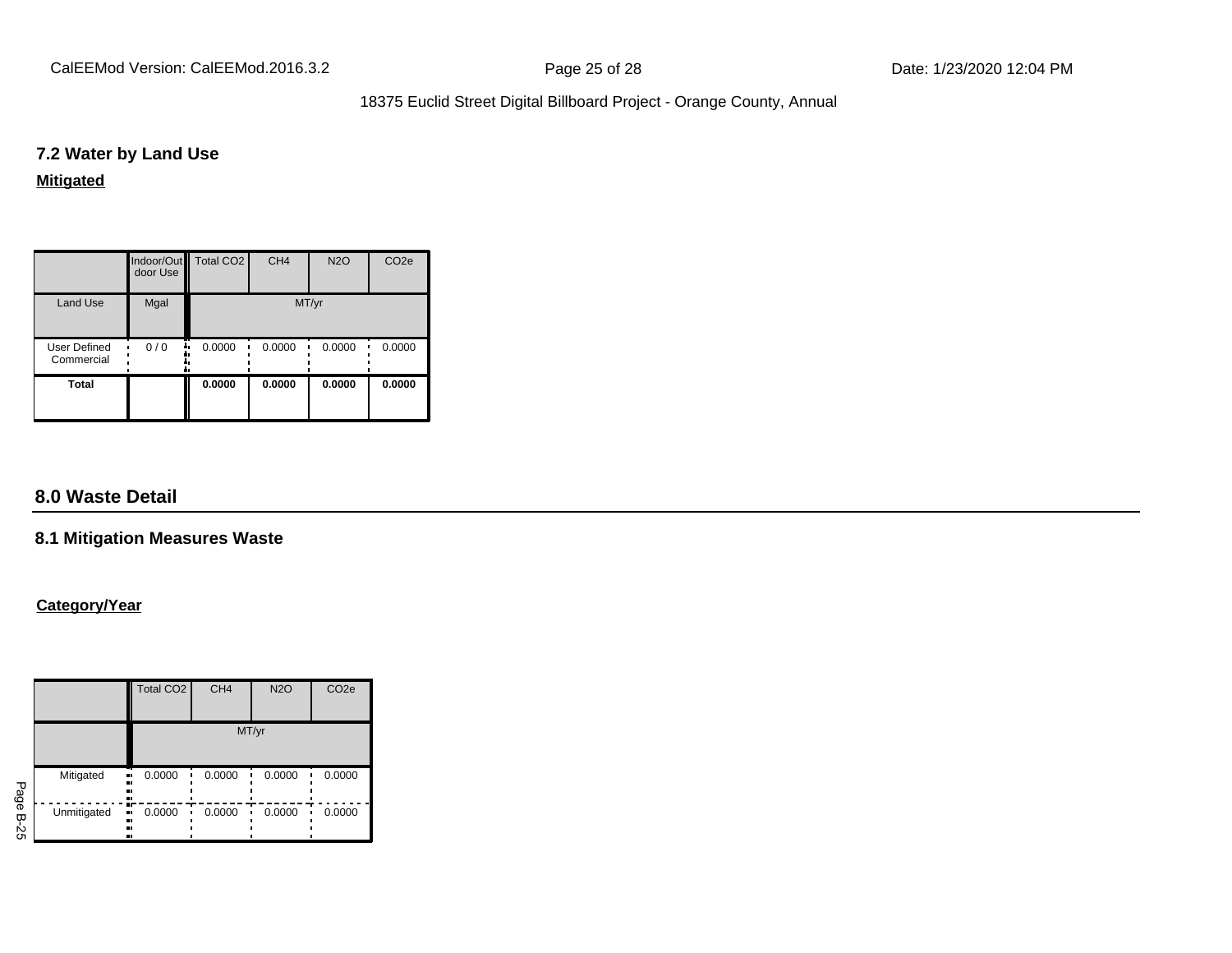### 7.2 Water by Land Use

**Mitigated**

| | Indoor/Outdoor Use | Total $CO_2$ | $CH_4$ | $N_2O$ | $CO_2e$ |
|---|---|---|---|---|---|
| Land Use | Mgal | MT/yr | | | |
| User Defined Commercial | 0 / 0 | 0.0000 | 0.0000 | 0.0000 | 0.0000 |
| **Total** | | **0.0000** | **0.0000** | **0.0000** | **0.0000** |

## 8.0 Waste Detail

### 8.1 Mitigation Measures Waste

**Category/Year**

| | Total $CO_2$ | $CH_4$ | $N_2O$ | $CO_2e$ |
|---|---|---|---|---|
| | MT/yr | | | |
| Mitigated | 0.0000 | 0.0000 | 0.0000 | 0.0000 |
| Unmitigated | 0.0000 | 0.0000 | 0.0000 | 0.0000 |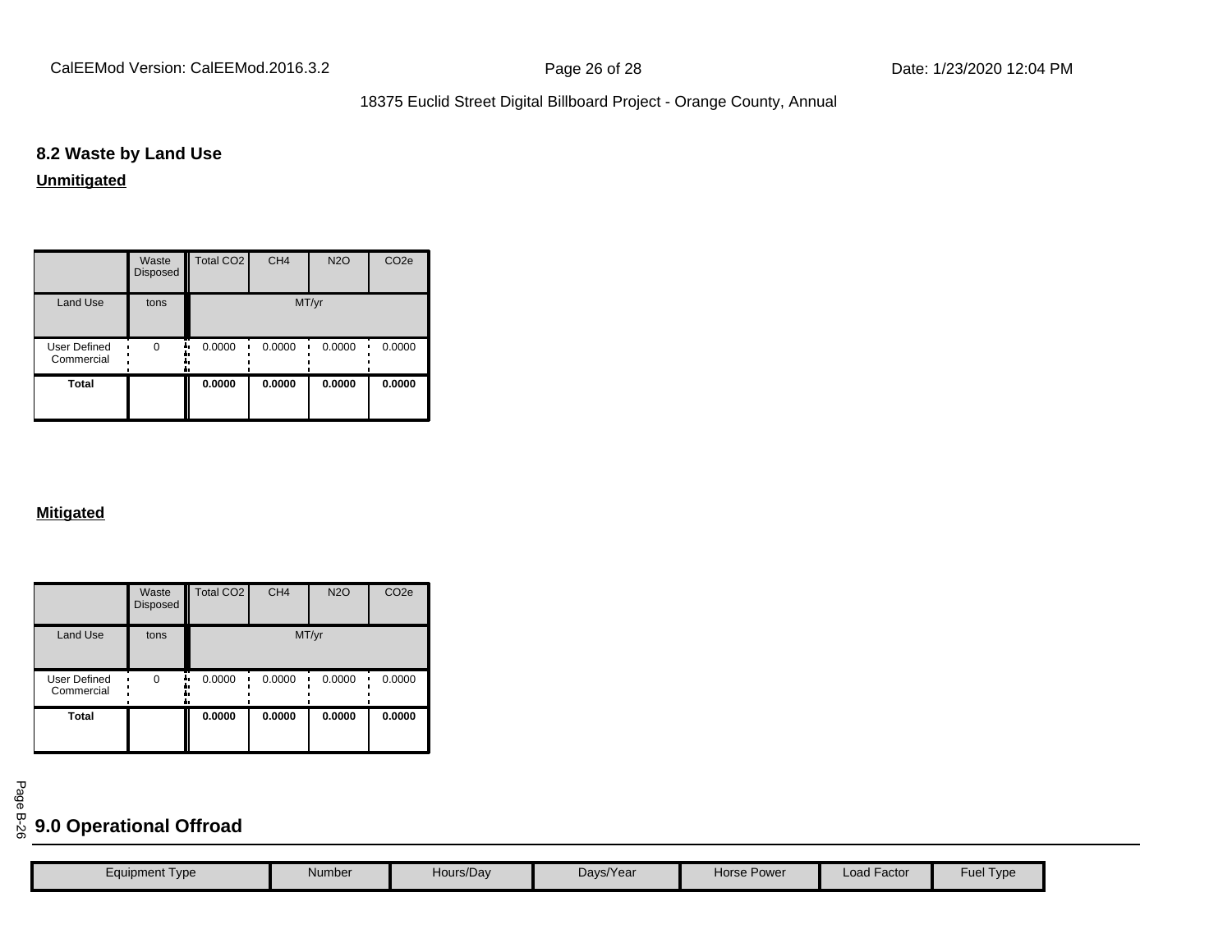## 8.2 Waste by Land Use

**Unmitigated**

| | Waste Disposed | Total CO2 | CH4 | N2O | CO2e |
|---|---|---|---|---|---|
| Land Use | tons | MT/yr | | | |
| User Defined Commercial | 0 | 0.0000 | 0.0000 | 0.0000 | 0.0000 |
| **Total** | | **0.0000** | **0.0000** | **0.0000** | **0.0000** |

**Mitigated**

| | Waste Disposed | Total CO2 | CH4 | N2O | CO2e |
|---|---|---|---|---|---|
| Land Use | tons | MT/yr | | | |
| User Defined Commercial | 0 | 0.0000 | 0.0000 | 0.0000 | 0.0000 |
| **Total** | | **0.0000** | **0.0000** | **0.0000** | **0.0000** |

# 9.0 Operational Offroad

| Equipment Type | Number | Hours/Day | Days/Year | Horse Power | Load Factor | Fuel Type |
|---|---|---|---|---|---|---|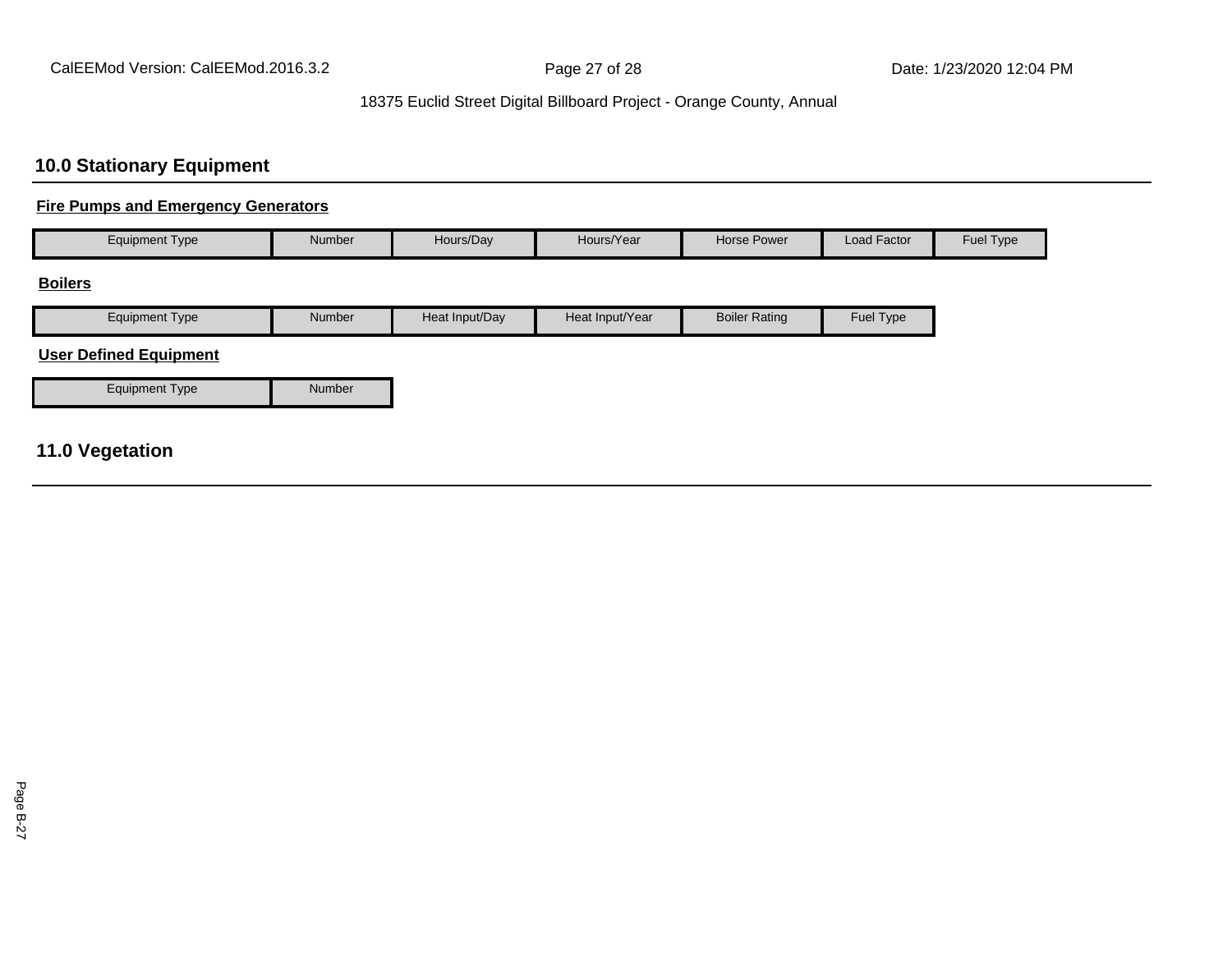## 10.0 Stationary Equipment

**Fire Pumps and Emergency Generators**

| Equipment Type | Number | Hours/Day | Hours/Year | Horse Power | Load Factor | Fuel Type |
|---|---|---|---|---|---|---|

**Boilers**

| Equipment Type | Number | Heat Input/Day | Heat Input/Year | Boiler Rating | Fuel Type |
|---|---|---|---|---|---|

**User Defined Equipment**

| Equipment Type | Number |
|---|---|

## 11.0 Vegetation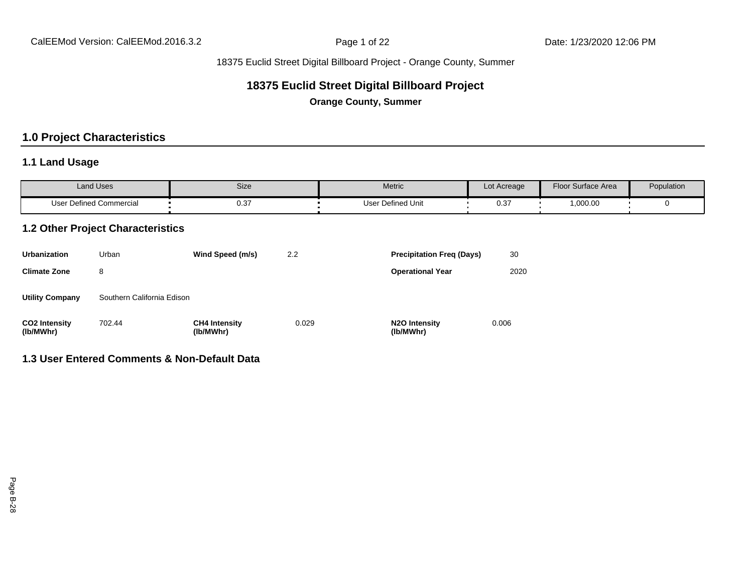# 18375 Euclid Street Digital Billboard Project

**Orange County, Summer**

## 1.0 Project Characteristics

### 1.1 Land Usage

| Land Uses | Size | Metric | Lot Acreage | Floor Surface Area | Population |
|---|---|---|---|---|---|
| User Defined Commercial | 0.37 | User Defined Unit | 0.37 | 1,000.00 | 0 |

### 1.2 Other Project Characteristics

| | | | | | |
|---|---|---|---|---|---|
| **Urbanization** | Urban | **Wind Speed (m/s)** | 2.2 | **Precipitation Freq (Days)** | 30 |
| **Climate Zone** | 8 | | | **Operational Year** | 2020 |
| **Utility Company** | Southern California Edison | | | | |
| **CO2 Intensity (lb/MWhr)** | 702.44 | **CH4 Intensity (lb/MWhr)** | 0.029 | **N2O Intensity (lb/MWhr)** | 0.006 |

### 1.3 User Entered Comments & Non-Default Data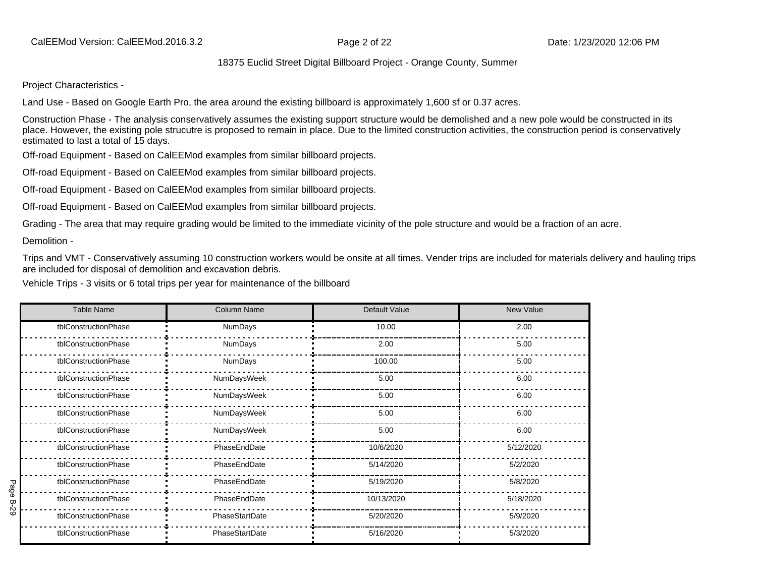Project Characteristics -

Land Use - Based on Google Earth Pro, the area around the existing billboard is approximately 1,600 sf or 0.37 acres.

Construction Phase - The analysis conservatively assumes the existing support structure would be demolished and a new pole would be constructed in its place. However, the existing pole strucutre is proposed to remain in place. Due to the limited construction activities, the construction period is conservatively estimated to last a total of 15 days.

Off-road Equipment - Based on CalEEMod examples from similar billboard projects.

Off-road Equipment - Based on CalEEMod examples from similar billboard projects.

Off-road Equipment - Based on CalEEMod examples from similar billboard projects.

Off-road Equipment - Based on CalEEMod examples from similar billboard projects.

Grading - The area that may require grading would be limited to the immediate vicinity of the pole structure and would be a fraction of an acre.

Demolition -

Trips and VMT - Conservatively assuming 10 construction workers would be onsite at all times. Vender trips are included for materials delivery and hauling trips are included for disposal of demolition and excavation debris.

Vehicle Trips - 3 visits or 6 total trips per year for maintenance of the billboard

| Table Name | Column Name | Default Value | New Value |
|---|---|---|---|
| tblConstructionPhase | NumDays | 10.00 | 2.00 |
| tblConstructionPhase | NumDays | 2.00 | 5.00 |
| tblConstructionPhase | NumDays | 100.00 | 5.00 |
| tblConstructionPhase | NumDaysWeek | 5.00 | 6.00 |
| tblConstructionPhase | NumDaysWeek | 5.00 | 6.00 |
| tblConstructionPhase | NumDaysWeek | 5.00 | 6.00 |
| tblConstructionPhase | NumDaysWeek | 5.00 | 6.00 |
| tblConstructionPhase | PhaseEndDate | 10/6/2020 | 5/12/2020 |
| tblConstructionPhase | PhaseEndDate | 5/14/2020 | 5/2/2020 |
| tblConstructionPhase | PhaseEndDate | 5/19/2020 | 5/8/2020 |
| tblConstructionPhase | PhaseEndDate | 10/13/2020 | 5/18/2020 |
| tblConstructionPhase | PhaseStartDate | 5/20/2020 | 5/9/2020 |
| tblConstructionPhase | PhaseStartDate | 5/16/2020 | 5/3/2020 |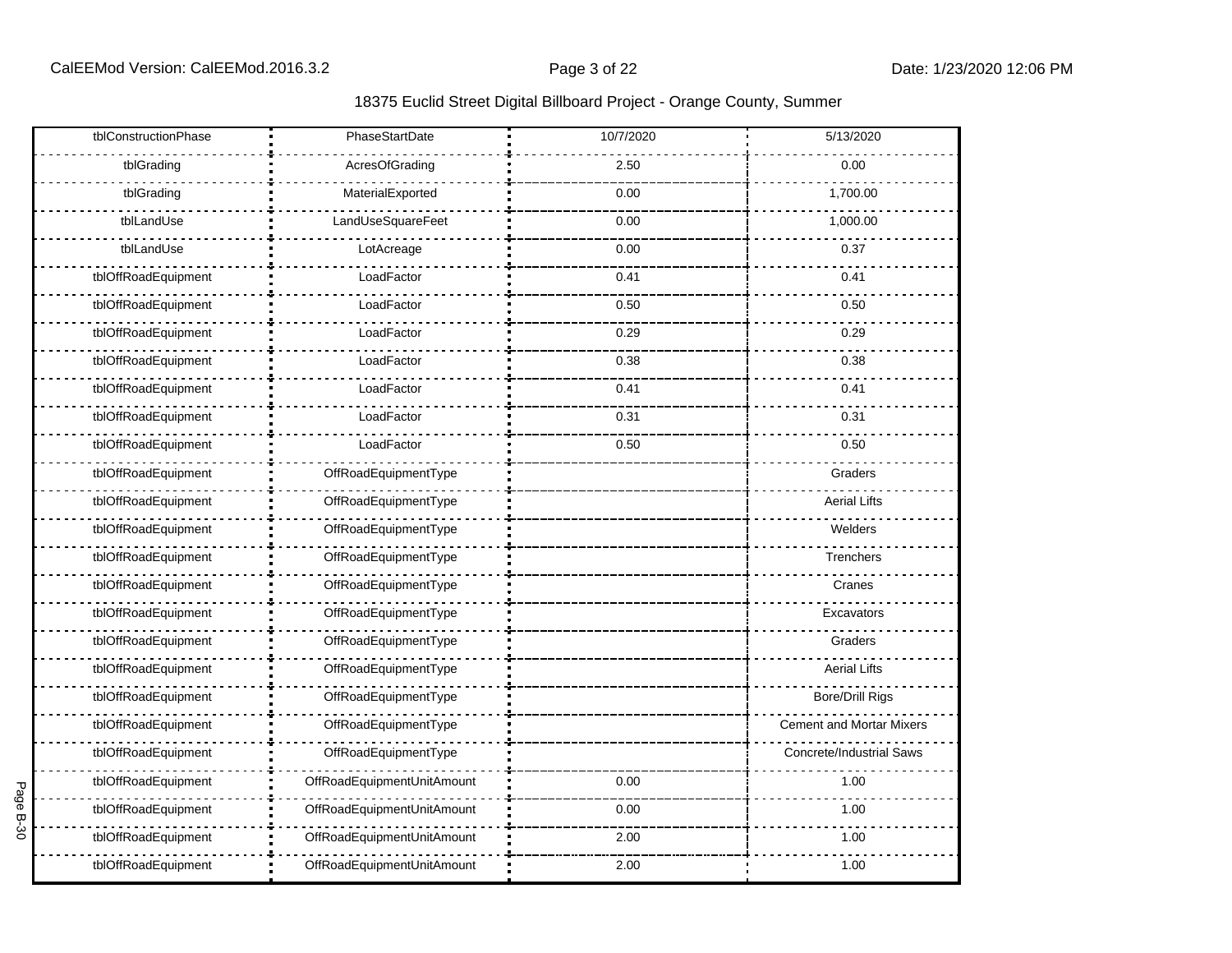18375 Euclid Street Digital Billboard Project - Orange County, Summer

| | | | |
|---|---|---|---|
| tblConstructionPhase | PhaseStartDate | 10/7/2020 | 5/13/2020 |
| tblGrading | AcresOfGrading | 2.50 | 0.00 |
| tblGrading | MaterialExported | 0.00 | 1,700.00 |
| tblLandUse | LandUseSquareFeet | 0.00 | 1,000.00 |
| tblLandUse | LotAcreage | 0.00 | 0.37 |
| tblOffRoadEquipment | LoadFactor | 0.41 | 0.41 |
| tblOffRoadEquipment | LoadFactor | 0.50 | 0.50 |
| tblOffRoadEquipment | LoadFactor | 0.29 | 0.29 |
| tblOffRoadEquipment | LoadFactor | 0.38 | 0.38 |
| tblOffRoadEquipment | LoadFactor | 0.41 | 0.41 |
| tblOffRoadEquipment | LoadFactor | 0.31 | 0.31 |
| tblOffRoadEquipment | LoadFactor | 0.50 | 0.50 |
| tblOffRoadEquipment | OffRoadEquipmentType | | Graders |
| tblOffRoadEquipment | OffRoadEquipmentType | | Aerial Lifts |
| tblOffRoadEquipment | OffRoadEquipmentType | | Welders |
| tblOffRoadEquipment | OffRoadEquipmentType | | Trenchers |
| tblOffRoadEquipment | OffRoadEquipmentType | | Cranes |
| tblOffRoadEquipment | OffRoadEquipmentType | | Excavators |
| tblOffRoadEquipment | OffRoadEquipmentType | | Graders |
| tblOffRoadEquipment | OffRoadEquipmentType | | Aerial Lifts |
| tblOffRoadEquipment | OffRoadEquipmentType | | Bore/Drill Rigs |
| tblOffRoadEquipment | OffRoadEquipmentType | | Cement and Mortar Mixers |
| tblOffRoadEquipment | OffRoadEquipmentType | | Concrete/Industrial Saws |
| tblOffRoadEquipment | OffRoadEquipmentUnitAmount | 0.00 | 1.00 |
| tblOffRoadEquipment | OffRoadEquipmentUnitAmount | 0.00 | 1.00 |
| tblOffRoadEquipment | OffRoadEquipmentUnitAmount | 2.00 | 1.00 |
| tblOffRoadEquipment | OffRoadEquipmentUnitAmount | 2.00 | 1.00 |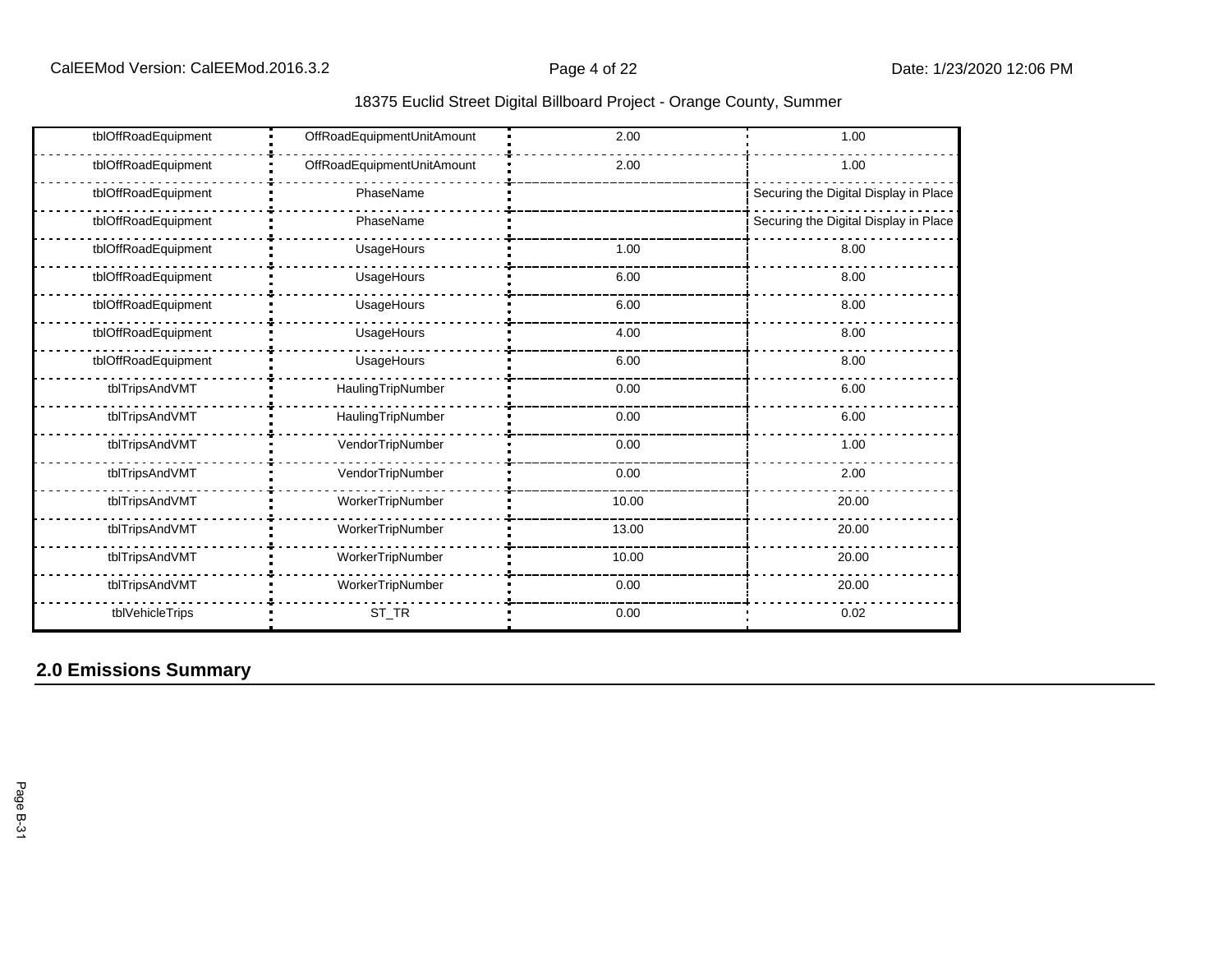| tblOffRoadEquipment | OffRoadEquipmentUnitAmount | 2.00 | 1.00 |
|---|---|---|---|
| tblOffRoadEquipment | OffRoadEquipmentUnitAmount | 2.00 | 1.00 |
| tblOffRoadEquipment | PhaseName | | Securing the Digital Display in Place |
| tblOffRoadEquipment | PhaseName | | Securing the Digital Display in Place |
| tblOffRoadEquipment | UsageHours | 1.00 | 8.00 |
| tblOffRoadEquipment | UsageHours | 6.00 | 8.00 |
| tblOffRoadEquipment | UsageHours | 6.00 | 8.00 |
| tblOffRoadEquipment | UsageHours | 4.00 | 8.00 |
| tblOffRoadEquipment | UsageHours | 6.00 | 8.00 |
| tblTripsAndVMT | HaulingTripNumber | 0.00 | 6.00 |
| tblTripsAndVMT | HaulingTripNumber | 0.00 | 6.00 |
| tblTripsAndVMT | VendorTripNumber | 0.00 | 1.00 |
| tblTripsAndVMT | VendorTripNumber | 0.00 | 2.00 |
| tblTripsAndVMT | WorkerTripNumber | 10.00 | 20.00 |
| tblTripsAndVMT | WorkerTripNumber | 13.00 | 20.00 |
| tblTripsAndVMT | WorkerTripNumber | 10.00 | 20.00 |
| tblTripsAndVMT | WorkerTripNumber | 0.00 | 20.00 |
| tblVehicleTrips | ST_TR | 0.00 | 0.02 |

## 2.0 Emissions Summary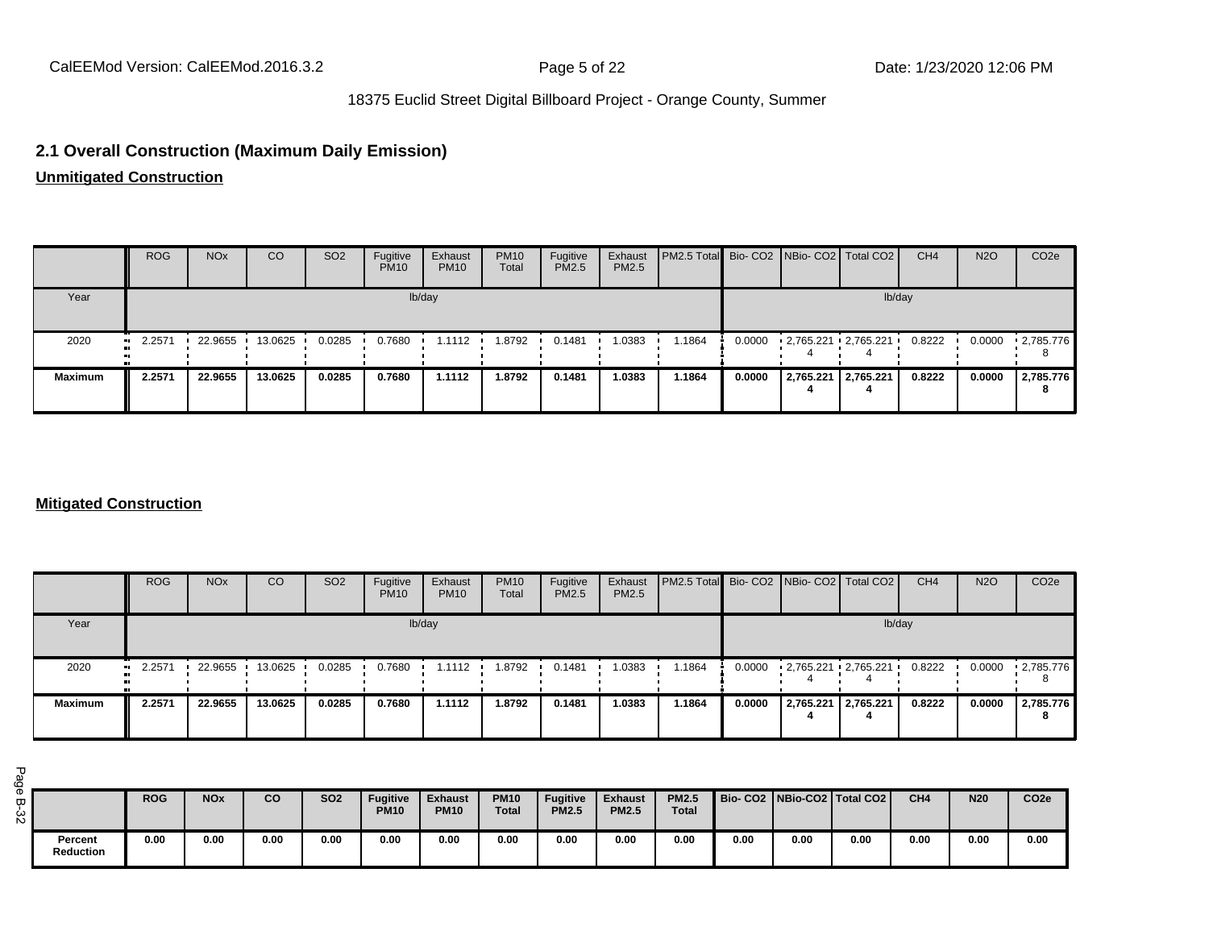## 2.1 Overall Construction (Maximum Daily Emission)

**Unmitigated Construction**

| | ROG | NOx | CO | SO2 | Fugitive PM10 | Exhaust PM10 | PM10 Total | Fugitive PM2.5 | Exhaust PM2.5 | PM2.5 Total | Bio- CO2 | NBio- CO2 | Total CO2 | CH4 | N2O | CO2e |
|---|---|---|---|---|---|---|---|---|---|---|---|---|---|---|---|---|
| Year | lb/day | | | | | | | | | | lb/day | | | | | |
| 2020 | 2.2571 | 22.9655 | 13.0625 | 0.0285 | 0.7680 | 1.1112 | 1.8792 | 0.1481 | 1.0383 | 1.1864 | 0.0000 | 2,765.2214 | 2,765.2214 | 0.8222 | 0.0000 | 2,785.7768 |
| **Maximum** | **2.2571** | **22.9655** | **13.0625** | **0.0285** | **0.7680** | **1.1112** | **1.8792** | **0.1481** | **1.0383** | **1.1864** | **0.0000** | **2,765.2214** | **2,765.2214** | **0.8222** | **0.0000** | **2,785.7768** |

**Mitigated Construction**

| | ROG | NOx | CO | SO2 | Fugitive PM10 | Exhaust PM10 | PM10 Total | Fugitive PM2.5 | Exhaust PM2.5 | PM2.5 Total | Bio- CO2 | NBio- CO2 | Total CO2 | CH4 | N2O | CO2e |
|---|---|---|---|---|---|---|---|---|---|---|---|---|---|---|---|---|
| Year | lb/day | | | | | | | | | | lb/day | | | | | |
| 2020 | 2.2571 | 22.9655 | 13.0625 | 0.0285 | 0.7680 | 1.1112 | 1.8792 | 0.1481 | 1.0383 | 1.1864 | 0.0000 | 2,765.2214 | 2,765.2214 | 0.8222 | 0.0000 | 2,785.7768 |
| **Maximum** | **2.2571** | **22.9655** | **13.0625** | **0.0285** | **0.7680** | **1.1112** | **1.8792** | **0.1481** | **1.0383** | **1.1864** | **0.0000** | **2,765.2214** | **2,765.2214** | **0.8222** | **0.0000** | **2,785.7768** |

| | ROG | NOx | CO | SO2 | Fugitive PM10 | Exhaust PM10 | PM10 Total | Fugitive PM2.5 | Exhaust PM2.5 | PM2.5 Total | Bio- CO2 | NBio-CO2 | Total CO2 | CH4 | N20 | CO2e |
|---|---|---|---|---|---|---|---|---|---|---|---|---|---|---|---|---|
| **Percent Reduction** | **0.00** | **0.00** | **0.00** | **0.00** | **0.00** | **0.00** | **0.00** | **0.00** | **0.00** | **0.00** | **0.00** | **0.00** | **0.00** | **0.00** | **0.00** | **0.00** |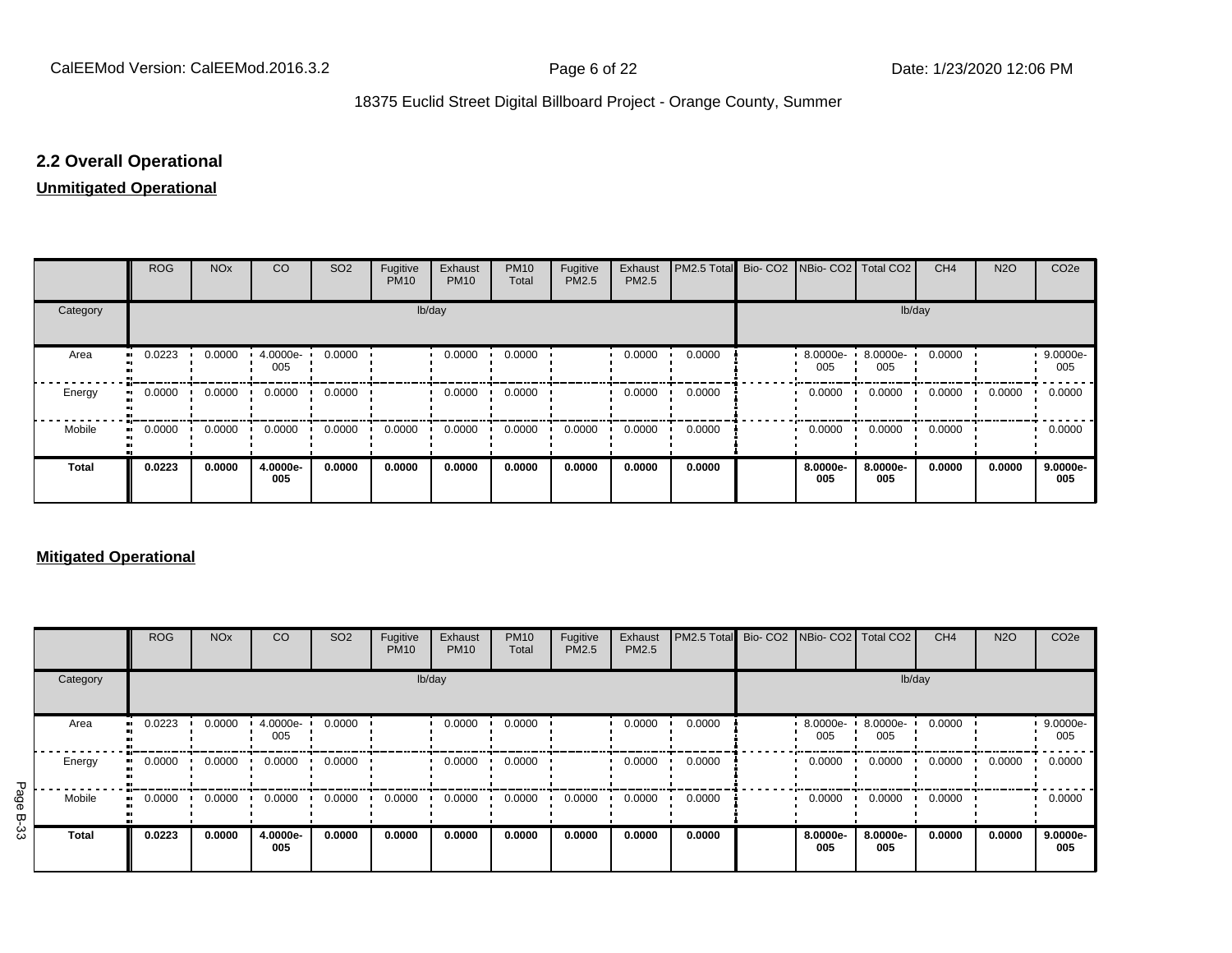## 2.2 Overall Operational

**Unmitigated Operational**

| | ROG | NOx | CO | SO2 | Fugitive PM10 | Exhaust PM10 | PM10 Total | Fugitive PM2.5 | Exhaust PM2.5 | PM2.5 Total | Bio- CO2 | NBio- CO2 | Total CO2 | CH4 | N2O | CO2e |
|---|---|---|---|---|---|---|---|---|---|---|---|---|---|---|---|---|
| Category | lb/day | | | | | | | | | | lb/day | | | | | |
| Area | 0.0223 | 0.0000 | 4.0000e-005 | 0.0000 | | 0.0000 | 0.0000 | | 0.0000 | 0.0000 | | 8.0000e-005 | 8.0000e-005 | 0.0000 | | 9.0000e-005 |
| Energy | 0.0000 | 0.0000 | 0.0000 | 0.0000 | | 0.0000 | 0.0000 | | 0.0000 | 0.0000 | | 0.0000 | 0.0000 | 0.0000 | 0.0000 | 0.0000 |
| Mobile | 0.0000 | 0.0000 | 0.0000 | 0.0000 | 0.0000 | 0.0000 | 0.0000 | 0.0000 | 0.0000 | 0.0000 | | 0.0000 | 0.0000 | 0.0000 | | 0.0000 |
| **Total** | **0.0223** | **0.0000** | **4.0000e-005** | **0.0000** | **0.0000** | **0.0000** | **0.0000** | **0.0000** | **0.0000** | **0.0000** | | **8.0000e-005** | **8.0000e-005** | **0.0000** | **0.0000** | **9.0000e-005** |

**Mitigated Operational**

| | ROG | NOx | CO | SO2 | Fugitive PM10 | Exhaust PM10 | PM10 Total | Fugitive PM2.5 | Exhaust PM2.5 | PM2.5 Total | Bio- CO2 | NBio- CO2 | Total CO2 | CH4 | N2O | CO2e |
|---|---|---|---|---|---|---|---|---|---|---|---|---|---|---|---|---|
| Category | lb/day | | | | | | | | | | lb/day | | | | | |
| Area | 0.0223 | 0.0000 | 4.0000e-005 | 0.0000 | | 0.0000 | 0.0000 | | 0.0000 | 0.0000 | | 8.0000e-005 | 8.0000e-005 | 0.0000 | | 9.0000e-005 |
| Energy | 0.0000 | 0.0000 | 0.0000 | 0.0000 | | 0.0000 | 0.0000 | | 0.0000 | 0.0000 | | 0.0000 | 0.0000 | 0.0000 | 0.0000 | 0.0000 |
| Mobile | 0.0000 | 0.0000 | 0.0000 | 0.0000 | 0.0000 | 0.0000 | 0.0000 | 0.0000 | 0.0000 | 0.0000 | | 0.0000 | 0.0000 | 0.0000 | | 0.0000 |
| **Total** | **0.0223** | **0.0000** | **4.0000e-005** | **0.0000** | **0.0000** | **0.0000** | **0.0000** | **0.0000** | **0.0000** | **0.0000** | | **8.0000e-005** | **8.0000e-005** | **0.0000** | **0.0000** | **9.0000e-005** |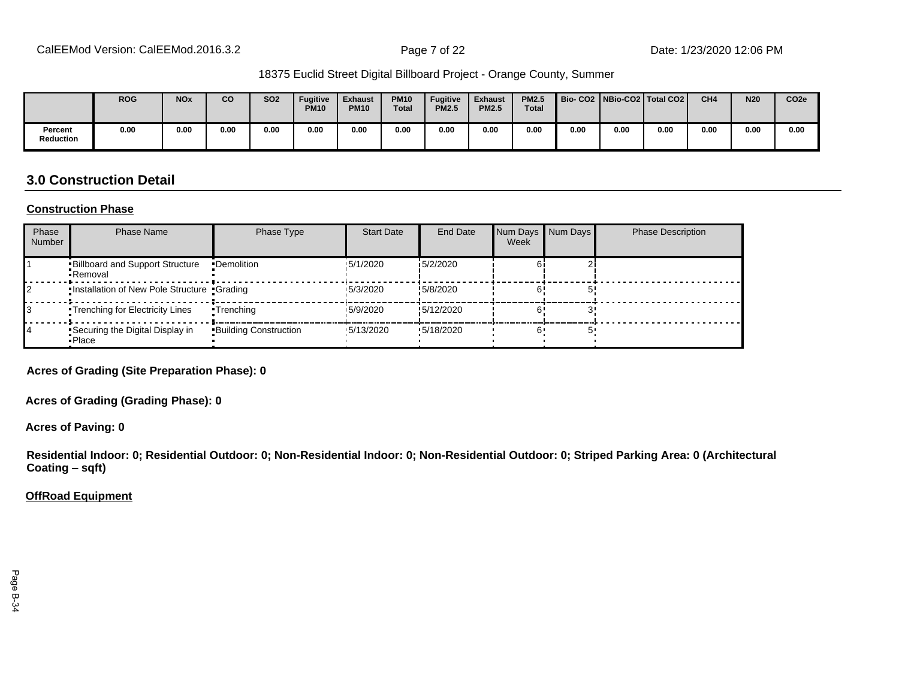| | ROG | NOx | CO | SO2 | Fugitive PM10 | Exhaust PM10 | PM10 Total | Fugitive PM2.5 | Exhaust PM2.5 | PM2.5 Total | Bio- CO2 | NBio-CO2 | Total CO2 | CH4 | N20 | CO2e |
|---|---|---|---|---|---|---|---|---|---|---|---|---|---|---|---|---|
| Percent Reduction | 0.00 | 0.00 | 0.00 | 0.00 | 0.00 | 0.00 | 0.00 | 0.00 | 0.00 | 0.00 | 0.00 | 0.00 | 0.00 | 0.00 | 0.00 | 0.00 |

## 3.0 Construction Detail

**Construction Phase**

| Phase Number | Phase Name | Phase Type | Start Date | End Date | Num Days Week | Num Days | Phase Description |
|---|---|---|---|---|---|---|---|
| 1 | Billboard and Support Structure Removal | Demolition | 5/1/2020 | 5/2/2020 | 6 | 2 | |
| 2 | Installation of New Pole Structure | Grading | 5/3/2020 | 5/8/2020 | 6 | 5 | |
| 3 | Trenching for Electricity Lines | Trenching | 5/9/2020 | 5/12/2020 | 6 | 3 | |
| 4 | Securing the Digital Display in Place | Building Construction | 5/13/2020 | 5/18/2020 | 6 | 5 | |

**Acres of Grading (Site Preparation Phase): 0**

**Acres of Grading (Grading Phase): 0**

**Acres of Paving: 0**

**Residential Indoor: 0; Residential Outdoor: 0; Non-Residential Indoor: 0; Non-Residential Outdoor: 0; Striped Parking Area: 0 (Architectural Coating – sqft)**

**OffRoad Equipment**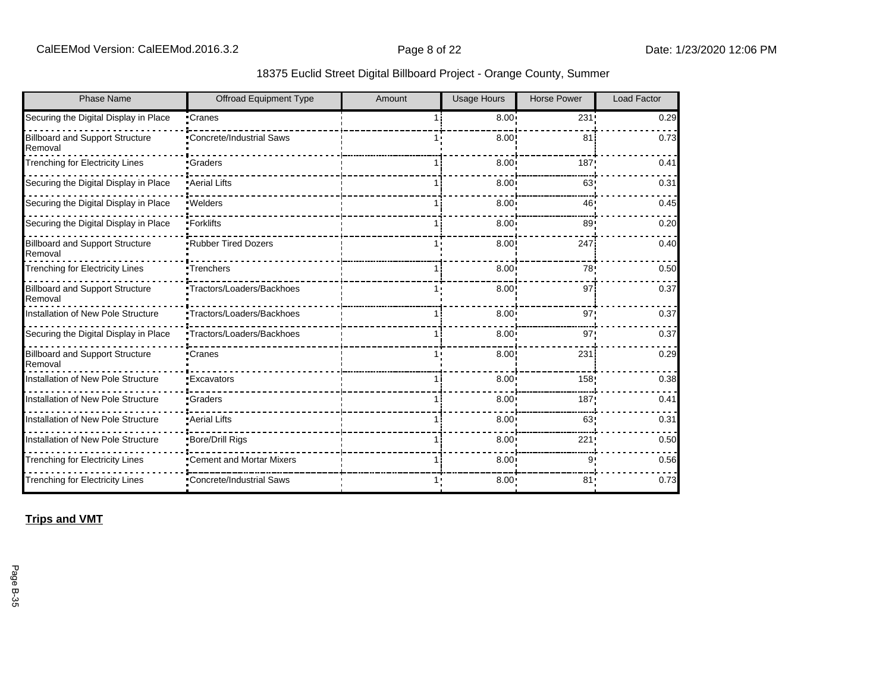| Phase Name | Offroad Equipment Type | Amount | Usage Hours | Horse Power | Load Factor |
|---|---|---|---|---|---|
| Securing the Digital Display in Place | Cranes | 1 | 8.00 | 231 | 0.29 |
| Billboard and Support Structure Removal | Concrete/Industrial Saws | 1 | 8.00 | 81 | 0.73 |
| Trenching for Electricity Lines | Graders | 1 | 8.00 | 187 | 0.41 |
| Securing the Digital Display in Place | Aerial Lifts | 1 | 8.00 | 63 | 0.31 |
| Securing the Digital Display in Place | Welders | 1 | 8.00 | 46 | 0.45 |
| Securing the Digital Display in Place | Forklifts | 1 | 8.00 | 89 | 0.20 |
| Billboard and Support Structure Removal | Rubber Tired Dozers | 1 | 8.00 | 247 | 0.40 |
| Trenching for Electricity Lines | Trenchers | 1 | 8.00 | 78 | 0.50 |
| Billboard and Support Structure Removal | Tractors/Loaders/Backhoes | 1 | 8.00 | 97 | 0.37 |
| Installation of New Pole Structure | Tractors/Loaders/Backhoes | 1 | 8.00 | 97 | 0.37 |
| Securing the Digital Display in Place | Tractors/Loaders/Backhoes | 1 | 8.00 | 97 | 0.37 |
| Billboard and Support Structure Removal | Cranes | 1 | 8.00 | 231 | 0.29 |
| Installation of New Pole Structure | Excavators | 1 | 8.00 | 158 | 0.38 |
| Installation of New Pole Structure | Graders | 1 | 8.00 | 187 | 0.41 |
| Installation of New Pole Structure | Aerial Lifts | 1 | 8.00 | 63 | 0.31 |
| Installation of New Pole Structure | Bore/Drill Rigs | 1 | 8.00 | 221 | 0.50 |
| Trenching for Electricity Lines | Cement and Mortar Mixers | 1 | 8.00 | 9 | 0.56 |
| Trenching for Electricity Lines | Concrete/Industrial Saws | 1 | 8.00 | 81 | 0.73 |

**Trips and VMT**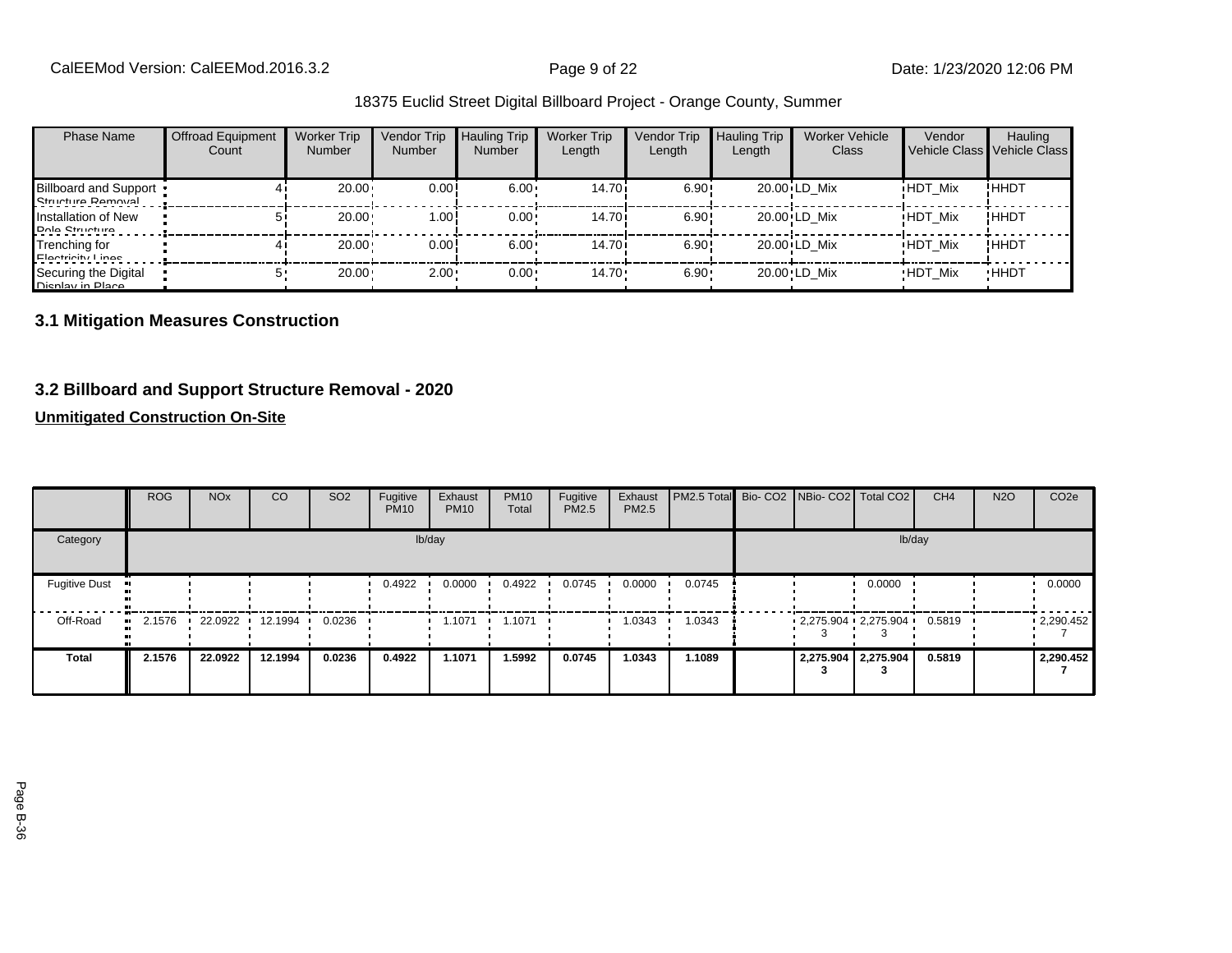| Phase Name | Offroad Equipment Count | Worker Trip Number | Vendor Trip Number | Hauling Trip Number | Worker Trip Length | Vendor Trip Length | Hauling Trip Length | Worker Vehicle Class | Vendor Vehicle Class | Hauling Vehicle Class |
|---|---|---|---|---|---|---|---|---|---|---|
| Billboard and Support Structure Removal | 4 | 20.00 | 0.00 | 6.00 | 14.70 | 6.90 | 20.00 | LD_Mix | HDT_Mix | HHDT |
| Installation of New Pole Structure | 5 | 20.00 | 1.00 | 0.00 | 14.70 | 6.90 | 20.00 | LD_Mix | HDT_Mix | HHDT |
| Trenching for Electricity Lines | 4 | 20.00 | 0.00 | 6.00 | 14.70 | 6.90 | 20.00 | LD_Mix | HDT_Mix | HHDT |
| Securing the Digital Display in Place | 5 | 20.00 | 2.00 | 0.00 | 14.70 | 6.90 | 20.00 | LD_Mix | HDT_Mix | HHDT |

## 3.1 Mitigation Measures Construction

## 3.2 Billboard and Support Structure Removal - 2020

**Unmitigated Construction On-Site**

| | ROG | NOx | CO | SO2 | Fugitive PM10 | Exhaust PM10 | PM10 Total | Fugitive PM2.5 | Exhaust PM2.5 | PM2.5 Total | Bio- CO2 | NBio- CO2 | Total CO2 | CH4 | N2O | CO2e |
|---|---|---|---|---|---|---|---|---|---|---|---|---|---|---|---|---|
| Category | lb/day | | | | | | | | | | lb/day | | | | | |
| Fugitive Dust | | | | | 0.4922 | 0.0000 | 0.4922 | 0.0745 | 0.0000 | 0.0745 | | | 0.0000 | | | 0.0000 |
| Off-Road | 2.1576 | 22.0922 | 12.1994 | 0.0236 | | 1.1071 | 1.1071 | | 1.0343 | 1.0343 | | 2,275.9043 | 2,275.9043 | 0.5819 | | 2,290.4527 |
| **Total** | **2.1576** | **22.0922** | **12.1994** | **0.0236** | **0.4922** | **1.1071** | **1.5992** | **0.0745** | **1.0343** | **1.1089** | | **2,275.9043** | **2,275.9043** | **0.5819** | | **2,290.4527** |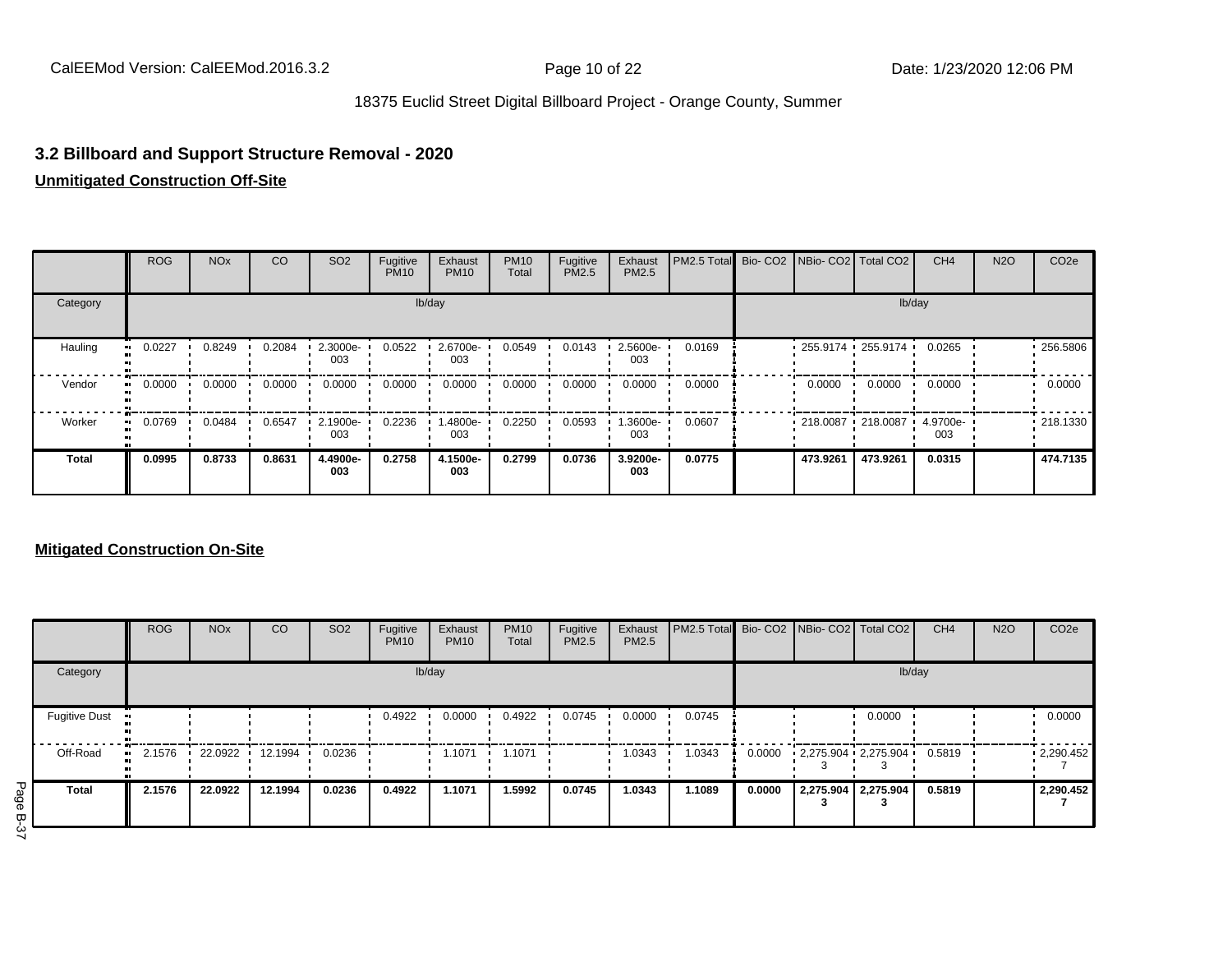## 3.2 Billboard and Support Structure Removal - 2020

**Unmitigated Construction Off-Site**

| | ROG | NOx | CO | SO2 | Fugitive PM10 | Exhaust PM10 | PM10 Total | Fugitive PM2.5 | Exhaust PM2.5 | PM2.5 Total | Bio- CO2 | NBio- CO2 | Total CO2 | CH4 | N2O | CO2e |
|---|---|---|---|---|---|---|---|---|---|---|---|---|---|---|---|---|
| Category | lb/day | | | | | | | | | | lb/day | | | | | |
| Hauling | 0.0227 | 0.8249 | 0.2084 | 2.3000e-003 | 0.0522 | 2.6700e-003 | 0.0549 | 0.0143 | 2.5600e-003 | 0.0169 | | 255.9174 | 255.9174 | 0.0265 | | 256.5806 |
| Vendor | 0.0000 | 0.0000 | 0.0000 | 0.0000 | 0.0000 | 0.0000 | 0.0000 | 0.0000 | 0.0000 | 0.0000 | | 0.0000 | 0.0000 | 0.0000 | | 0.0000 |
| Worker | 0.0769 | 0.0484 | 0.6547 | 2.1900e-003 | 0.2236 | 1.4800e-003 | 0.2250 | 0.0593 | 1.3600e-003 | 0.0607 | | 218.0087 | 218.0087 | 4.9700e-003 | | 218.1330 |
| **Total** | **0.0995** | **0.8733** | **0.8631** | **4.4900e-003** | **0.2758** | **4.1500e-003** | **0.2799** | **0.0736** | **3.9200e-003** | **0.0775** | | **473.9261** | **473.9261** | **0.0315** | | **474.7135** |

**Mitigated Construction On-Site**

| | ROG | NOx | CO | SO2 | Fugitive PM10 | Exhaust PM10 | PM10 Total | Fugitive PM2.5 | Exhaust PM2.5 | PM2.5 Total | Bio- CO2 | NBio- CO2 | Total CO2 | CH4 | N2O | CO2e |
|---|---|---|---|---|---|---|---|---|---|---|---|---|---|---|---|---|
| Category | lb/day | | | | | | | | | | lb/day | | | | | |
| Fugitive Dust | | | | | 0.4922 | 0.0000 | 0.4922 | 0.0745 | 0.0000 | 0.0745 | | | 0.0000 | | | 0.0000 |
| Off-Road | 2.1576 | 22.0922 | 12.1994 | 0.0236 | | 1.1071 | 1.1071 | | 1.0343 | 1.0343 | 0.0000 | 2,275.9043 | 2,275.9043 | 0.5819 | | 2,290.4527 |
| **Total** | **2.1576** | **22.0922** | **12.1994** | **0.0236** | **0.4922** | **1.1071** | **1.5992** | **0.0745** | **1.0343** | **1.1089** | **0.0000** | **2,275.9043** | **2,275.9043** | **0.5819** | | **2,290.4527** |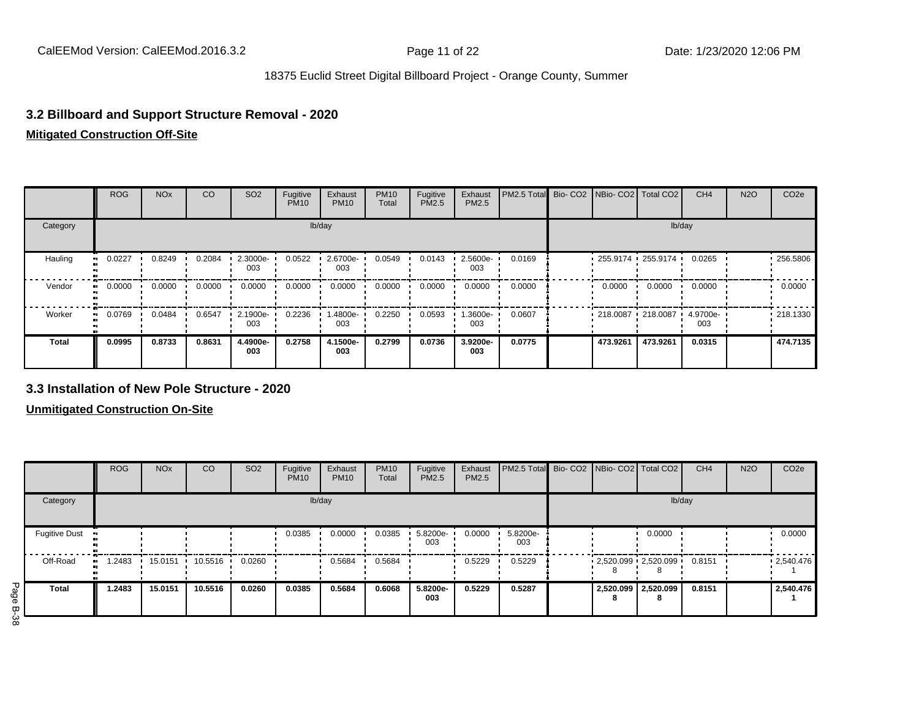### 3.2 Billboard and Support Structure Removal - 2020

**Mitigated Construction Off-Site**

| | ROG | NOx | CO | SO2 | Fugitive PM10 | Exhaust PM10 | PM10 Total | Fugitive PM2.5 | Exhaust PM2.5 | PM2.5 Total | Bio- CO2 | NBio- CO2 | Total CO2 | CH4 | N2O | CO2e |
|---|---|---|---|---|---|---|---|---|---|---|---|---|---|---|---|---|
| Category | lb/day | | | | | | | | | | lb/day | | | | | |
| Hauling | 0.0227 | 0.8249 | 0.2084 | 2.3000e-003 | 0.0522 | 2.6700e-003 | 0.0549 | 0.0143 | 2.5600e-003 | 0.0169 | | 255.9174 | 255.9174 | 0.0265 | | 256.5806 |
| Vendor | 0.0000 | 0.0000 | 0.0000 | 0.0000 | 0.0000 | 0.0000 | 0.0000 | 0.0000 | 0.0000 | 0.0000 | | 0.0000 | 0.0000 | 0.0000 | | 0.0000 |
| Worker | 0.0769 | 0.0484 | 0.6547 | 2.1900e-003 | 0.2236 | 1.4800e-003 | 0.2250 | 0.0593 | 1.3600e-003 | 0.0607 | | 218.0087 | 218.0087 | 4.9700e-003 | | 218.1330 |
| **Total** | **0.0995** | **0.8733** | **0.8631** | **4.4900e-003** | **0.2758** | **4.1500e-003** | **0.2799** | **0.0736** | **3.9200e-003** | **0.0775** | | **473.9261** | **473.9261** | **0.0315** | | **474.7135** |

### 3.3 Installation of New Pole Structure - 2020

**Unmitigated Construction On-Site**

| | ROG | NOx | CO | SO2 | Fugitive PM10 | Exhaust PM10 | PM10 Total | Fugitive PM2.5 | Exhaust PM2.5 | PM2.5 Total | Bio- CO2 | NBio- CO2 | Total CO2 | CH4 | N2O | CO2e |
|---|---|---|---|---|---|---|---|---|---|---|---|---|---|---|---|---|
| Category | lb/day | | | | | | | | | | lb/day | | | | | |
| Fugitive Dust | | | | | 0.0385 | 0.0000 | 0.0385 | 5.8200e-003 | 0.0000 | 5.8200e-003 | | | 0.0000 | | | 0.0000 |
| Off-Road | 1.2483 | 15.0151 | 10.5516 | 0.0260 | | 0.5684 | 0.5684 | | 0.5229 | 0.5229 | | 2,520.0998 | 2,520.0998 | 0.8151 | | 2,540.4761 |
| **Total** | **1.2483** | **15.0151** | **10.5516** | **0.0260** | **0.0385** | **0.5684** | **0.6068** | **5.8200e-003** | **0.5229** | **0.5287** | | **2,520.0998** | **2,520.0998** | **0.8151** | | **2,540.4761** |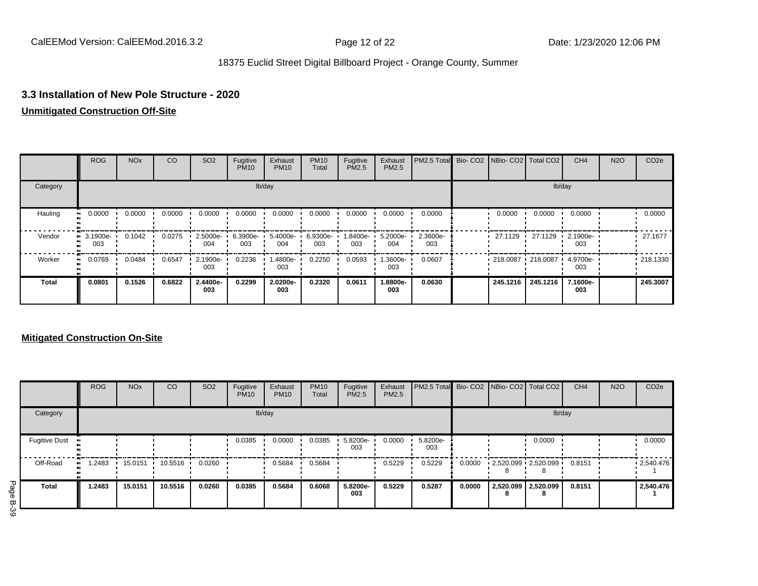## 3.3 Installation of New Pole Structure - 2020

**Unmitigated Construction Off-Site**

| | ROG | NOx | CO | SO2 | Fugitive PM10 | Exhaust PM10 | PM10 Total | Fugitive PM2.5 | Exhaust PM2.5 | PM2.5 Total | Bio- CO2 | NBio- CO2 | Total CO2 | CH4 | N2O | CO2e |
|---|---|---|---|---|---|---|---|---|---|---|---|---|---|---|---|---|
| Category | lb/day | | | | | | | | | | lb/day | | | | | |
| Hauling | 0.0000 | 0.0000 | 0.0000 | 0.0000 | 0.0000 | 0.0000 | 0.0000 | 0.0000 | 0.0000 | 0.0000 | | 0.0000 | 0.0000 | 0.0000 | | 0.0000 |
| Vendor | 3.1900e-003 | 0.1042 | 0.0275 | 2.5000e-004 | 6.3900e-003 | 5.4000e-004 | 6.9300e-003 | 1.8400e-003 | 5.2000e-004 | 2.3600e-003 | | 27.1129 | 27.1129 | 2.1900e-003 | | 27.1677 |
| Worker | 0.0769 | 0.0484 | 0.6547 | 2.1900e-003 | 0.2236 | 1.4800e-003 | 0.2250 | 0.0593 | 1.3600e-003 | 0.0607 | | 218.0087 | 218.0087 | 4.9700e-003 | | 218.1330 |
| **Total** | **0.0801** | **0.1526** | **0.6822** | **2.4400e-003** | **0.2299** | **2.0200e-003** | **0.2320** | **0.0611** | **1.8800e-003** | **0.0630** | | **245.1216** | **245.1216** | **7.1600e-003** | | **245.3007** |

**Mitigated Construction On-Site**

| | ROG | NOx | CO | SO2 | Fugitive PM10 | Exhaust PM10 | PM10 Total | Fugitive PM2.5 | Exhaust PM2.5 | PM2.5 Total | Bio- CO2 | NBio- CO2 | Total CO2 | CH4 | N2O | CO2e |
|---|---|---|---|---|---|---|---|---|---|---|---|---|---|---|---|---|
| Category | lb/day | | | | | | | | | | lb/day | | | | | |
| Fugitive Dust | | | | | 0.0385 | 0.0000 | 0.0385 | 5.8200e-003 | 0.0000 | 5.8200e-003 | | | 0.0000 | | | 0.0000 |
| Off-Road | 1.2483 | 15.0151 | 10.5516 | 0.0260 | | 0.5684 | 0.5684 | | 0.5229 | 0.5229 | 0.0000 | 2,520.0998 | 2,520.0998 | 0.8151 | | 2,540.4761 |
| **Total** | **1.2483** | **15.0151** | **10.5516** | **0.0260** | **0.0385** | **0.5684** | **0.6068** | **5.8200e-003** | **0.5229** | **0.5287** | **0.0000** | **2,520.0998** | **2,520.0998** | **0.8151** | | **2,540.4761** |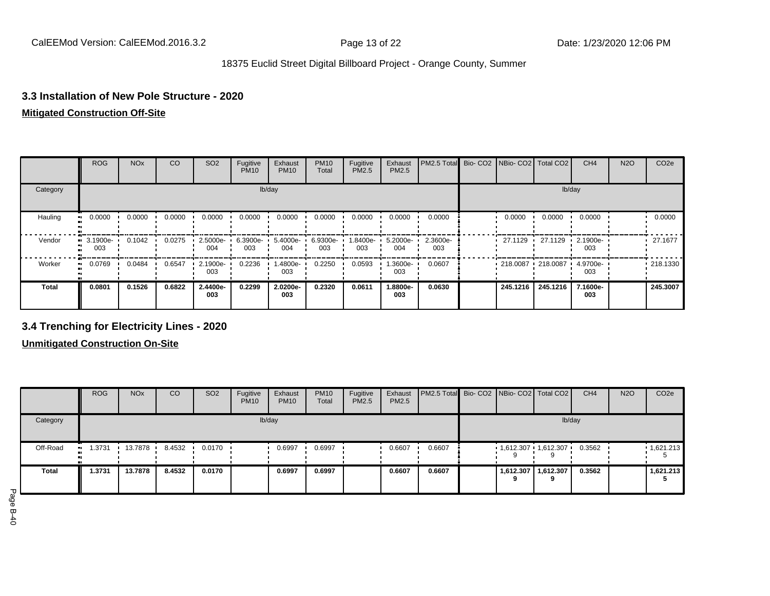## 3.3 Installation of New Pole Structure - 2020

**Mitigated Construction Off-Site**

| | ROG | NOx | CO | SO2 | Fugitive PM10 | Exhaust PM10 | PM10 Total | Fugitive PM2.5 | Exhaust PM2.5 | PM2.5 Total | Bio- CO2 | NBio- CO2 | Total CO2 | CH4 | N2O | CO2e |
|---|---|---|---|---|---|---|---|---|---|---|---|---|---|---|---|---|
| Category | lb/day | | | | | | | | | | lb/day | | | | | |
| Hauling | 0.0000 | 0.0000 | 0.0000 | 0.0000 | 0.0000 | 0.0000 | 0.0000 | 0.0000 | 0.0000 | 0.0000 | | 0.0000 | 0.0000 | 0.0000 | | 0.0000 |
| Vendor | 3.1900e-003 | 0.1042 | 0.0275 | 2.5000e-004 | 6.3900e-003 | 5.4000e-004 | 6.9300e-003 | 1.8400e-003 | 5.2000e-004 | 2.3600e-003 | | 27.1129 | 27.1129 | 2.1900e-003 | | 27.1677 |
| Worker | 0.0769 | 0.0484 | 0.6547 | 2.1900e-003 | 0.2236 | 1.4800e-003 | 0.2250 | 0.0593 | 1.3600e-003 | 0.0607 | | 218.0087 | 218.0087 | 4.9700e-003 | | 218.1330 |
| **Total** | **0.0801** | **0.1526** | **0.6822** | **2.4400e-003** | **0.2299** | **2.0200e-003** | **0.2320** | **0.0611** | **1.8800e-003** | **0.0630** | | **245.1216** | **245.1216** | **7.1600e-003** | | **245.3007** |

## 3.4 Trenching for Electricity Lines - 2020

**Unmitigated Construction On-Site**

| | ROG | NOx | CO | SO2 | Fugitive PM10 | Exhaust PM10 | PM10 Total | Fugitive PM2.5 | Exhaust PM2.5 | PM2.5 Total | Bio- CO2 | NBio- CO2 | Total CO2 | CH4 | N2O | CO2e |
|---|---|---|---|---|---|---|---|---|---|---|---|---|---|---|---|---|
| Category | lb/day | | | | | | | | | | lb/day | | | | | |
| Off-Road | 1.3731 | 13.7878 | 8.4532 | 0.0170 | | 0.6997 | 0.6997 | | 0.6607 | 0.6607 | | 1,612.3079 | 1,612.3079 | 0.3562 | | 1,621.2135 |
| **Total** | **1.3731** | **13.7878** | **8.4532** | **0.0170** | | **0.6997** | **0.6997** | | **0.6607** | **0.6607** | | **1,612.3079** | **1,612.3079** | **0.3562** | | **1,621.2135** |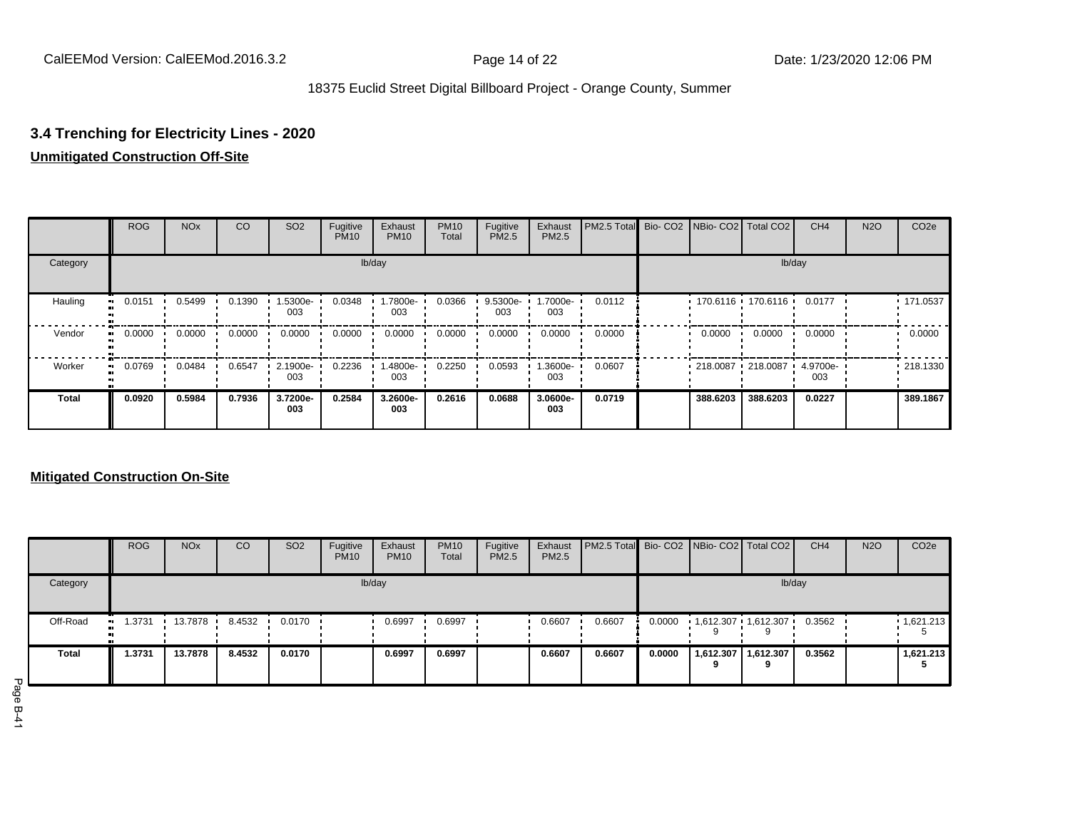### 3.4 Trenching for Electricity Lines - 2020

**Unmitigated Construction Off-Site**

| | ROG | NOx | CO | SO2 | Fugitive PM10 | Exhaust PM10 | PM10 Total | Fugitive PM2.5 | Exhaust PM2.5 | PM2.5 Total | Bio- CO2 | NBio- CO2 | Total CO2 | CH4 | N2O | CO2e |
|---|---|---|---|---|---|---|---|---|---|---|---|---|---|---|---|---|
| Category | | | | | lb/day | | | | | | | | | lb/day | | |
| Hauling | 0.0151 | 0.5499 | 0.1390 | 1.5300e-003 | 0.0348 | 1.7800e-003 | 0.0366 | 9.5300e-003 | 1.7000e-003 | 0.0112 | | 170.6116 | 170.6116 | 0.0177 | | 171.0537 |
| Vendor | 0.0000 | 0.0000 | 0.0000 | 0.0000 | 0.0000 | 0.0000 | 0.0000 | 0.0000 | 0.0000 | 0.0000 | | 0.0000 | 0.0000 | 0.0000 | | 0.0000 |
| Worker | 0.0769 | 0.0484 | 0.6547 | 2.1900e-003 | 0.2236 | 1.4800e-003 | 0.2250 | 0.0593 | 1.3600e-003 | 0.0607 | | 218.0087 | 218.0087 | 4.9700e-003 | | 218.1330 |
| **Total** | **0.0920** | **0.5984** | **0.7936** | **3.7200e-003** | **0.2584** | **3.2600e-003** | **0.2616** | **0.0688** | **3.0600e-003** | **0.0719** | | **388.6203** | **388.6203** | **0.0227** | | **389.1867** |

**Mitigated Construction On-Site**

| | ROG | NOx | CO | SO2 | Fugitive PM10 | Exhaust PM10 | PM10 Total | Fugitive PM2.5 | Exhaust PM2.5 | PM2.5 Total | Bio- CO2 | NBio- CO2 | Total CO2 | CH4 | N2O | CO2e |
|---|---|---|---|---|---|---|---|---|---|---|---|---|---|---|---|---|
| Category | | | | | lb/day | | | | | | | | | lb/day | | |
| Off-Road | 1.3731 | 13.7878 | 8.4532 | 0.0170 | | 0.6997 | 0.6997 | | 0.6607 | 0.6607 | 0.0000 | 1,612.3079 | 1,612.3079 | 0.3562 | | 1,621.2135 |
| **Total** | **1.3731** | **13.7878** | **8.4532** | **0.0170** | | **0.6997** | **0.6997** | | **0.6607** | **0.6607** | **0.0000** | **1,612.3079** | **1,612.3079** | **0.3562** | | **1,621.2135** |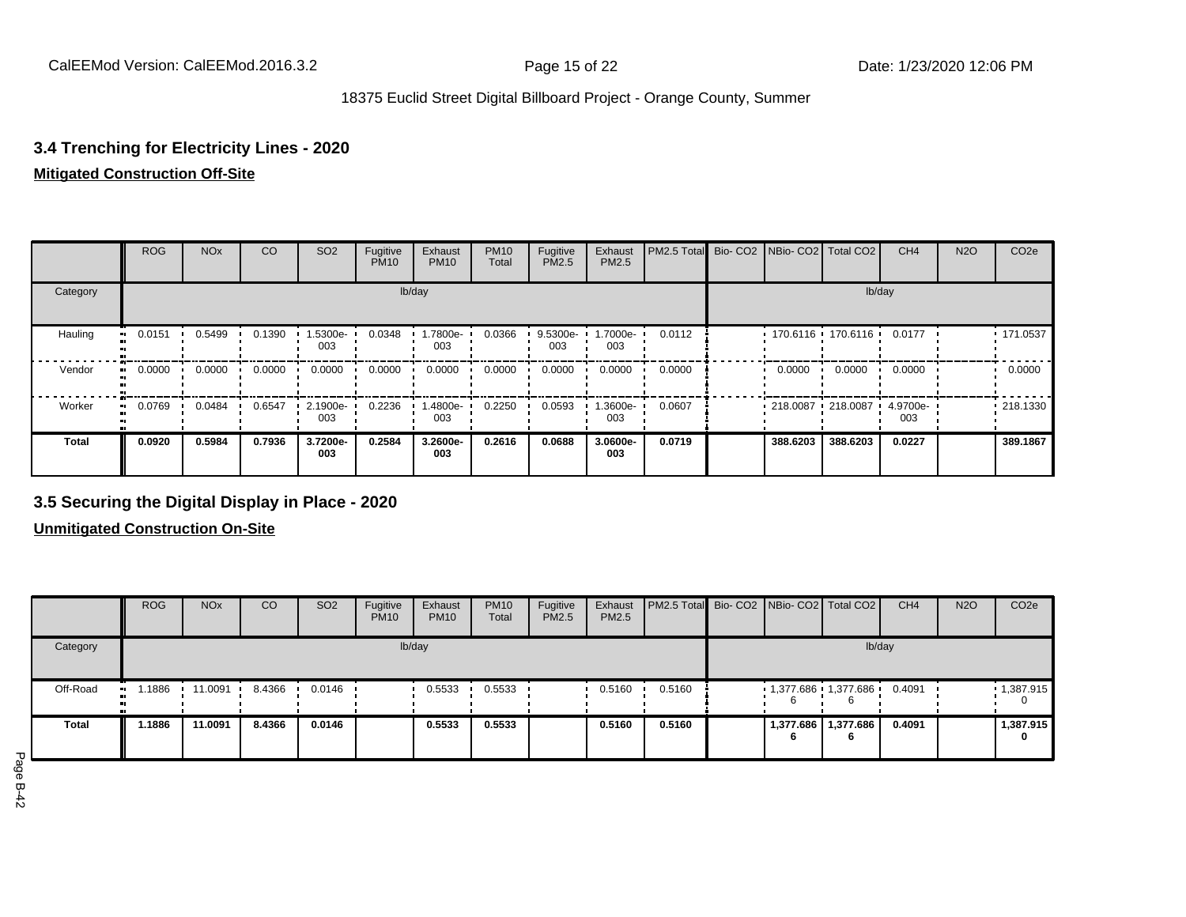## 3.4 Trenching for Electricity Lines - 2020

**Mitigated Construction Off-Site**

| | ROG | NOx | CO | SO2 | Fugitive PM10 | Exhaust PM10 | PM10 Total | Fugitive PM2.5 | Exhaust PM2.5 | PM2.5 Total | Bio- CO2 | NBio- CO2 | Total CO2 | CH4 | N2O | CO2e |
|---|---|---|---|---|---|---|---|---|---|---|---|---|---|---|---|---|
| Category | lb/day | | | | | | | | | | lb/day | | | | | |
| Hauling | 0.0151 | 0.5499 | 0.1390 | 1.5300e-003 | 0.0348 | 1.7800e-003 | 0.0366 | 9.5300e-003 | 1.7000e-003 | 0.0112 | | 170.6116 | 170.6116 | 0.0177 | | 171.0537 |
| Vendor | 0.0000 | 0.0000 | 0.0000 | 0.0000 | 0.0000 | 0.0000 | 0.0000 | 0.0000 | 0.0000 | 0.0000 | | 0.0000 | 0.0000 | 0.0000 | | 0.0000 |
| Worker | 0.0769 | 0.0484 | 0.6547 | 2.1900e-003 | 0.2236 | 1.4800e-003 | 0.2250 | 0.0593 | 1.3600e-003 | 0.0607 | | 218.0087 | 218.0087 | 4.9700e-003 | | 218.1330 |
| **Total** | **0.0920** | **0.5984** | **0.7936** | **3.7200e-003** | **0.2584** | **3.2600e-003** | **0.2616** | **0.0688** | **3.0600e-003** | **0.0719** | | **388.6203** | **388.6203** | **0.0227** | | **389.1867** |

## 3.5 Securing the Digital Display in Place - 2020

**Unmitigated Construction On-Site**

| | ROG | NOx | CO | SO2 | Fugitive PM10 | Exhaust PM10 | PM10 Total | Fugitive PM2.5 | Exhaust PM2.5 | PM2.5 Total | Bio- CO2 | NBio- CO2 | Total CO2 | CH4 | N2O | CO2e |
|---|---|---|---|---|---|---|---|---|---|---|---|---|---|---|---|---|
| Category | lb/day | | | | | | | | | | lb/day | | | | | |
| Off-Road | 1.1886 | 11.0091 | 8.4366 | 0.0146 | | 0.5533 | 0.5533 | | 0.5160 | 0.5160 | | 1,377.6866 | 1,377.6866 | 0.4091 | | 1,387.9150 |
| **Total** | **1.1886** | **11.0091** | **8.4366** | **0.0146** | | **0.5533** | **0.5533** | | **0.5160** | **0.5160** | | **1,377.6866** | **1,377.6866** | **0.4091** | | **1,387.9150** |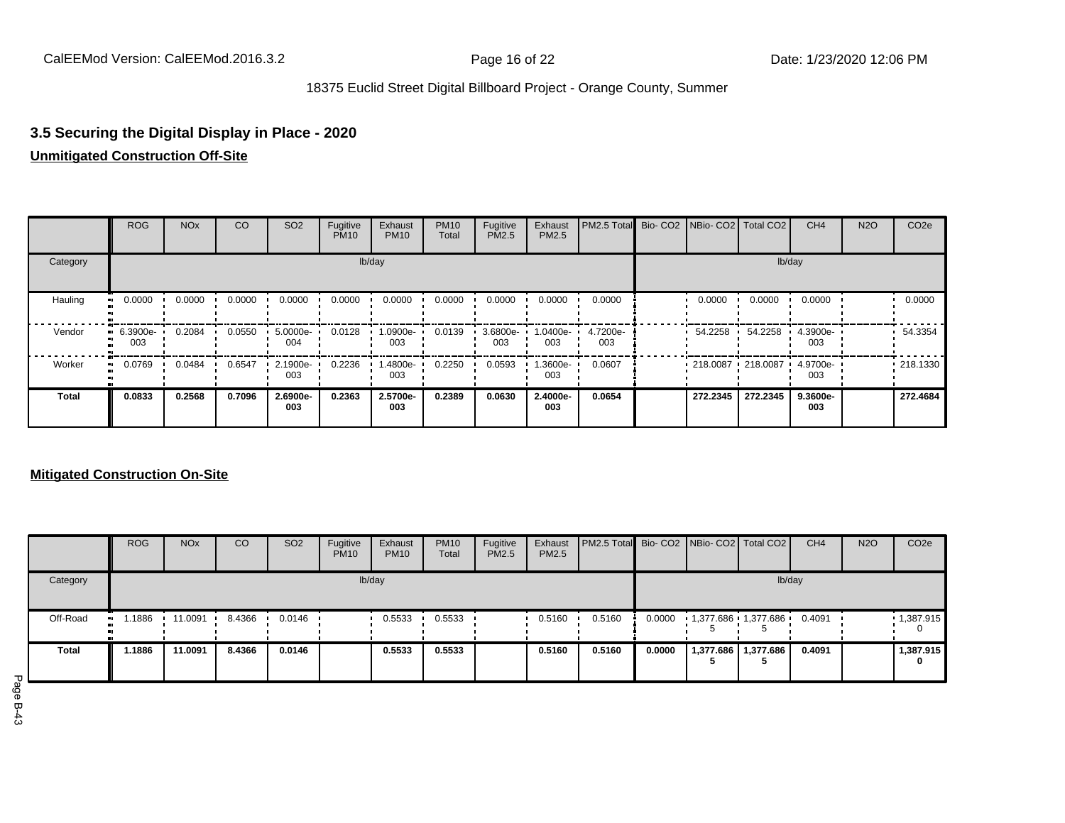### 3.5 Securing the Digital Display in Place - 2020

**Unmitigated Construction Off-Site**

| | ROG | NOx | CO | SO2 | Fugitive PM10 | Exhaust PM10 | PM10 Total | Fugitive PM2.5 | Exhaust PM2.5 | PM2.5 Total | Bio- CO2 | NBio- CO2 | Total CO2 | CH4 | N2O | CO2e |
|---|---|---|---|---|---|---|---|---|---|---|---|---|---|---|---|---|
| Category | lb/day | | | | | | | | | | lb/day | | | | | |
| Hauling | 0.0000 | 0.0000 | 0.0000 | 0.0000 | 0.0000 | 0.0000 | 0.0000 | 0.0000 | 0.0000 | 0.0000 | | 0.0000 | 0.0000 | 0.0000 | | 0.0000 |
| Vendor | 6.3900e-003 | 0.2084 | 0.0550 | 5.0000e-004 | 0.0128 | 1.0900e-003 | 0.0139 | 3.6800e-003 | 1.0400e-003 | 4.7200e-003 | | 54.2258 | 54.2258 | 4.3900e-003 | | 54.3354 |
| Worker | 0.0769 | 0.0484 | 0.6547 | 2.1900e-003 | 0.2236 | 1.4800e-003 | 0.2250 | 0.0593 | 1.3600e-003 | 0.0607 | | 218.0087 | 218.0087 | 4.9700e-003 | | 218.1330 |
| **Total** | **0.0833** | **0.2568** | **0.7096** | **2.6900e-003** | **0.2363** | **2.5700e-003** | **0.2389** | **0.0630** | **2.4000e-003** | **0.0654** | | **272.2345** | **272.2345** | **9.3600e-003** | | **272.4684** |

**Mitigated Construction On-Site**

| | ROG | NOx | CO | SO2 | Fugitive PM10 | Exhaust PM10 | PM10 Total | Fugitive PM2.5 | Exhaust PM2.5 | PM2.5 Total | Bio- CO2 | NBio- CO2 | Total CO2 | CH4 | N2O | CO2e |
|---|---|---|---|---|---|---|---|---|---|---|---|---|---|---|---|---|
| Category | lb/day | | | | | | | | | | lb/day | | | | | |
| Off-Road | 1.1886 | 11.0091 | 8.4366 | 0.0146 | | 0.5533 | 0.5533 | | 0.5160 | 0.5160 | 0.0000 | 1,377.6865 | 1,377.6865 | 0.4091 | | 1,387.9150 |
| **Total** | **1.1886** | **11.0091** | **8.4366** | **0.0146** | | **0.5533** | **0.5533** | | **0.5160** | **0.5160** | **0.0000** | **1,377.6865** | **1,377.6865** | **0.4091** | | **1,387.9150** |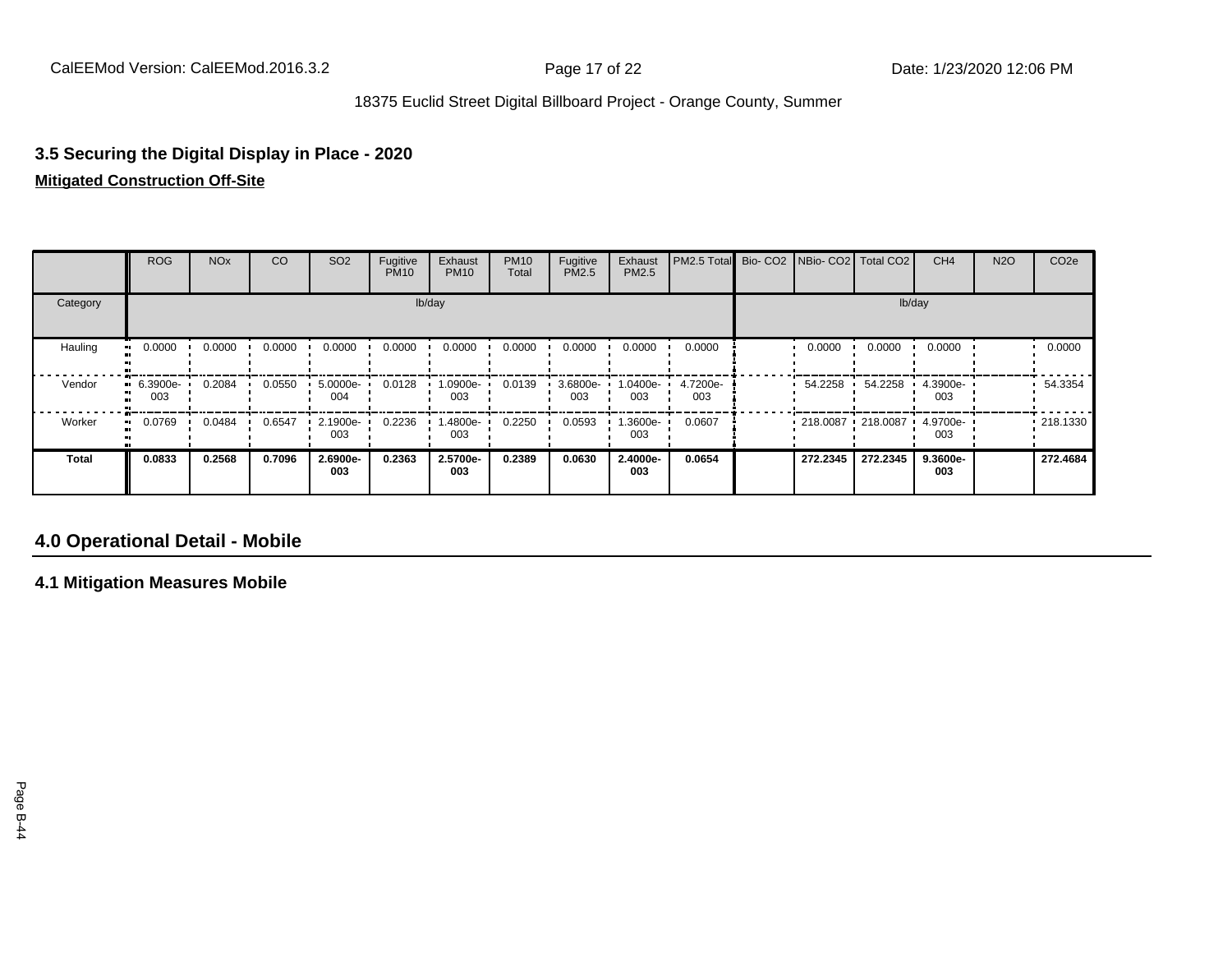### 3.5 Securing the Digital Display in Place - 2020

**Mitigated Construction Off-Site**

| | ROG | NOx | CO | SO2 | Fugitive PM10 | Exhaust PM10 | PM10 Total | Fugitive PM2.5 | Exhaust PM2.5 | PM2.5 Total | Bio- CO2 | NBio- CO2 | Total CO2 | CH4 | N2O | CO2e |
|---|---|---|---|---|---|---|---|---|---|---|---|---|---|---|---|---|
| Category | | | | | lb/day | | | | | | | | | lb/day | | |
| Hauling | 0.0000 | 0.0000 | 0.0000 | 0.0000 | 0.0000 | 0.0000 | 0.0000 | 0.0000 | 0.0000 | 0.0000 | | 0.0000 | 0.0000 | 0.0000 | | 0.0000 |
| Vendor | 6.3900e-003 | 0.2084 | 0.0550 | 5.0000e-004 | 0.0128 | 1.0900e-003 | 0.0139 | 3.6800e-003 | 1.0400e-003 | 4.7200e-003 | | 54.2258 | 54.2258 | 4.3900e-003 | | 54.3354 |
| Worker | 0.0769 | 0.0484 | 0.6547 | 2.1900e-003 | 0.2236 | 1.4800e-003 | 0.2250 | 0.0593 | 1.3600e-003 | 0.0607 | | 218.0087 | 218.0087 | 4.9700e-003 | | 218.1330 |
| **Total** | **0.0833** | **0.2568** | **0.7096** | **2.6900e-003** | **0.2363** | **2.5700e-003** | **0.2389** | **0.0630** | **2.4000e-003** | **0.0654** | | **272.2345** | **272.2345** | **9.3600e-003** | | **272.4684** |

## 4.0 Operational Detail - Mobile

### 4.1 Mitigation Measures Mobile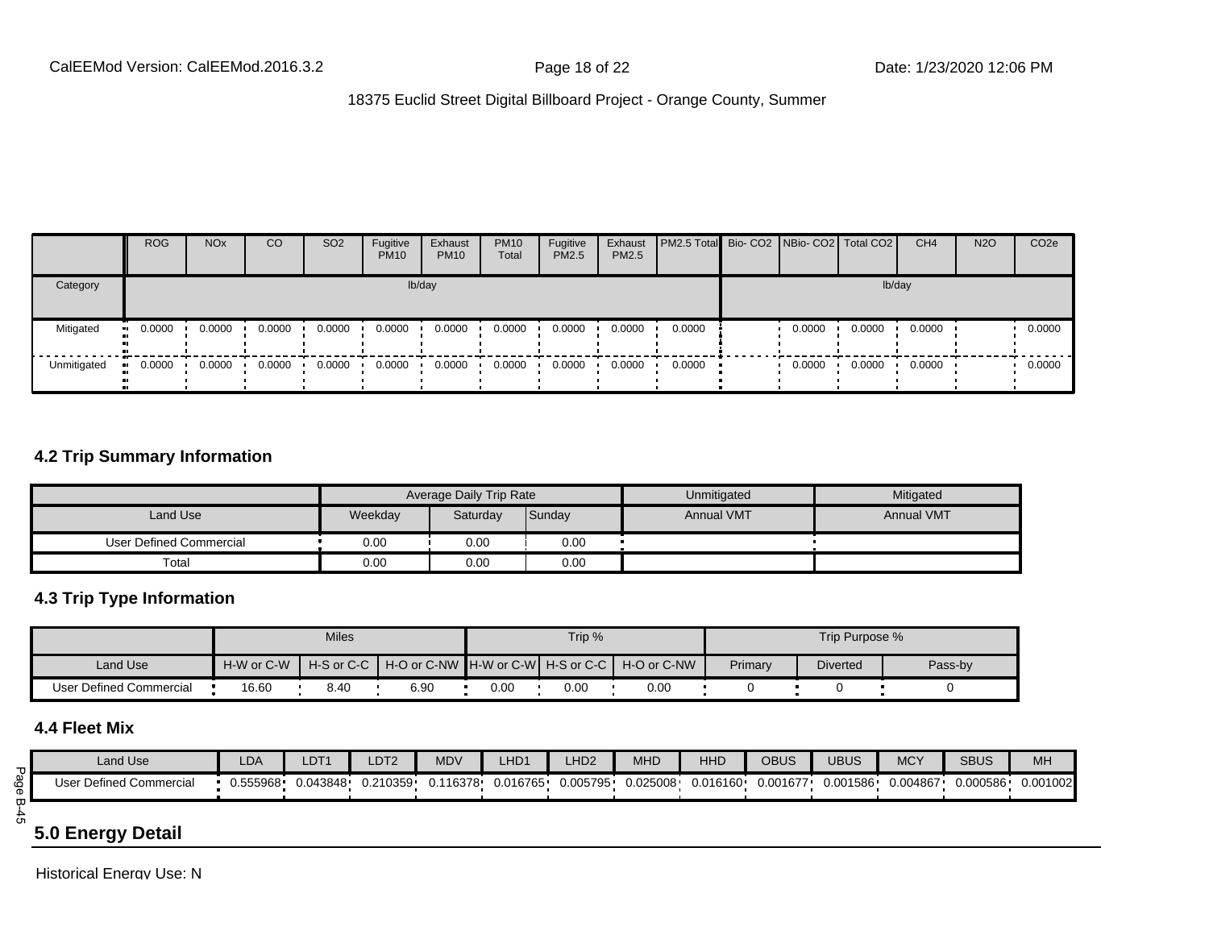| | ROG | NOx | CO | SO2 | Fugitive PM10 | Exhaust PM10 | PM10 Total | Fugitive PM2.5 | Exhaust PM2.5 | PM2.5 Total | Bio- CO2 | NBio- CO2 | Total CO2 | CH4 | N2O | CO2e |
|---|---|---|---|---|---|---|---|---|---|---|---|---|---|---|---|---|
| Category | lb/day | | | | | | | | | | lb/day | | | | | |
| Mitigated | 0.0000 | 0.0000 | 0.0000 | 0.0000 | 0.0000 | 0.0000 | 0.0000 | 0.0000 | 0.0000 | 0.0000 | | 0.0000 | 0.0000 | 0.0000 | | 0.0000 |
| Unmitigated | 0.0000 | 0.0000 | 0.0000 | 0.0000 | 0.0000 | 0.0000 | 0.0000 | 0.0000 | 0.0000 | 0.0000 | | 0.0000 | 0.0000 | 0.0000 | | 0.0000 |

### 4.2 Trip Summary Information

| | Average Daily Trip Rate | | | Unmitigated | Mitigated |
|---|---|---|---|---|---|
| Land Use | Weekday | Saturday | Sunday | Annual VMT | Annual VMT |
| User Defined Commercial | 0.00 | 0.00 | 0.00 | | |
| Total | 0.00 | 0.00 | 0.00 | | |

### 4.3 Trip Type Information

| | Miles | | | Trip % | | | Trip Purpose % | | |
|---|---|---|---|---|---|---|---|---|---|
| Land Use | H-W or C-W | H-S or C-C | H-O or C-NW | H-W or C-W | H-S or C-C | H-O or C-NW | Primary | Diverted | Pass-by |
| User Defined Commercial | 16.60 | 8.40 | 6.90 | 0.00 | 0.00 | 0.00 | 0 | 0 | 0 |

### 4.4 Fleet Mix

| Land Use | LDA | LDT1 | LDT2 | MDV | LHD1 | LHD2 | MHD | HHD | OBUS | UBUS | MCY | SBUS | MH |
|---|---|---|---|---|---|---|---|---|---|---|---|---|---|
| User Defined Commercial | 0.555968 | 0.043848 | 0.210359 | 0.116378 | 0.016765 | 0.005795 | 0.025008 | 0.016160 | 0.001677 | 0.001586 | 0.004867 | 0.000586 | 0.001002 |

## 5.0 Energy Detail

Historical Energy Use: N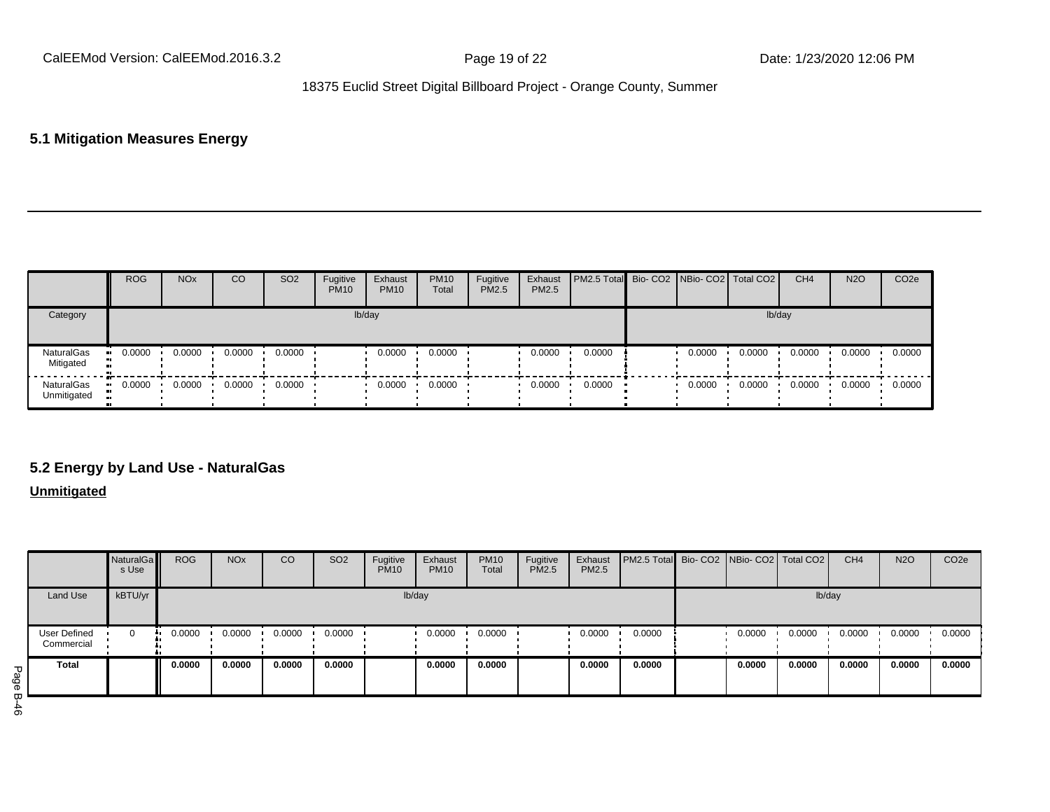## 5.1 Mitigation Measures Energy

| | ROG | NOx | CO | SO2 | Fugitive PM10 | Exhaust PM10 | PM10 Total | Fugitive PM2.5 | Exhaust PM2.5 | PM2.5 Total | Bio- CO2 | NBio- CO2 | Total CO2 | CH4 | N2O | CO2e |
|---|---|---|---|---|---|---|---|---|---|---|---|---|---|---|---|---|
| Category | lb/day | | | | | | | | | | lb/day | | | | | |
| NaturalGas Mitigated | 0.0000 | 0.0000 | 0.0000 | 0.0000 | | 0.0000 | 0.0000 | | 0.0000 | 0.0000 | | 0.0000 | 0.0000 | 0.0000 | 0.0000 | 0.0000 |
| NaturalGas Unmitigated | 0.0000 | 0.0000 | 0.0000 | 0.0000 | | 0.0000 | 0.0000 | | 0.0000 | 0.0000 | | 0.0000 | 0.0000 | 0.0000 | 0.0000 | 0.0000 |

## 5.2 Energy by Land Use - NaturalGas

**Unmitigated**

| | NaturalGas Use | ROG | NOx | CO | SO2 | Fugitive PM10 | Exhaust PM10 | PM10 Total | Fugitive PM2.5 | Exhaust PM2.5 | PM2.5 Total | Bio- CO2 | NBio- CO2 | Total CO2 | CH4 | N2O | CO2e |
|---|---|---|---|---|---|---|---|---|---|---|---|---|---|---|---|---|---|
| Land Use | kBTU/yr | lb/day | | | | | | | | | | lb/day | | | | | |
| User Defined Commercial | 0 | 0.0000 | 0.0000 | 0.0000 | 0.0000 | | 0.0000 | 0.0000 | | 0.0000 | 0.0000 | | 0.0000 | 0.0000 | 0.0000 | 0.0000 | 0.0000 |
| **Total** | | **0.0000** | **0.0000** | **0.0000** | **0.0000** | | **0.0000** | **0.0000** | | **0.0000** | **0.0000** | | **0.0000** | **0.0000** | **0.0000** | **0.0000** | **0.0000** |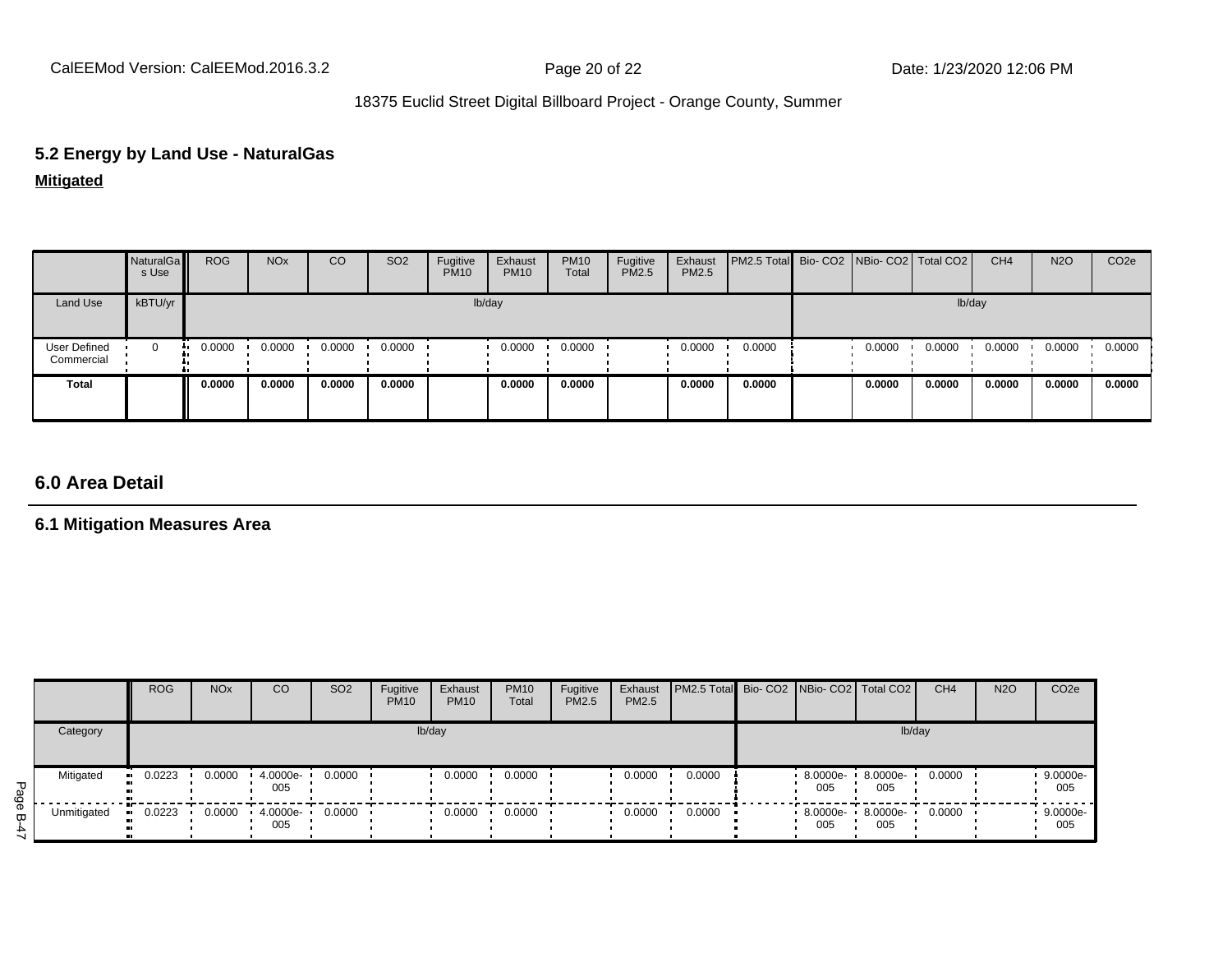## 5.2 Energy by Land Use - NaturalGas

**Mitigated**

| | NaturalGas Use | ROG | NOx | CO | SO2 | Fugitive PM10 | Exhaust PM10 | PM10 Total | Fugitive PM2.5 | Exhaust PM2.5 | PM2.5 Total | Bio- CO2 | NBio- CO2 | Total CO2 | CH4 | N2O | CO2e |
|---|---|---|---|---|---|---|---|---|---|---|---|---|---|---|---|---|---|
| Land Use | kBTU/yr | lb/day | | | | | | | | | | lb/day | | | | | |
| User Defined Commercial | 0 | 0.0000 | 0.0000 | 0.0000 | 0.0000 | | 0.0000 | 0.0000 | | 0.0000 | 0.0000 | | 0.0000 | 0.0000 | 0.0000 | 0.0000 | 0.0000 |
| **Total** | | **0.0000** | **0.0000** | **0.0000** | **0.0000** | | **0.0000** | **0.0000** | | **0.0000** | **0.0000** | | **0.0000** | **0.0000** | **0.0000** | **0.0000** | **0.0000** |

## 6.0 Area Detail

### 6.1 Mitigation Measures Area

| | ROG | NOx | CO | SO2 | Fugitive PM10 | Exhaust PM10 | PM10 Total | Fugitive PM2.5 | Exhaust PM2.5 | PM2.5 Total | Bio- CO2 | NBio- CO2 | Total CO2 | CH4 | N2O | CO2e |
|---|---|---|---|---|---|---|---|---|---|---|---|---|---|---|---|---|
| Category | lb/day | | | | | | | | | | lb/day | | | | | |
| Mitigated | 0.0223 | 0.0000 | 4.0000e-005 | 0.0000 | | 0.0000 | 0.0000 | | 0.0000 | 0.0000 | | 8.0000e-005 | 8.0000e-005 | 0.0000 | | 9.0000e-005 |
| Unmitigated | 0.0223 | 0.0000 | 4.0000e-005 | 0.0000 | | 0.0000 | 0.0000 | | 0.0000 | 0.0000 | | 8.0000e-005 | 8.0000e-005 | 0.0000 | | 9.0000e-005 |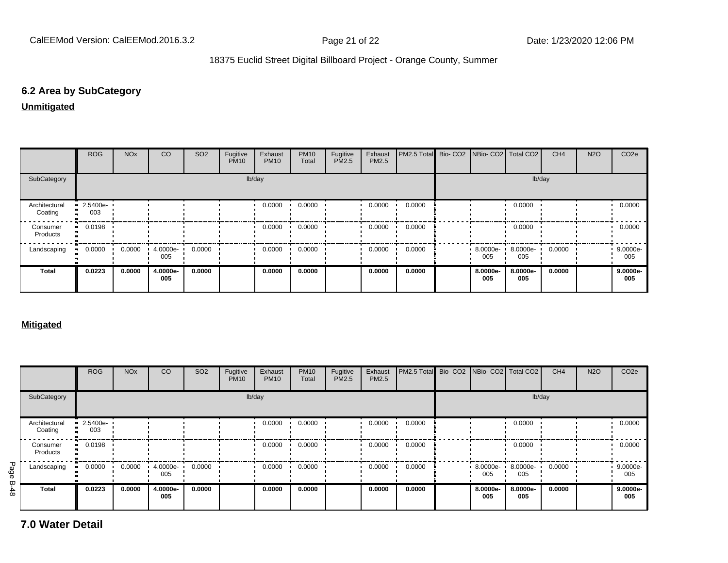## 6.2 Area by SubCategory

**Unmitigated**

| | ROG | NOx | CO | SO2 | Fugitive PM10 | Exhaust PM10 | PM10 Total | Fugitive PM2.5 | Exhaust PM2.5 | PM2.5 Total | Bio- CO2 | NBio- CO2 | Total CO2 | CH4 | N2O | CO2e |
|---|---|---|---|---|---|---|---|---|---|---|---|---|---|---|---|---|
| SubCategory | lb/day | | | | | | | | | | lb/day | | | | | |
| Architectural Coating | 2.5400e-003 | | | | | 0.0000 | 0.0000 | | 0.0000 | 0.0000 | | | 0.0000 | | | 0.0000 |
| Consumer Products | 0.0198 | | | | | 0.0000 | 0.0000 | | 0.0000 | 0.0000 | | | 0.0000 | | | 0.0000 |
| Landscaping | 0.0000 | 0.0000 | 4.0000e-005 | 0.0000 | | 0.0000 | 0.0000 | | 0.0000 | 0.0000 | | 8.0000e-005 | 8.0000e-005 | 0.0000 | | 9.0000e-005 |
| **Total** | **0.0223** | **0.0000** | **4.0000e-005** | **0.0000** | | **0.0000** | **0.0000** | | **0.0000** | **0.0000** | | **8.0000e-005** | **8.0000e-005** | **0.0000** | | **9.0000e-005** |

**Mitigated**

| | ROG | NOx | CO | SO2 | Fugitive PM10 | Exhaust PM10 | PM10 Total | Fugitive PM2.5 | Exhaust PM2.5 | PM2.5 Total | Bio- CO2 | NBio- CO2 | Total CO2 | CH4 | N2O | CO2e |
|---|---|---|---|---|---|---|---|---|---|---|---|---|---|---|---|---|
| SubCategory | lb/day | | | | | | | | | | lb/day | | | | | |
| Architectural Coating | 2.5400e-003 | | | | | 0.0000 | 0.0000 | | 0.0000 | 0.0000 | | | 0.0000 | | | 0.0000 |
| Consumer Products | 0.0198 | | | | | 0.0000 | 0.0000 | | 0.0000 | 0.0000 | | | 0.0000 | | | 0.0000 |
| Landscaping | 0.0000 | 0.0000 | 4.0000e-005 | 0.0000 | | 0.0000 | 0.0000 | | 0.0000 | 0.0000 | | 8.0000e-005 | 8.0000e-005 | 0.0000 | | 9.0000e-005 |
| **Total** | **0.0223** | **0.0000** | **4.0000e-005** | **0.0000** | | **0.0000** | **0.0000** | | **0.0000** | **0.0000** | | **8.0000e-005** | **8.0000e-005** | **0.0000** | | **9.0000e-005** |

# 7.0 Water Detail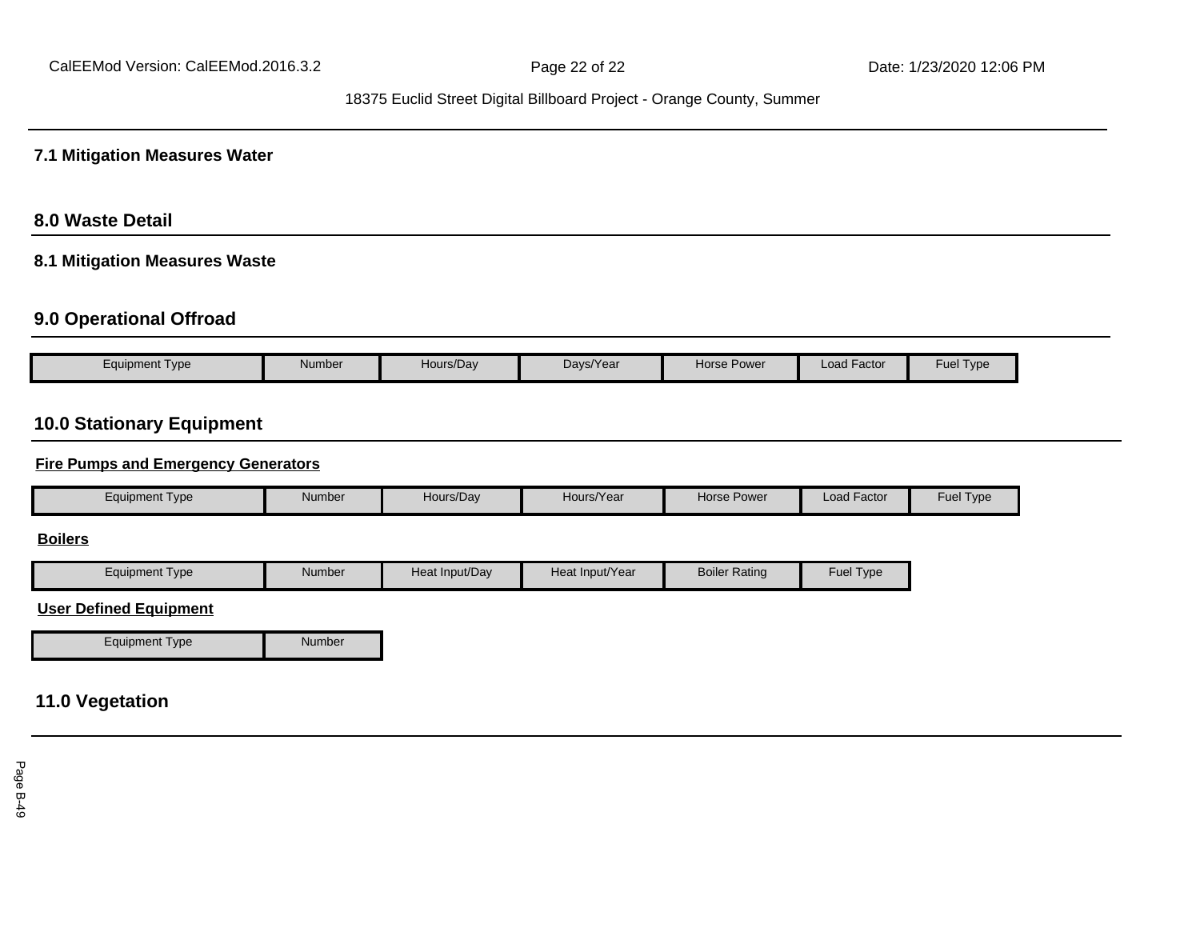### 7.1 Mitigation Measures Water

## 8.0 Waste Detail

### 8.1 Mitigation Measures Waste

## 9.0 Operational Offroad

| Equipment Type | Number | Hours/Day | Days/Year | Horse Power | Load Factor | Fuel Type |
|---|---|---|---|---|---|---|

## 10.0 Stationary Equipment

**Fire Pumps and Emergency Generators**

| Equipment Type | Number | Hours/Day | Hours/Year | Horse Power | Load Factor | Fuel Type |
|---|---|---|---|---|---|---|

**Boilers**

| Equipment Type | Number | Heat Input/Day | Heat Input/Year | Boiler Rating | Fuel Type |
|---|---|---|---|---|---|

**User Defined Equipment**

| Equipment Type | Number |
|---|---|

## 11.0 Vegetation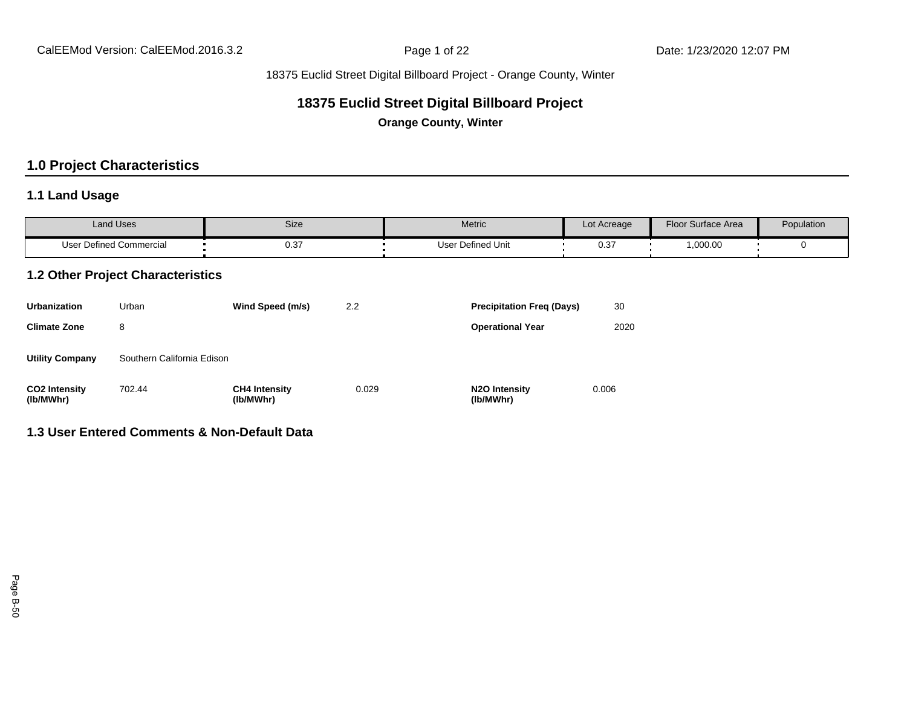18375 Euclid Street Digital Billboard Project - Orange County, Winter

# 18375 Euclid Street Digital Billboard Project

**Orange County, Winter**

## 1.0 Project Characteristics

### 1.1 Land Usage

| Land Uses | Size | Metric | Lot Acreage | Floor Surface Area | Population |
|---|---|---|---|---|---|
| User Defined Commercial | 0.37 | User Defined Unit | 0.37 | 1,000.00 | 0 |

### 1.2 Other Project Characteristics

| | | | | | |
|---|---|---|---|---|---|
| **Urbanization** | Urban | **Wind Speed (m/s)** | 2.2 | **Precipitation Freq (Days)** | 30 |
| **Climate Zone** | 8 | | | **Operational Year** | 2020 |
| **Utility Company** | Southern California Edison | | | | |
| **CO2 Intensity (lb/MWhr)** | 702.44 | **CH4 Intensity (lb/MWhr)** | 0.029 | **N2O Intensity (lb/MWhr)** | 0.006 |

### 1.3 User Entered Comments & Non-Default Data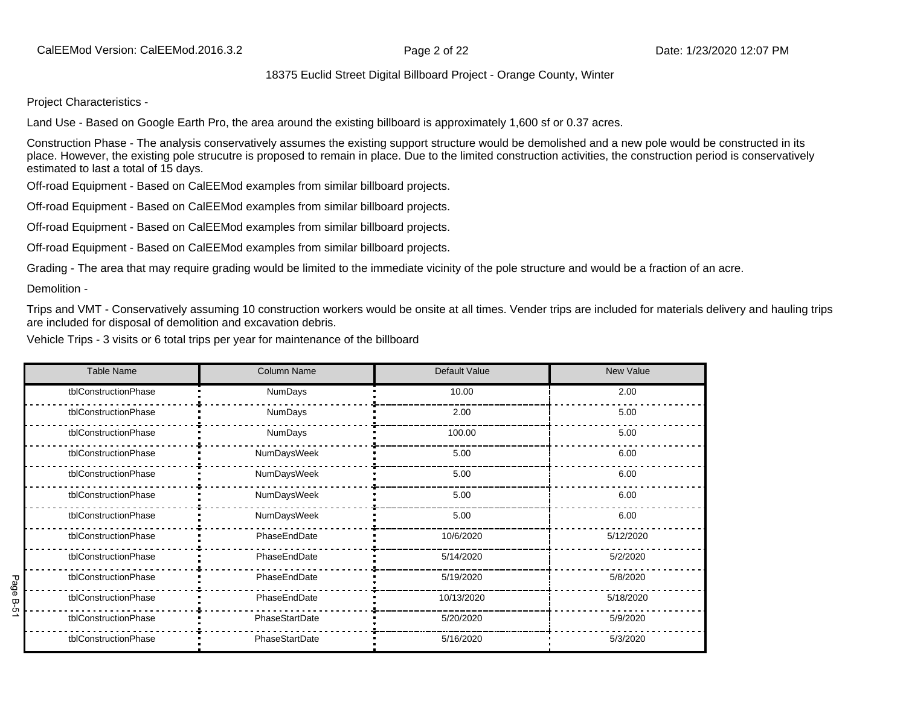18375 Euclid Street Digital Billboard Project - Orange County, Winter

Project Characteristics -

Land Use - Based on Google Earth Pro, the area around the existing billboard is approximately 1,600 sf or 0.37 acres.

Construction Phase - The analysis conservatively assumes the existing support structure would be demolished and a new pole would be constructed in its place. However, the existing pole strucutre is proposed to remain in place. Due to the limited construction activities, the construction period is conservatively estimated to last a total of 15 days.

Off-road Equipment - Based on CalEEMod examples from similar billboard projects.

Off-road Equipment - Based on CalEEMod examples from similar billboard projects.

Off-road Equipment - Based on CalEEMod examples from similar billboard projects.

Off-road Equipment - Based on CalEEMod examples from similar billboard projects.

Grading - The area that may require grading would be limited to the immediate vicinity of the pole structure and would be a fraction of an acre.

Demolition -

Trips and VMT - Conservatively assuming 10 construction workers would be onsite at all times. Vender trips are included for materials delivery and hauling trips are included for disposal of demolition and excavation debris.

Vehicle Trips - 3 visits or 6 total trips per year for maintenance of the billboard

| Table Name | Column Name | Default Value | New Value |
|---|---|---|---|
| tblConstructionPhase | NumDays | 10.00 | 2.00 |
| tblConstructionPhase | NumDays | 2.00 | 5.00 |
| tblConstructionPhase | NumDays | 100.00 | 5.00 |
| tblConstructionPhase | NumDaysWeek | 5.00 | 6.00 |
| tblConstructionPhase | NumDaysWeek | 5.00 | 6.00 |
| tblConstructionPhase | NumDaysWeek | 5.00 | 6.00 |
| tblConstructionPhase | NumDaysWeek | 5.00 | 6.00 |
| tblConstructionPhase | PhaseEndDate | 10/6/2020 | 5/12/2020 |
| tblConstructionPhase | PhaseEndDate | 5/14/2020 | 5/2/2020 |
| tblConstructionPhase | PhaseEndDate | 5/19/2020 | 5/8/2020 |
| tblConstructionPhase | PhaseEndDate | 10/13/2020 | 5/18/2020 |
| tblConstructionPhase | PhaseStartDate | 5/20/2020 | 5/9/2020 |
| tblConstructionPhase | PhaseStartDate | 5/16/2020 | 5/3/2020 |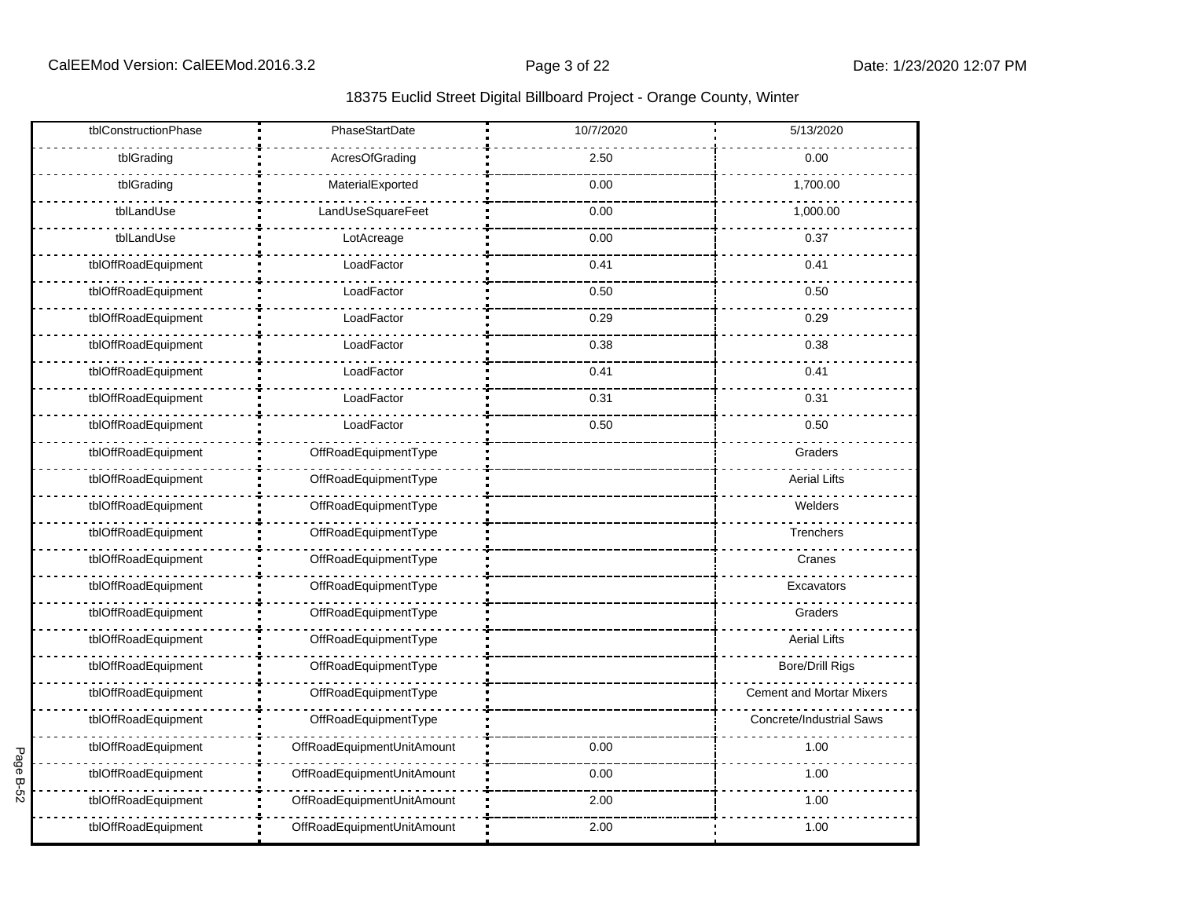18375 Euclid Street Digital Billboard Project - Orange County, Winter

| tblConstructionPhase | PhaseStartDate | 10/7/2020 | 5/13/2020 |
|---|---|---|---|
| tblGrading | AcresOfGrading | 2.50 | 0.00 |
| tblGrading | MaterialExported | 0.00 | 1,700.00 |
| tblLandUse | LandUseSquareFeet | 0.00 | 1,000.00 |
| tblLandUse | LotAcreage | 0.00 | 0.37 |
| tblOffRoadEquipment | LoadFactor | 0.41 | 0.41 |
| tblOffRoadEquipment | LoadFactor | 0.50 | 0.50 |
| tblOffRoadEquipment | LoadFactor | 0.29 | 0.29 |
| tblOffRoadEquipment | LoadFactor | 0.38 | 0.38 |
| tblOffRoadEquipment | LoadFactor | 0.41 | 0.41 |
| tblOffRoadEquipment | LoadFactor | 0.31 | 0.31 |
| tblOffRoadEquipment | LoadFactor | 0.50 | 0.50 |
| tblOffRoadEquipment | OffRoadEquipmentType | | Graders |
| tblOffRoadEquipment | OffRoadEquipmentType | | Aerial Lifts |
| tblOffRoadEquipment | OffRoadEquipmentType | | Welders |
| tblOffRoadEquipment | OffRoadEquipmentType | | Trenchers |
| tblOffRoadEquipment | OffRoadEquipmentType | | Cranes |
| tblOffRoadEquipment | OffRoadEquipmentType | | Excavators |
| tblOffRoadEquipment | OffRoadEquipmentType | | Graders |
| tblOffRoadEquipment | OffRoadEquipmentType | | Aerial Lifts |
| tblOffRoadEquipment | OffRoadEquipmentType | | Bore/Drill Rigs |
| tblOffRoadEquipment | OffRoadEquipmentType | | Cement and Mortar Mixers |
| tblOffRoadEquipment | OffRoadEquipmentType | | Concrete/Industrial Saws |
| tblOffRoadEquipment | OffRoadEquipmentUnitAmount | 0.00 | 1.00 |
| tblOffRoadEquipment | OffRoadEquipmentUnitAmount | 0.00 | 1.00 |
| tblOffRoadEquipment | OffRoadEquipmentUnitAmount | 2.00 | 1.00 |
| tblOffRoadEquipment | OffRoadEquipmentUnitAmount | 2.00 | 1.00 |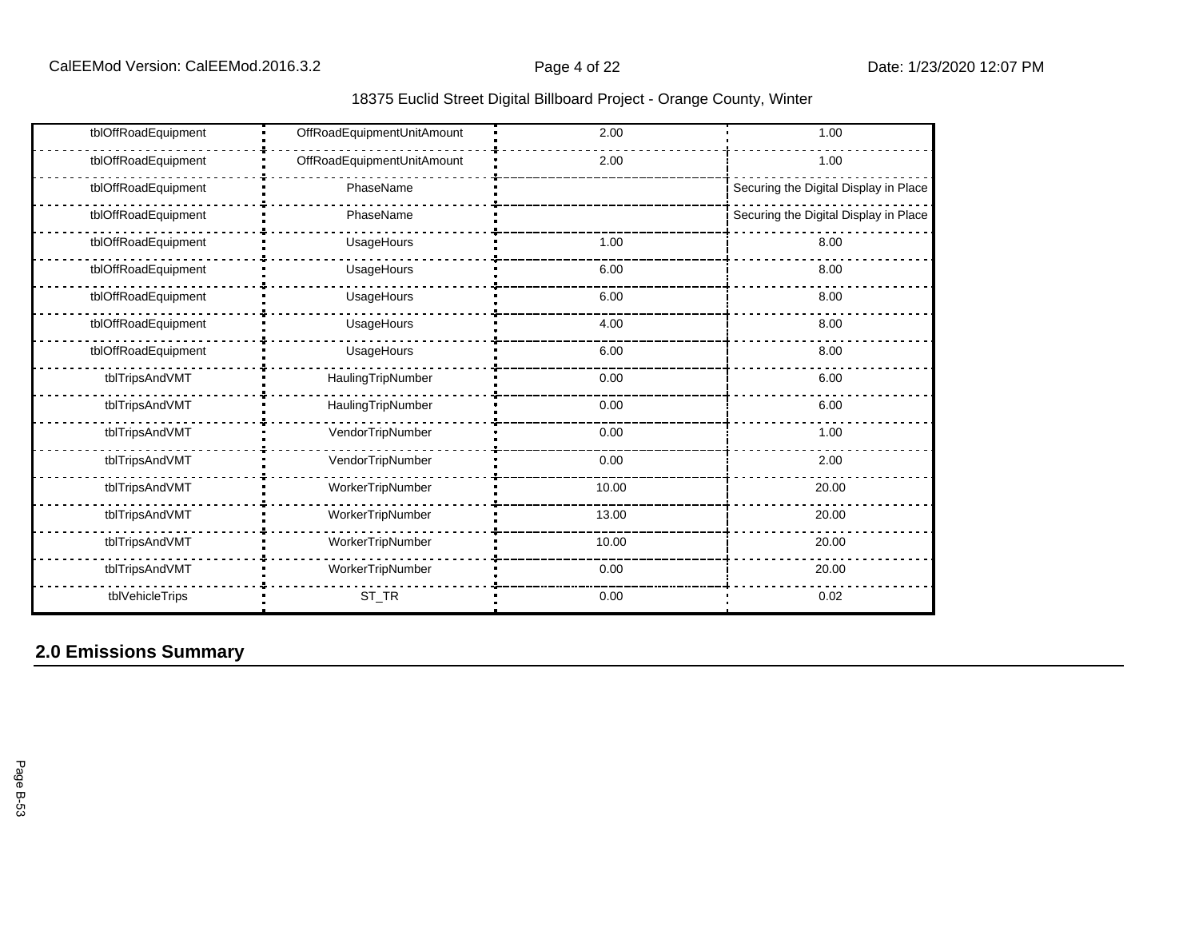| | | | |
|---|---|---|---|
| tblOffRoadEquipment | OffRoadEquipmentUnitAmount | 2.00 | 1.00 |
| tblOffRoadEquipment | OffRoadEquipmentUnitAmount | 2.00 | 1.00 |
| tblOffRoadEquipment | PhaseName | | Securing the Digital Display in Place |
| tblOffRoadEquipment | PhaseName | | Securing the Digital Display in Place |
| tblOffRoadEquipment | UsageHours | 1.00 | 8.00 |
| tblOffRoadEquipment | UsageHours | 6.00 | 8.00 |
| tblOffRoadEquipment | UsageHours | 6.00 | 8.00 |
| tblOffRoadEquipment | UsageHours | 4.00 | 8.00 |
| tblOffRoadEquipment | UsageHours | 6.00 | 8.00 |
| tblTripsAndVMT | HaulingTripNumber | 0.00 | 6.00 |
| tblTripsAndVMT | HaulingTripNumber | 0.00 | 6.00 |
| tblTripsAndVMT | VendorTripNumber | 0.00 | 1.00 |
| tblTripsAndVMT | VendorTripNumber | 0.00 | 2.00 |
| tblTripsAndVMT | WorkerTripNumber | 10.00 | 20.00 |
| tblTripsAndVMT | WorkerTripNumber | 13.00 | 20.00 |
| tblTripsAndVMT | WorkerTripNumber | 10.00 | 20.00 |
| tblTripsAndVMT | WorkerTripNumber | 0.00 | 20.00 |
| tblVehicleTrips | ST_TR | 0.00 | 0.02 |

## 2.0 Emissions Summary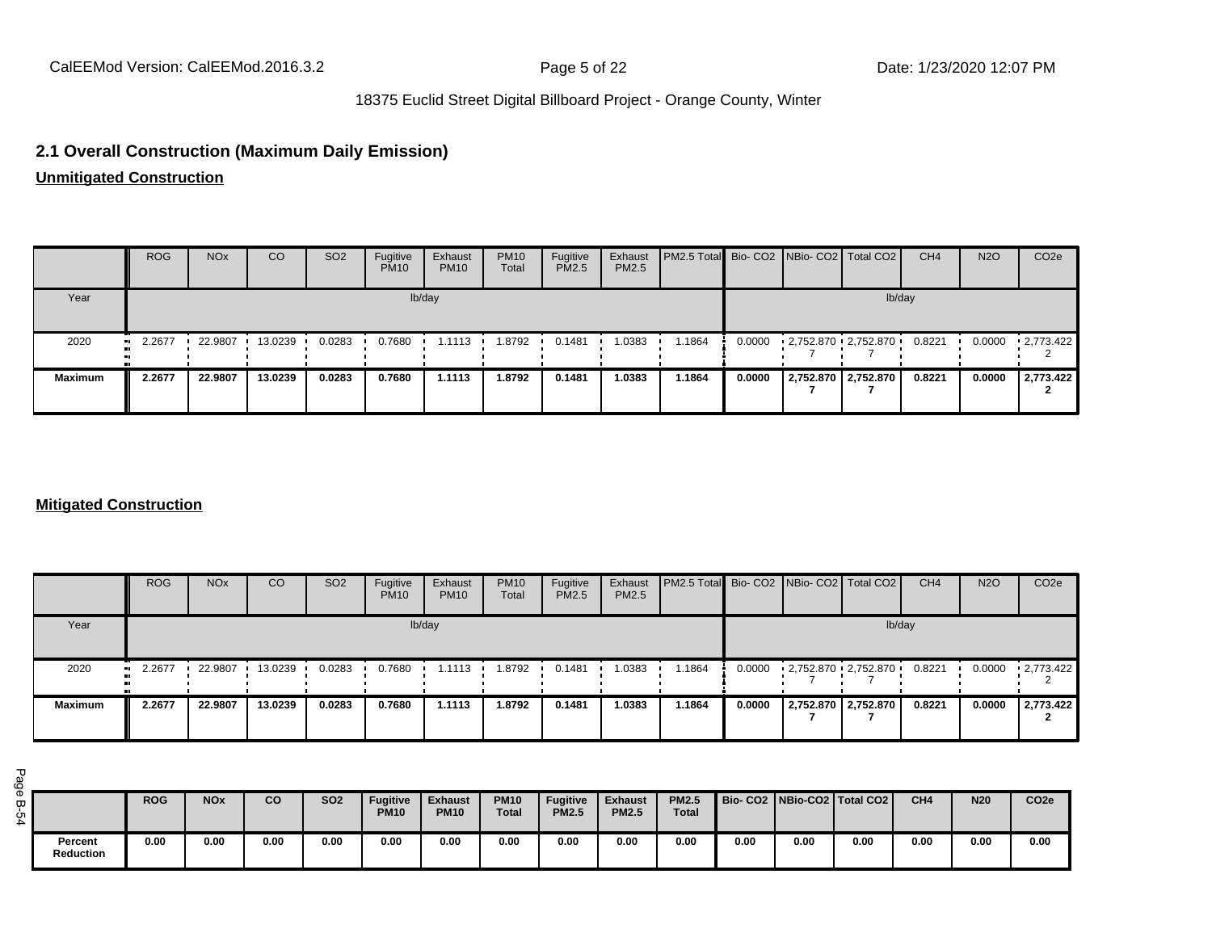## 2.1 Overall Construction (Maximum Daily Emission)

**Unmitigated Construction**

| | ROG | NOx | CO | SO2 | Fugitive PM10 | Exhaust PM10 | PM10 Total | Fugitive PM2.5 | Exhaust PM2.5 | PM2.5 Total | Bio- CO2 | NBio- CO2 | Total CO2 | CH4 | N2O | CO2e |
|---|---|---|---|---|---|---|---|---|---|---|---|---|---|---|---|---|
| Year | lb/day | | | | | | | | | | lb/day | | | | | |
| 2020 | 2.2677 | 22.9807 | 13.0239 | 0.0283 | 0.7680 | 1.1113 | 1.8792 | 0.1481 | 1.0383 | 1.1864 | 0.0000 | 2,752.870 7 | 2,752.870 7 | 0.8221 | 0.0000 | 2,773.422 2 |
| **Maximum** | **2.2677** | **22.9807** | **13.0239** | **0.0283** | **0.7680** | **1.1113** | **1.8792** | **0.1481** | **1.0383** | **1.1864** | **0.0000** | **2,752.870 7** | **2,752.870 7** | **0.8221** | **0.0000** | **2,773.422 2** |

**Mitigated Construction**

| | ROG | NOx | CO | SO2 | Fugitive PM10 | Exhaust PM10 | PM10 Total | Fugitive PM2.5 | Exhaust PM2.5 | PM2.5 Total | Bio- CO2 | NBio- CO2 | Total CO2 | CH4 | N2O | CO2e |
|---|---|---|---|---|---|---|---|---|---|---|---|---|---|---|---|---|
| Year | lb/day | | | | | | | | | | lb/day | | | | | |
| 2020 | 2.2677 | 22.9807 | 13.0239 | 0.0283 | 0.7680 | 1.1113 | 1.8792 | 0.1481 | 1.0383 | 1.1864 | 0.0000 | 2,752.870 7 | 2,752.870 7 | 0.8221 | 0.0000 | 2,773.422 2 |
| **Maximum** | **2.2677** | **22.9807** | **13.0239** | **0.0283** | **0.7680** | **1.1113** | **1.8792** | **0.1481** | **1.0383** | **1.1864** | **0.0000** | **2,752.870 7** | **2,752.870 7** | **0.8221** | **0.0000** | **2,773.422 2** |

| | **ROG** | **NOx** | **CO** | **SO2** | **Fugitive PM10** | **Exhaust PM10** | **PM10 Total** | **Fugitive PM2.5** | **Exhaust PM2.5** | **PM2.5 Total** | **Bio- CO2** | **NBio-CO2** | **Total CO2** | **CH4** | **N20** | **CO2e** |
|---|---|---|---|---|---|---|---|---|---|---|---|---|---|---|---|---|
| **Percent Reduction** | **0.00** | **0.00** | **0.00** | **0.00** | **0.00** | **0.00** | **0.00** | **0.00** | **0.00** | **0.00** | **0.00** | **0.00** | **0.00** | **0.00** | **0.00** | **0.00** |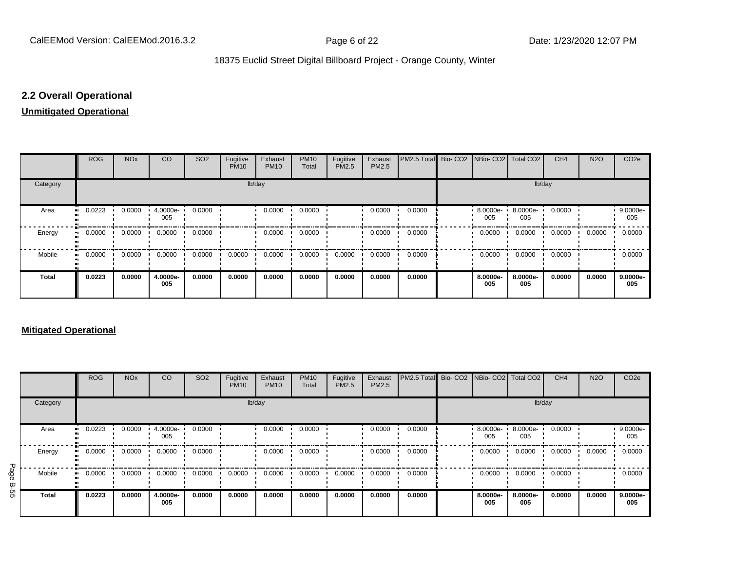## 2.2 Overall Operational

**Unmitigated Operational**

| | ROG | NOx | CO | SO2 | Fugitive PM10 | Exhaust PM10 | PM10 Total | Fugitive PM2.5 | Exhaust PM2.5 | PM2.5 Total | Bio- CO2 | NBio- CO2 | Total CO2 | CH4 | N2O | CO2e |
|---|---|---|---|---|---|---|---|---|---|---|---|---|---|---|---|---|
| Category | lb/day | | | | | | | | | | lb/day | | | | | |
| Area | 0.0223 | 0.0000 | 4.0000e-005 | 0.0000 | | 0.0000 | 0.0000 | | 0.0000 | 0.0000 | | 8.0000e-005 | 8.0000e-005 | 0.0000 | | 9.0000e-005 |
| Energy | 0.0000 | 0.0000 | 0.0000 | 0.0000 | | 0.0000 | 0.0000 | | 0.0000 | 0.0000 | | 0.0000 | 0.0000 | 0.0000 | 0.0000 | 0.0000 |
| Mobile | 0.0000 | 0.0000 | 0.0000 | 0.0000 | 0.0000 | 0.0000 | 0.0000 | 0.0000 | 0.0000 | 0.0000 | | 0.0000 | 0.0000 | 0.0000 | | 0.0000 |
| **Total** | **0.0223** | **0.0000** | **4.0000e-005** | **0.0000** | **0.0000** | **0.0000** | **0.0000** | **0.0000** | **0.0000** | **0.0000** | | **8.0000e-005** | **8.0000e-005** | **0.0000** | **0.0000** | **9.0000e-005** |

**Mitigated Operational**

| | ROG | NOx | CO | SO2 | Fugitive PM10 | Exhaust PM10 | PM10 Total | Fugitive PM2.5 | Exhaust PM2.5 | PM2.5 Total | Bio- CO2 | NBio- CO2 | Total CO2 | CH4 | N2O | CO2e |
|---|---|---|---|---|---|---|---|---|---|---|---|---|---|---|---|---|
| Category | lb/day | | | | | | | | | | lb/day | | | | | |
| Area | 0.0223 | 0.0000 | 4.0000e-005 | 0.0000 | | 0.0000 | 0.0000 | | 0.0000 | 0.0000 | | 8.0000e-005 | 8.0000e-005 | 0.0000 | | 9.0000e-005 |
| Energy | 0.0000 | 0.0000 | 0.0000 | 0.0000 | | 0.0000 | 0.0000 | | 0.0000 | 0.0000 | | 0.0000 | 0.0000 | 0.0000 | 0.0000 | 0.0000 |
| Mobile | 0.0000 | 0.0000 | 0.0000 | 0.0000 | 0.0000 | 0.0000 | 0.0000 | 0.0000 | 0.0000 | 0.0000 | | 0.0000 | 0.0000 | 0.0000 | | 0.0000 |
| **Total** | **0.0223** | **0.0000** | **4.0000e-005** | **0.0000** | **0.0000** | **0.0000** | **0.0000** | **0.0000** | **0.0000** | **0.0000** | | **8.0000e-005** | **8.0000e-005** | **0.0000** | **0.0000** | **9.0000e-005** |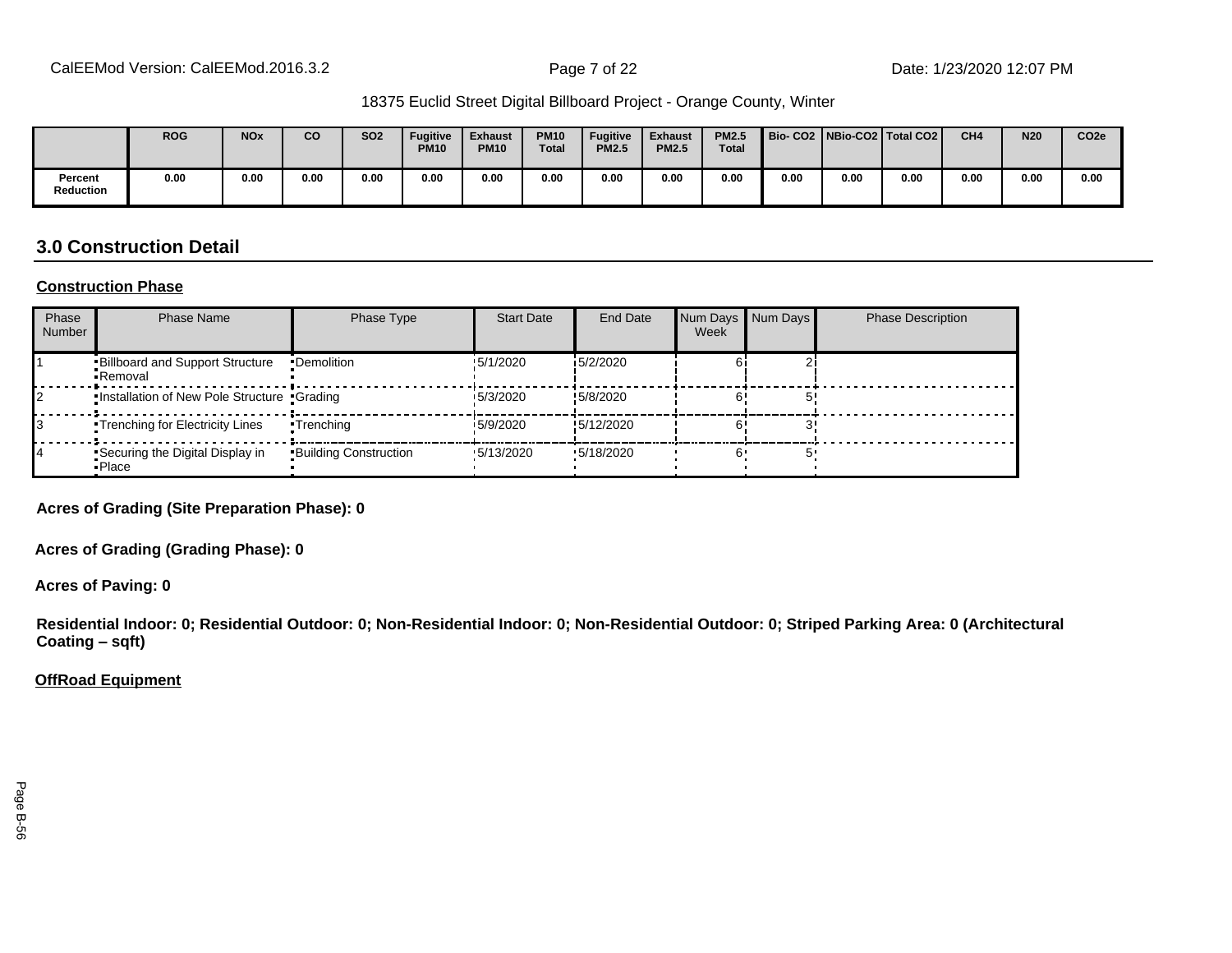18375 Euclid Street Digital Billboard Project - Orange County, Winter

| | ROG | NOx | CO | SO2 | Fugitive PM10 | Exhaust PM10 | PM10 Total | Fugitive PM2.5 | Exhaust PM2.5 | PM2.5 Total | Bio- CO2 | NBio-CO2 | Total CO2 | CH4 | N20 | CO2e |
|---|---|---|---|---|---|---|---|---|---|---|---|---|---|---|---|---|
| Percent Reduction | 0.00 | 0.00 | 0.00 | 0.00 | 0.00 | 0.00 | 0.00 | 0.00 | 0.00 | 0.00 | 0.00 | 0.00 | 0.00 | 0.00 | 0.00 | 0.00 |

## 3.0 Construction Detail

**Construction Phase**

| Phase Number | Phase Name | Phase Type | Start Date | End Date | Num Days Week | Num Days | Phase Description |
|---|---|---|---|---|---|---|---|
| 1 | Billboard and Support Structure Removal | Demolition | 5/1/2020 | 5/2/2020 | 6 | 2 | |
| 2 | Installation of New Pole Structure | Grading | 5/3/2020 | 5/8/2020 | 6 | 5 | |
| 3 | Trenching for Electricity Lines | Trenching | 5/9/2020 | 5/12/2020 | 6 | 3 | |
| 4 | Securing the Digital Display in Place | Building Construction | 5/13/2020 | 5/18/2020 | 6 | 5 | |

**Acres of Grading (Site Preparation Phase): 0**

**Acres of Grading (Grading Phase): 0**

**Acres of Paving: 0**

**Residential Indoor: 0; Residential Outdoor: 0; Non-Residential Indoor: 0; Non-Residential Outdoor: 0; Striped Parking Area: 0 (Architectural Coating – sqft)**

**OffRoad Equipment**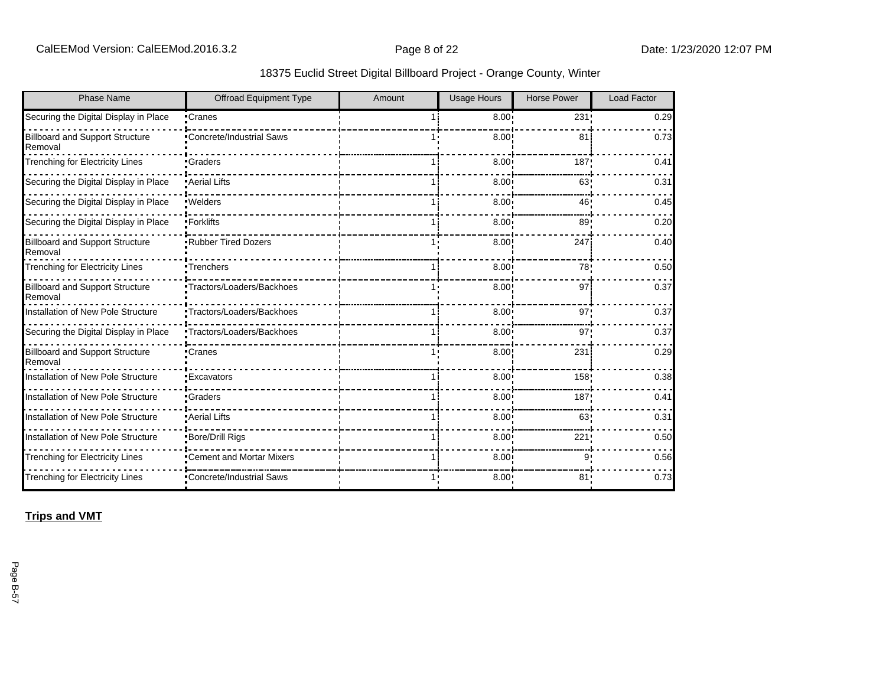18375 Euclid Street Digital Billboard Project - Orange County, Winter

| Phase Name | Offroad Equipment Type | Amount | Usage Hours | Horse Power | Load Factor |
|---|---|---|---|---|---|
| Securing the Digital Display in Place | Cranes | 1 | 8.00 | 231 | 0.29 |
| Billboard and Support Structure Removal | Concrete/Industrial Saws | 1 | 8.00 | 81 | 0.73 |
| Trenching for Electricity Lines | Graders | 1 | 8.00 | 187 | 0.41 |
| Securing the Digital Display in Place | Aerial Lifts | 1 | 8.00 | 63 | 0.31 |
| Securing the Digital Display in Place | Welders | 1 | 8.00 | 46 | 0.45 |
| Securing the Digital Display in Place | Forklifts | 1 | 8.00 | 89 | 0.20 |
| Billboard and Support Structure Removal | Rubber Tired Dozers | 1 | 8.00 | 247 | 0.40 |
| Trenching for Electricity Lines | Trenchers | 1 | 8.00 | 78 | 0.50 |
| Billboard and Support Structure Removal | Tractors/Loaders/Backhoes | 1 | 8.00 | 97 | 0.37 |
| Installation of New Pole Structure | Tractors/Loaders/Backhoes | 1 | 8.00 | 97 | 0.37 |
| Securing the Digital Display in Place | Tractors/Loaders/Backhoes | 1 | 8.00 | 97 | 0.37 |
| Billboard and Support Structure Removal | Cranes | 1 | 8.00 | 231 | 0.29 |
| Installation of New Pole Structure | Excavators | 1 | 8.00 | 158 | 0.38 |
| Installation of New Pole Structure | Graders | 1 | 8.00 | 187 | 0.41 |
| Installation of New Pole Structure | Aerial Lifts | 1 | 8.00 | 63 | 0.31 |
| Installation of New Pole Structure | Bore/Drill Rigs | 1 | 8.00 | 221 | 0.50 |
| Trenching for Electricity Lines | Cement and Mortar Mixers | 1 | 8.00 | 9 | 0.56 |
| Trenching for Electricity Lines | Concrete/Industrial Saws | 1 | 8.00 | 81 | 0.73 |

**Trips and VMT**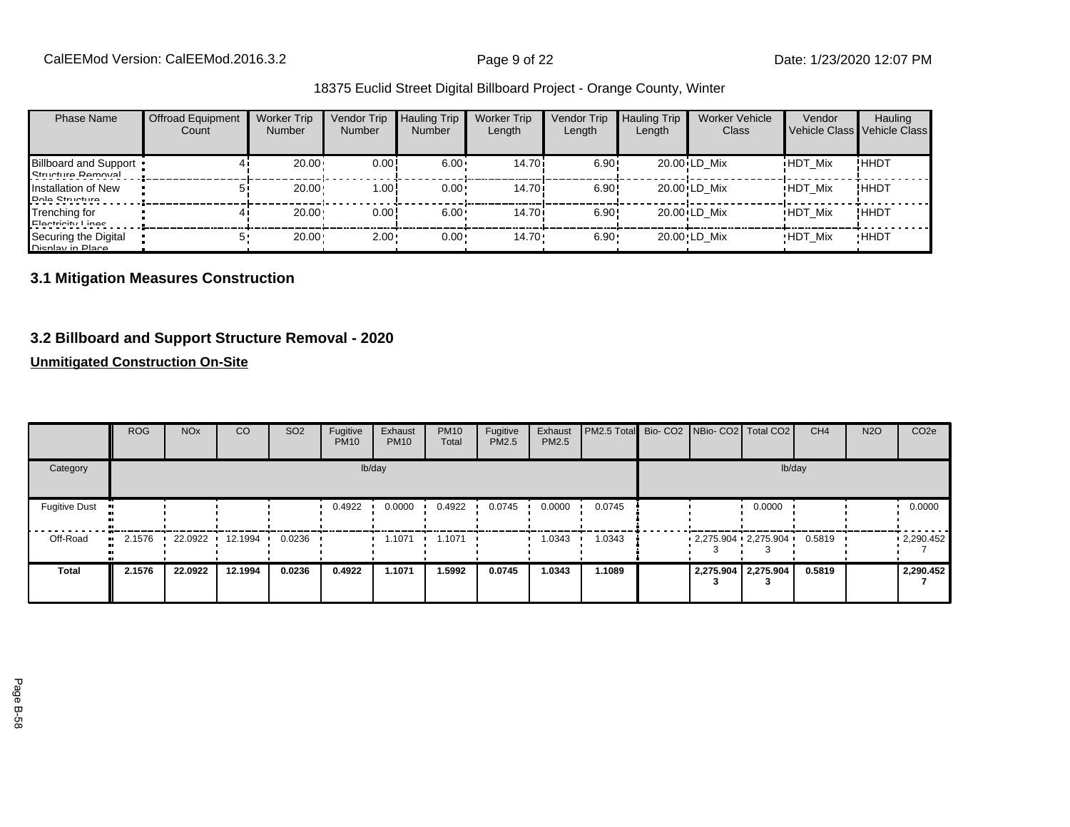18375 Euclid Street Digital Billboard Project - Orange County, Winter

| Phase Name | Offroad Equipment Count | Worker Trip Number | Vendor Trip Number | Hauling Trip Number | Worker Trip Length | Vendor Trip Length | Hauling Trip Length | Worker Vehicle Class | Vendor Vehicle Class | Hauling Vehicle Class |
|---|---|---|---|---|---|---|---|---|---|---|
| Billboard and Support Structure Removal | 4 | 20.00 | 0.00 | 6.00 | 14.70 | 6.90 | 20.00 | LD_Mix | HDT_Mix | HHDT |
| Installation of New Pole Structure | 5 | 20.00 | 1.00 | 0.00 | 14.70 | 6.90 | 20.00 | LD_Mix | HDT_Mix | HHDT |
| Trenching for Electricity Lines | 4 | 20.00 | 0.00 | 6.00 | 14.70 | 6.90 | 20.00 | LD_Mix | HDT_Mix | HHDT |
| Securing the Digital Display in Place | 5 | 20.00 | 2.00 | 0.00 | 14.70 | 6.90 | 20.00 | LD_Mix | HDT_Mix | HHDT |

### 3.1 Mitigation Measures Construction

### 3.2 Billboard and Support Structure Removal - 2020

**Unmitigated Construction On-Site**

| | ROG | NOx | CO | SO2 | Fugitive PM10 | Exhaust PM10 | PM10 Total | Fugitive PM2.5 | Exhaust PM2.5 | PM2.5 Total | Bio- CO2 | NBio- CO2 | Total CO2 | CH4 | N2O | CO2e |
|---|---|---|---|---|---|---|---|---|---|---|---|---|---|---|---|---|
| Category | lb/day | | | | | | | | | | lb/day | | | | | |
| Fugitive Dust | | | | | 0.4922 | 0.0000 | 0.4922 | 0.0745 | 0.0000 | 0.0745 | | | 0.0000 | | | 0.0000 |
| Off-Road | 2.1576 | 22.0922 | 12.1994 | 0.0236 | | 1.1071 | 1.1071 | | 1.0343 | 1.0343 | | 2,275.9043 | 2,275.9043 | 0.5819 | | 2,290.4527 |
| **Total** | **2.1576** | **22.0922** | **12.1994** | **0.0236** | **0.4922** | **1.1071** | **1.5992** | **0.0745** | **1.0343** | **1.1089** | | **2,275.9043** | **2,275.9043** | **0.5819** | | **2,290.4527** |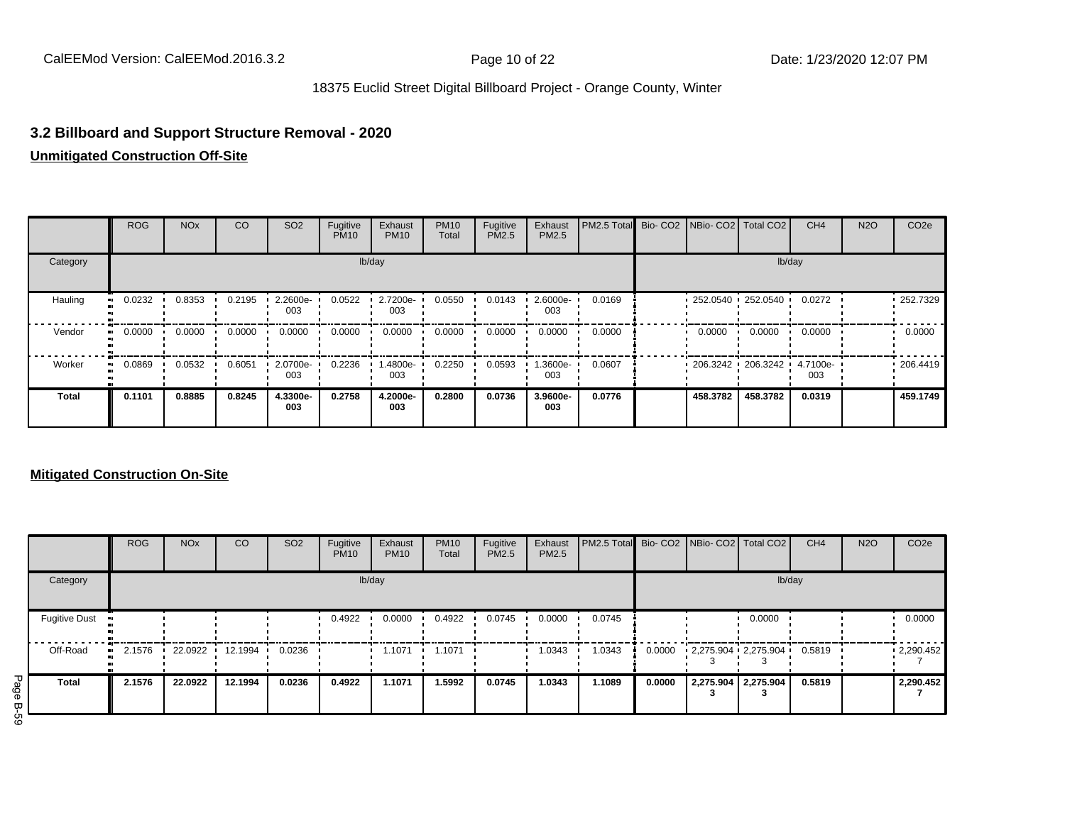## 3.2 Billboard and Support Structure Removal - 2020

**Unmitigated Construction Off-Site**

| | ROG | NOx | CO | SO2 | Fugitive PM10 | Exhaust PM10 | PM10 Total | Fugitive PM2.5 | Exhaust PM2.5 | PM2.5 Total | Bio- CO2 | NBio- CO2 | Total CO2 | CH4 | N2O | CO2e |
|---|---|---|---|---|---|---|---|---|---|---|---|---|---|---|---|---|
| Category | lb/day | | | | | | | | | | lb/day | | | | | |
| Hauling | 0.0232 | 0.8353 | 0.2195 | 2.2600e-003 | 0.0522 | 2.7200e-003 | 0.0550 | 0.0143 | 2.6000e-003 | 0.0169 | | 252.0540 | 252.0540 | 0.0272 | | 252.7329 |
| Vendor | 0.0000 | 0.0000 | 0.0000 | 0.0000 | 0.0000 | 0.0000 | 0.0000 | 0.0000 | 0.0000 | 0.0000 | | 0.0000 | 0.0000 | 0.0000 | | 0.0000 |
| Worker | 0.0869 | 0.0532 | 0.6051 | 2.0700e-003 | 0.2236 | 1.4800e-003 | 0.2250 | 0.0593 | 1.3600e-003 | 0.0607 | | 206.3242 | 206.3242 | 4.7100e-003 | | 206.4419 |
| **Total** | **0.1101** | **0.8885** | **0.8245** | **4.3300e-003** | **0.2758** | **4.2000e-003** | **0.2800** | **0.0736** | **3.9600e-003** | **0.0776** | | **458.3782** | **458.3782** | **0.0319** | | **459.1749** |

**Mitigated Construction On-Site**

| | ROG | NOx | CO | SO2 | Fugitive PM10 | Exhaust PM10 | PM10 Total | Fugitive PM2.5 | Exhaust PM2.5 | PM2.5 Total | Bio- CO2 | NBio- CO2 | Total CO2 | CH4 | N2O | CO2e |
|---|---|---|---|---|---|---|---|---|---|---|---|---|---|---|---|---|
| Category | lb/day | | | | | | | | | | lb/day | | | | | |
| Fugitive Dust | | | | | 0.4922 | 0.0000 | 0.4922 | 0.0745 | 0.0000 | 0.0745 | | | 0.0000 | | | 0.0000 |
| Off-Road | 2.1576 | 22.0922 | 12.1994 | 0.0236 | | 1.1071 | 1.1071 | | 1.0343 | 1.0343 | 0.0000 | 2,275.9043 | 2,275.9043 | 0.5819 | | 2,290.4527 |
| **Total** | **2.1576** | **22.0922** | **12.1994** | **0.0236** | **0.4922** | **1.1071** | **1.5992** | **0.0745** | **1.0343** | **1.1089** | **0.0000** | **2,275.9043** | **2,275.9043** | **0.5819** | | **2,290.4527** |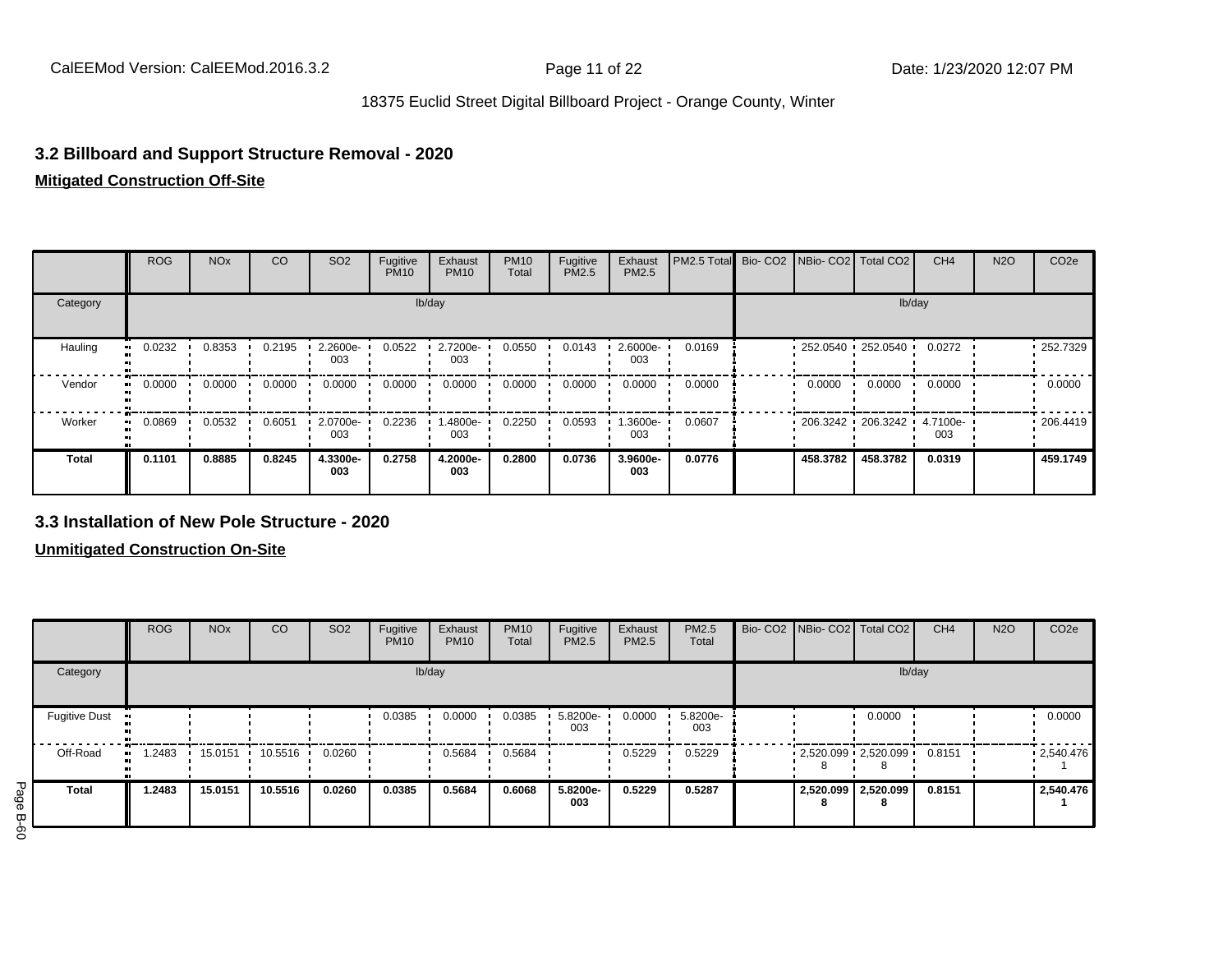## 3.2 Billboard and Support Structure Removal - 2020

**Mitigated Construction Off-Site**

| | ROG | NOx | CO | SO2 | Fugitive PM10 | Exhaust PM10 | PM10 Total | Fugitive PM2.5 | Exhaust PM2.5 | PM2.5 Total | Bio- CO2 | NBio- CO2 | Total CO2 | CH4 | N2O | CO2e |
|---|---|---|---|---|---|---|---|---|---|---|---|---|---|---|---|---|
| Category | lb/day | | | | | | | | | | lb/day | | | | | |
| Hauling | 0.0232 | 0.8353 | 0.2195 | 2.2600e-003 | 0.0522 | 2.7200e-003 | 0.0550 | 0.0143 | 2.6000e-003 | 0.0169 | | 252.0540 | 252.0540 | 0.0272 | | 252.7329 |
| Vendor | 0.0000 | 0.0000 | 0.0000 | 0.0000 | 0.0000 | 0.0000 | 0.0000 | 0.0000 | 0.0000 | 0.0000 | | 0.0000 | 0.0000 | 0.0000 | | 0.0000 |
| Worker | 0.0869 | 0.0532 | 0.6051 | 2.0700e-003 | 0.2236 | 1.4800e-003 | 0.2250 | 0.0593 | 1.3600e-003 | 0.0607 | | 206.3242 | 206.3242 | 4.7100e-003 | | 206.4419 |
| **Total** | **0.1101** | **0.8885** | **0.8245** | **4.3300e-003** | **0.2758** | **4.2000e-003** | **0.2800** | **0.0736** | **3.9600e-003** | **0.0776** | | **458.3782** | **458.3782** | **0.0319** | | **459.1749** |

## 3.3 Installation of New Pole Structure - 2020

**Unmitigated Construction On-Site**

| | ROG | NOx | CO | SO2 | Fugitive PM10 | Exhaust PM10 | PM10 Total | Fugitive PM2.5 | Exhaust PM2.5 | PM2.5 Total | Bio- CO2 | NBio- CO2 | Total CO2 | CH4 | N2O | CO2e |
|---|---|---|---|---|---|---|---|---|---|---|---|---|---|---|---|---|
| Category | lb/day | | | | | | | | | | lb/day | | | | | |
| Fugitive Dust | | | | | 0.0385 | 0.0000 | 0.0385 | 5.8200e-003 | 0.0000 | 5.8200e-003 | | | 0.0000 | | | 0.0000 |
| Off-Road | 1.2483 | 15.0151 | 10.5516 | 0.0260 | | 0.5684 | 0.5684 | | 0.5229 | 0.5229 | | 2,520.0998 | 2,520.0998 | 0.8151 | | 2,540.4761 |
| **Total** | **1.2483** | **15.0151** | **10.5516** | **0.0260** | **0.0385** | **0.5684** | **0.6068** | **5.8200e-003** | **0.5229** | **0.5287** | | **2,520.0998** | **2,520.0998** | **0.8151** | | **2,540.4761** |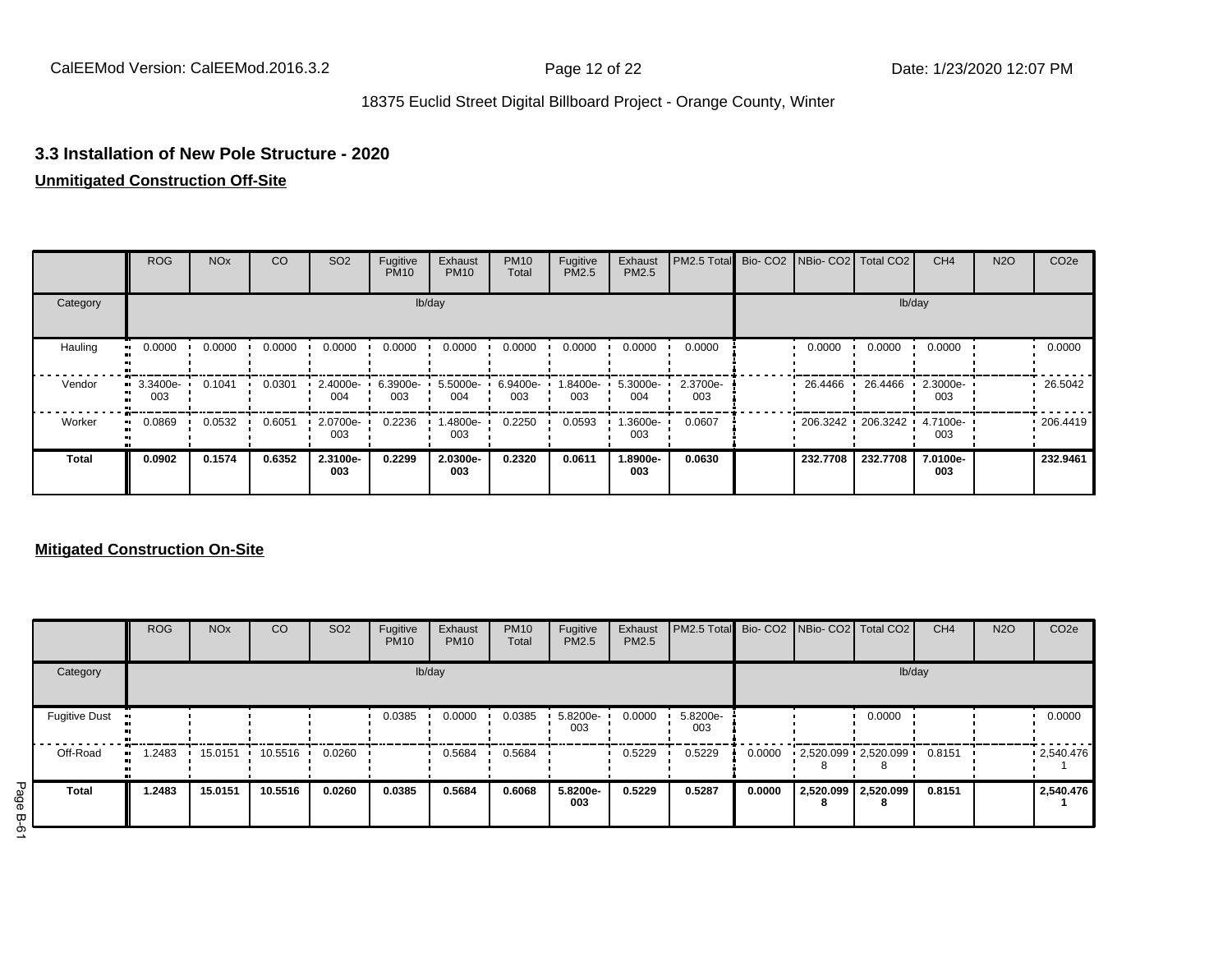## 3.3 Installation of New Pole Structure - 2020

**Unmitigated Construction Off-Site**

| | ROG | NOx | CO | SO2 | Fugitive PM10 | Exhaust PM10 | PM10 Total | Fugitive PM2.5 | Exhaust PM2.5 | PM2.5 Total | Bio- CO2 | NBio- CO2 | Total CO2 | CH4 | N2O | CO2e |
|---|---|---|---|---|---|---|---|---|---|---|---|---|---|---|---|---|
| Category | lb/day | | | | | | | | | | lb/day | | | | | |
| Hauling | 0.0000 | 0.0000 | 0.0000 | 0.0000 | 0.0000 | 0.0000 | 0.0000 | 0.0000 | 0.0000 | 0.0000 | | 0.0000 | 0.0000 | 0.0000 | | 0.0000 |
| Vendor | 3.3400e-003 | 0.1041 | 0.0301 | 2.4000e-004 | 6.3900e-003 | 5.5000e-004 | 6.9400e-003 | 1.8400e-003 | 5.3000e-004 | 2.3700e-003 | | 26.4466 | 26.4466 | 2.3000e-003 | | 26.5042 |
| Worker | 0.0869 | 0.0532 | 0.6051 | 2.0700e-003 | 0.2236 | 1.4800e-003 | 0.2250 | 0.0593 | 1.3600e-003 | 0.0607 | | 206.3242 | 206.3242 | 4.7100e-003 | | 206.4419 |
| **Total** | **0.0902** | **0.1574** | **0.6352** | **2.3100e-003** | **0.2299** | **2.0300e-003** | **0.2320** | **0.0611** | **1.8900e-003** | **0.0630** | | **232.7708** | **232.7708** | **7.0100e-003** | | **232.9461** |

**Mitigated Construction On-Site**

| | ROG | NOx | CO | SO2 | Fugitive PM10 | Exhaust PM10 | PM10 Total | Fugitive PM2.5 | Exhaust PM2.5 | PM2.5 Total | Bio- CO2 | NBio- CO2 | Total CO2 | CH4 | N2O | CO2e |
|---|---|---|---|---|---|---|---|---|---|---|---|---|---|---|---|---|
| Category | lb/day | | | | | | | | | | lb/day | | | | | |
| Fugitive Dust | | | | | 0.0385 | 0.0000 | 0.0385 | 5.8200e-003 | 0.0000 | 5.8200e-003 | | | 0.0000 | | | 0.0000 |
| Off-Road | 1.2483 | 15.0151 | 10.5516 | 0.0260 | | 0.5684 | 0.5684 | | 0.5229 | 0.5229 | 0.0000 | 2,520.0998 | 2,520.0998 | 0.8151 | | 2,540.4761 |
| **Total** | **1.2483** | **15.0151** | **10.5516** | **0.0260** | **0.0385** | **0.5684** | **0.6068** | **5.8200e-003** | **0.5229** | **0.5287** | **0.0000** | **2,520.0998** | **2,520.0998** | **0.8151** | | **2,540.4761** |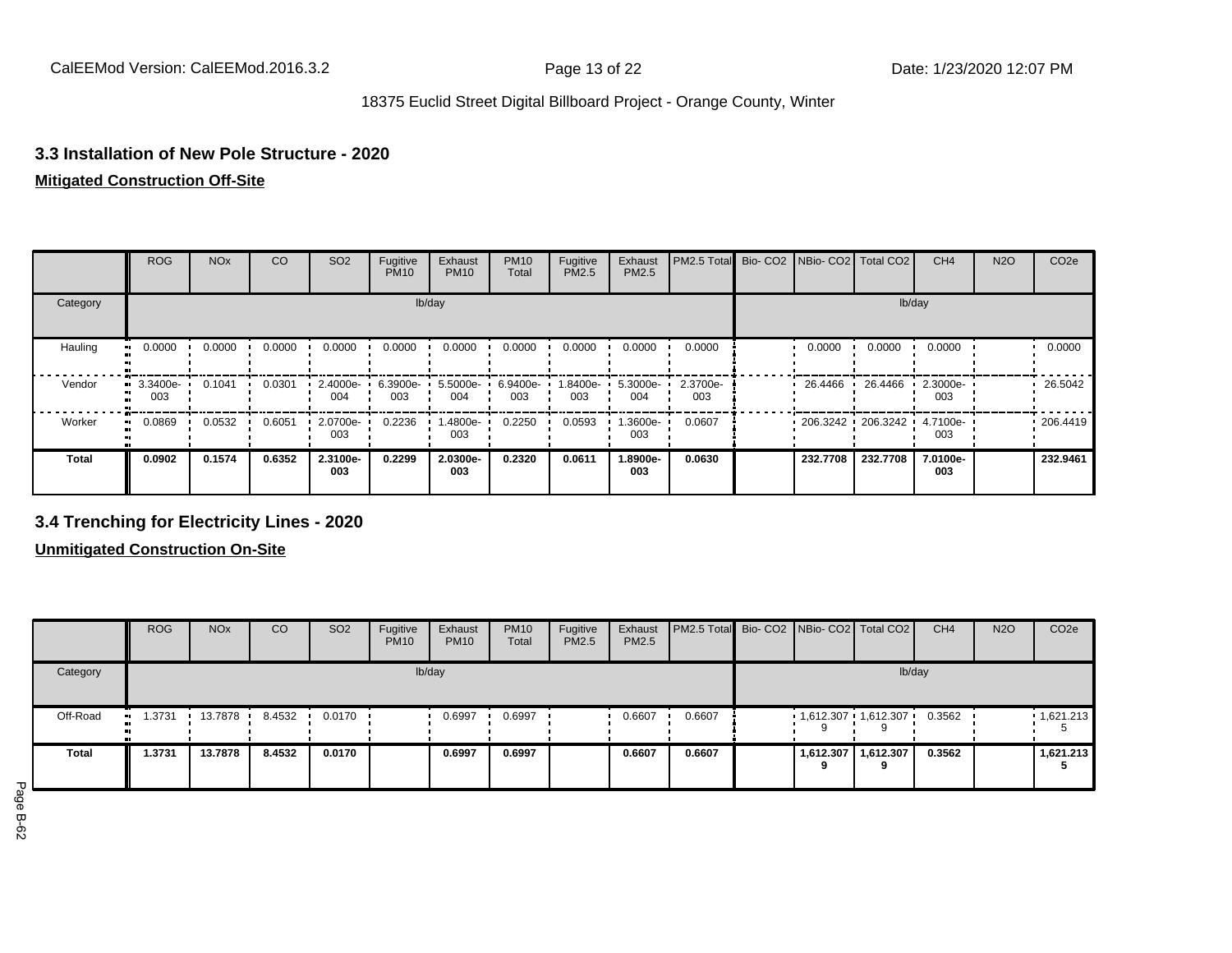### 3.3 Installation of New Pole Structure - 2020

**Mitigated Construction Off-Site**

| | ROG | NOx | CO | SO2 | Fugitive PM10 | Exhaust PM10 | PM10 Total | Fugitive PM2.5 | Exhaust PM2.5 | PM2.5 Total | Bio- CO2 | NBio- CO2 | Total CO2 | CH4 | N2O | CO2e |
|---|---|---|---|---|---|---|---|---|---|---|---|---|---|---|---|---|
| Category | lb/day | | | | | | | | | | lb/day | | | | | |
| Hauling | 0.0000 | 0.0000 | 0.0000 | 0.0000 | 0.0000 | 0.0000 | 0.0000 | 0.0000 | 0.0000 | 0.0000 | | 0.0000 | 0.0000 | 0.0000 | | 0.0000 |
| Vendor | 3.3400e-003 | 0.1041 | 0.0301 | 2.4000e-004 | 6.3900e-003 | 5.5000e-004 | 6.9400e-003 | 1.8400e-003 | 5.3000e-004 | 2.3700e-003 | | 26.4466 | 26.4466 | 2.3000e-003 | | 26.5042 |
| Worker | 0.0869 | 0.0532 | 0.6051 | 2.0700e-003 | 0.2236 | 1.4800e-003 | 0.2250 | 0.0593 | 1.3600e-003 | 0.0607 | | 206.3242 | 206.3242 | 4.7100e-003 | | 206.4419 |
| **Total** | **0.0902** | **0.1574** | **0.6352** | **2.3100e-003** | **0.2299** | **2.0300e-003** | **0.2320** | **0.0611** | **1.8900e-003** | **0.0630** | | **232.7708** | **232.7708** | **7.0100e-003** | | **232.9461** |

### 3.4 Trenching for Electricity Lines - 2020

**Unmitigated Construction On-Site**

| | ROG | NOx | CO | SO2 | Fugitive PM10 | Exhaust PM10 | PM10 Total | Fugitive PM2.5 | Exhaust PM2.5 | PM2.5 Total | Bio- CO2 | NBio- CO2 | Total CO2 | CH4 | N2O | CO2e |
|---|---|---|---|---|---|---|---|---|---|---|---|---|---|---|---|---|
| Category | lb/day | | | | | | | | | | lb/day | | | | | |
| Off-Road | 1.3731 | 13.7878 | 8.4532 | 0.0170 | | 0.6997 | 0.6997 | | 0.6607 | 0.6607 | | 1,612.3079 | 1,612.3079 | 0.3562 | | 1,621.2135 |
| **Total** | **1.3731** | **13.7878** | **8.4532** | **0.0170** | | **0.6997** | **0.6997** | | **0.6607** | **0.6607** | | **1,612.3079** | **1,612.3079** | **0.3562** | | **1,621.2135** |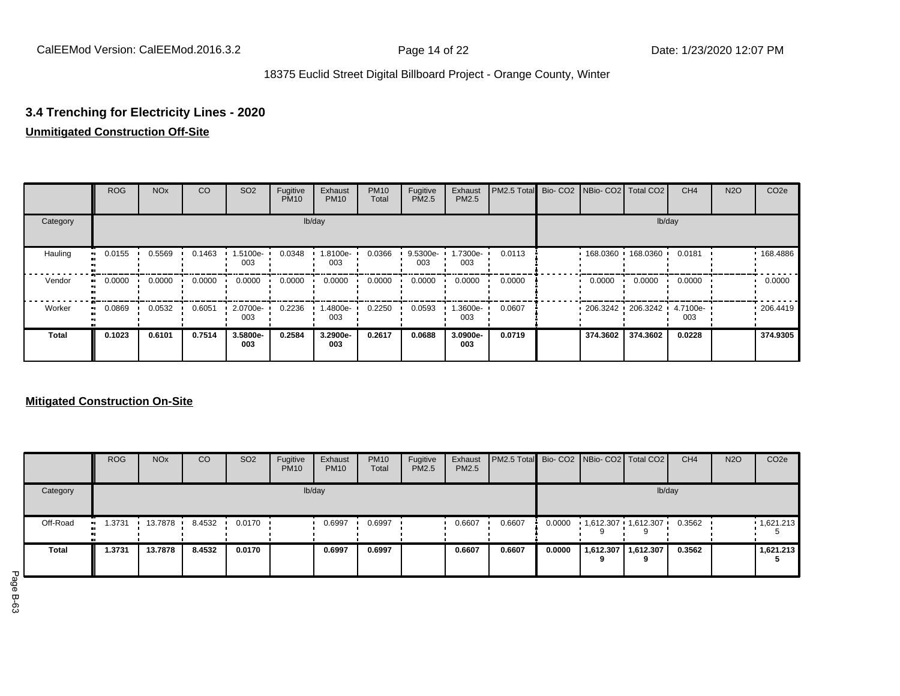## 3.4 Trenching for Electricity Lines - 2020

**Unmitigated Construction Off-Site**

| | ROG | NOx | CO | SO2 | Fugitive PM10 | Exhaust PM10 | PM10 Total | Fugitive PM2.5 | Exhaust PM2.5 | PM2.5 Total | Bio- CO2 | NBio- CO2 | Total CO2 | CH4 | N2O | CO2e |
|---|---|---|---|---|---|---|---|---|---|---|---|---|---|---|---|---|
| Category | lb/day | | | | | | | | | | lb/day | | | | | |
| Hauling | 0.0155 | 0.5569 | 0.1463 | 1.5100e-003 | 0.0348 | 1.8100e-003 | 0.0366 | 9.5300e-003 | 1.7300e-003 | 0.0113 | | 168.0360 | 168.0360 | 0.0181 | | 168.4886 |
| Vendor | 0.0000 | 0.0000 | 0.0000 | 0.0000 | 0.0000 | 0.0000 | 0.0000 | 0.0000 | 0.0000 | 0.0000 | | 0.0000 | 0.0000 | 0.0000 | | 0.0000 |
| Worker | 0.0869 | 0.0532 | 0.6051 | 2.0700e-003 | 0.2236 | 1.4800e-003 | 0.2250 | 0.0593 | 1.3600e-003 | 0.0607 | | 206.3242 | 206.3242 | 4.7100e-003 | | 206.4419 |
| **Total** | **0.1023** | **0.6101** | **0.7514** | **3.5800e-003** | **0.2584** | **3.2900e-003** | **0.2617** | **0.0688** | **3.0900e-003** | **0.0719** | | **374.3602** | **374.3602** | **0.0228** | | **374.9305** |

**Mitigated Construction On-Site**

| | ROG | NOx | CO | SO2 | Fugitive PM10 | Exhaust PM10 | PM10 Total | Fugitive PM2.5 | Exhaust PM2.5 | PM2.5 Total | Bio- CO2 | NBio- CO2 | Total CO2 | CH4 | N2O | CO2e |
|---|---|---|---|---|---|---|---|---|---|---|---|---|---|---|---|---|
| Category | lb/day | | | | | | | | | | lb/day | | | | | |
| Off-Road | 1.3731 | 13.7878 | 8.4532 | 0.0170 | | 0.6997 | 0.6997 | | 0.6607 | 0.6607 | 0.0000 | 1,612.3079 | 1,612.3079 | 0.3562 | | 1,621.2135 |
| **Total** | **1.3731** | **13.7878** | **8.4532** | **0.0170** | | **0.6997** | **0.6997** | | **0.6607** | **0.6607** | **0.0000** | **1,612.3079** | **1,612.3079** | **0.3562** | | **1,621.2135** |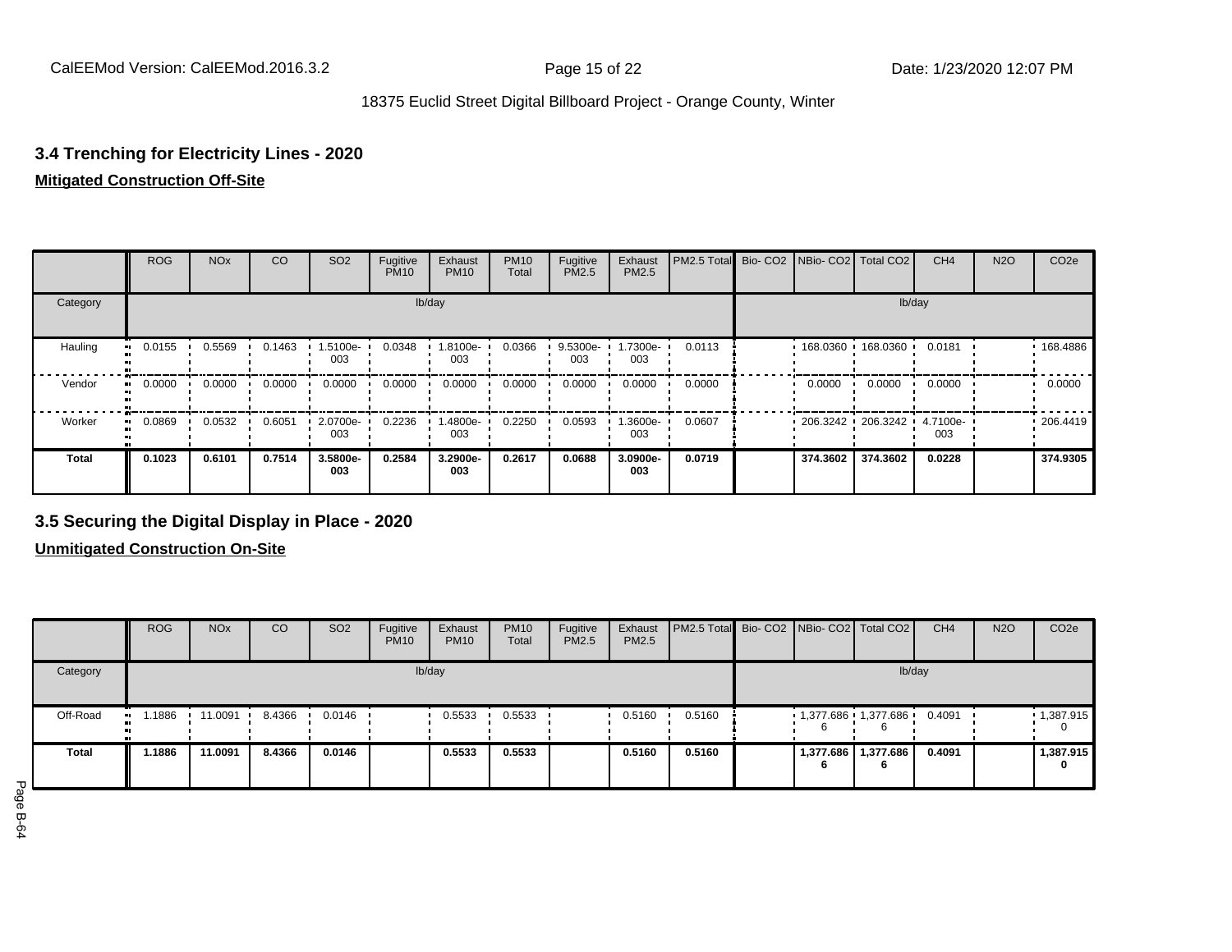### 3.4 Trenching for Electricity Lines - 2020

**Mitigated Construction Off-Site**

| | ROG | NOx | CO | SO2 | Fugitive PM10 | Exhaust PM10 | PM10 Total | Fugitive PM2.5 | Exhaust PM2.5 | PM2.5 Total | Bio- CO2 | NBio- CO2 | Total CO2 | CH4 | N2O | CO2e |
|---|---|---|---|---|---|---|---|---|---|---|---|---|---|---|---|---|
| Category | lb/day | | | | | | | | | | lb/day | | | | | |
| Hauling | 0.0155 | 0.5569 | 0.1463 | 1.5100e-003 | 0.0348 | 1.8100e-003 | 0.0366 | 9.5300e-003 | 1.7300e-003 | 0.0113 | | 168.0360 | 168.0360 | 0.0181 | | 168.4886 |
| Vendor | 0.0000 | 0.0000 | 0.0000 | 0.0000 | 0.0000 | 0.0000 | 0.0000 | 0.0000 | 0.0000 | 0.0000 | | 0.0000 | 0.0000 | 0.0000 | | 0.0000 |
| Worker | 0.0869 | 0.0532 | 0.6051 | 2.0700e-003 | 0.2236 | 1.4800e-003 | 0.2250 | 0.0593 | 1.3600e-003 | 0.0607 | | 206.3242 | 206.3242 | 4.7100e-003 | | 206.4419 |
| **Total** | **0.1023** | **0.6101** | **0.7514** | **3.5800e-003** | **0.2584** | **3.2900e-003** | **0.2617** | **0.0688** | **3.0900e-003** | **0.0719** | | **374.3602** | **374.3602** | **0.0228** | | **374.9305** |

### 3.5 Securing the Digital Display in Place - 2020

**Unmitigated Construction On-Site**

| | ROG | NOx | CO | SO2 | Fugitive PM10 | Exhaust PM10 | PM10 Total | Fugitive PM2.5 | Exhaust PM2.5 | PM2.5 Total | Bio- CO2 | NBio- CO2 | Total CO2 | CH4 | N2O | CO2e |
|---|---|---|---|---|---|---|---|---|---|---|---|---|---|---|---|---|
| Category | lb/day | | | | | | | | | | lb/day | | | | | |
| Off-Road | 1.1886 | 11.0091 | 8.4366 | 0.0146 | | 0.5533 | 0.5533 | | 0.5160 | 0.5160 | | 1,377.6866 | 1,377.6866 | 0.4091 | | 1,387.9150 |
| **Total** | **1.1886** | **11.0091** | **8.4366** | **0.0146** | | **0.5533** | **0.5533** | | **0.5160** | **0.5160** | | **1,377.6866** | **1,377.6866** | **0.4091** | | **1,387.9150** |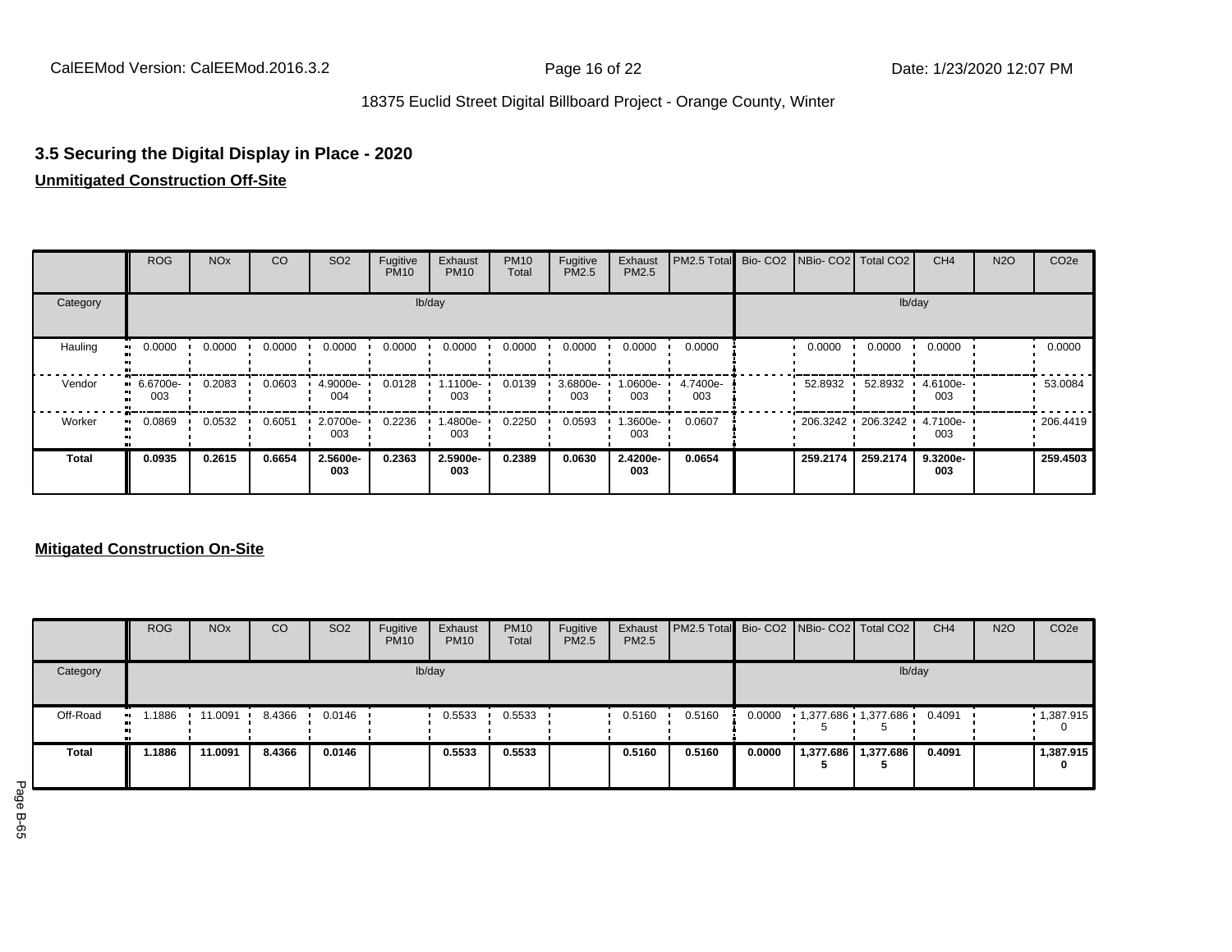### 3.5 Securing the Digital Display in Place - 2020

**Unmitigated Construction Off-Site**

| | ROG | NOx | CO | SO2 | Fugitive PM10 | Exhaust PM10 | PM10 Total | Fugitive PM2.5 | Exhaust PM2.5 | PM2.5 Total | Bio- CO2 | NBio- CO2 | Total CO2 | CH4 | N2O | CO2e |
|---|---|---|---|---|---|---|---|---|---|---|---|---|---|---|---|---|
| Category | lb/day | | | | | | | | | | lb/day | | | | | |
| Hauling | 0.0000 | 0.0000 | 0.0000 | 0.0000 | 0.0000 | 0.0000 | 0.0000 | 0.0000 | 0.0000 | 0.0000 | | 0.0000 | 0.0000 | 0.0000 | | 0.0000 |
| Vendor | 6.6700e-003 | 0.2083 | 0.0603 | 4.9000e-004 | 0.0128 | 1.1100e-003 | 0.0139 | 3.6800e-003 | 1.0600e-003 | 4.7400e-003 | | 52.8932 | 52.8932 | 4.6100e-003 | | 53.0084 |
| Worker | 0.0869 | 0.0532 | 0.6051 | 2.0700e-003 | 0.2236 | 1.4800e-003 | 0.2250 | 0.0593 | 1.3600e-003 | 0.0607 | | 206.3242 | 206.3242 | 4.7100e-003 | | 206.4419 |
| **Total** | **0.0935** | **0.2615** | **0.6654** | **2.5600e-003** | **0.2363** | **2.5900e-003** | **0.2389** | **0.0630** | **2.4200e-003** | **0.0654** | | **259.2174** | **259.2174** | **9.3200e-003** | | **259.4503** |

**Mitigated Construction On-Site**

| | ROG | NOx | CO | SO2 | Fugitive PM10 | Exhaust PM10 | PM10 Total | Fugitive PM2.5 | Exhaust PM2.5 | PM2.5 Total | Bio- CO2 | NBio- CO2 | Total CO2 | CH4 | N2O | CO2e |
|---|---|---|---|---|---|---|---|---|---|---|---|---|---|---|---|---|
| Category | lb/day | | | | | | | | | | lb/day | | | | | |
| Off-Road | 1.1886 | 11.0091 | 8.4366 | 0.0146 | | 0.5533 | 0.5533 | | 0.5160 | 0.5160 | 0.0000 | 1,377.6865 | 1,377.6865 | 0.4091 | | 1,387.9150 |
| **Total** | **1.1886** | **11.0091** | **8.4366** | **0.0146** | | **0.5533** | **0.5533** | | **0.5160** | **0.5160** | **0.0000** | **1,377.6865** | **1,377.6865** | **0.4091** | | **1,387.9150** |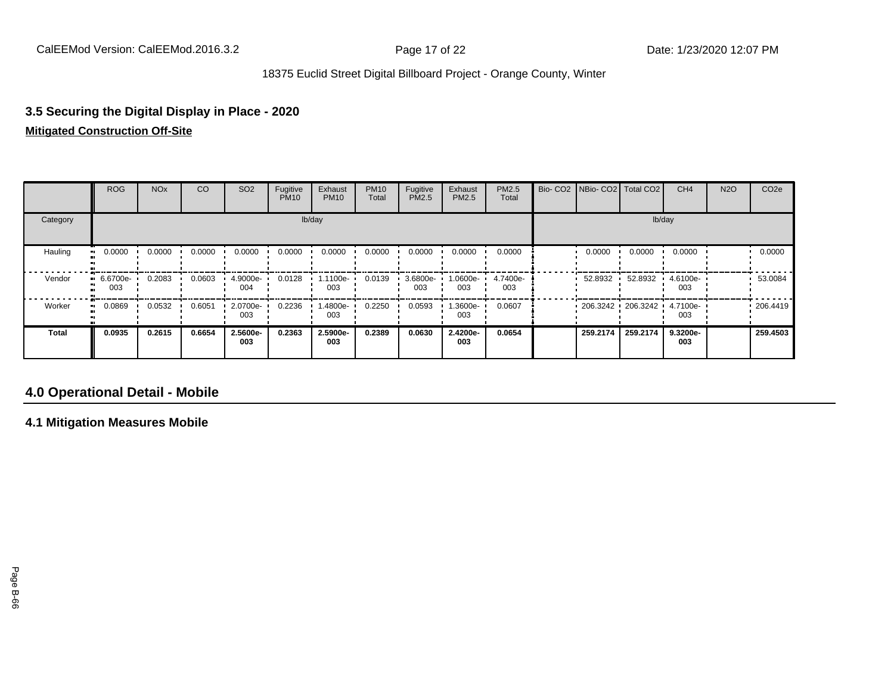### 3.5 Securing the Digital Display in Place - 2020

**Mitigated Construction Off-Site**

| | ROG | NOx | CO | SO2 | Fugitive PM10 | Exhaust PM10 | PM10 Total | Fugitive PM2.5 | Exhaust PM2.5 | PM2.5 Total | Bio- CO2 | NBio- CO2 | Total CO2 | CH4 | N2O | CO2e |
|---|---|---|---|---|---|---|---|---|---|---|---|---|---|---|---|---|
| Category | lb/day | | | | | | | | | | lb/day | | | | | |
| Hauling | 0.0000 | 0.0000 | 0.0000 | 0.0000 | 0.0000 | 0.0000 | 0.0000 | 0.0000 | 0.0000 | 0.0000 | | 0.0000 | 0.0000 | 0.0000 | | 0.0000 |
| Vendor | 6.6700e-003 | 0.2083 | 0.0603 | 4.9000e-004 | 0.0128 | 1.1100e-003 | 0.0139 | 3.6800e-003 | 1.0600e-003 | 4.7400e-003 | | 52.8932 | 52.8932 | 4.6100e-003 | | 53.0084 |
| Worker | 0.0869 | 0.0532 | 0.6051 | 2.0700e-003 | 0.2236 | 1.4800e-003 | 0.2250 | 0.0593 | 1.3600e-003 | 0.0607 | | 206.3242 | 206.3242 | 4.7100e-003 | | 206.4419 |
| **Total** | **0.0935** | **0.2615** | **0.6654** | **2.5600e-003** | **0.2363** | **2.5900e-003** | **0.2389** | **0.0630** | **2.4200e-003** | **0.0654** | | **259.2174** | **259.2174** | **9.3200e-003** | | **259.4503** |

## 4.0 Operational Detail - Mobile

### 4.1 Mitigation Measures Mobile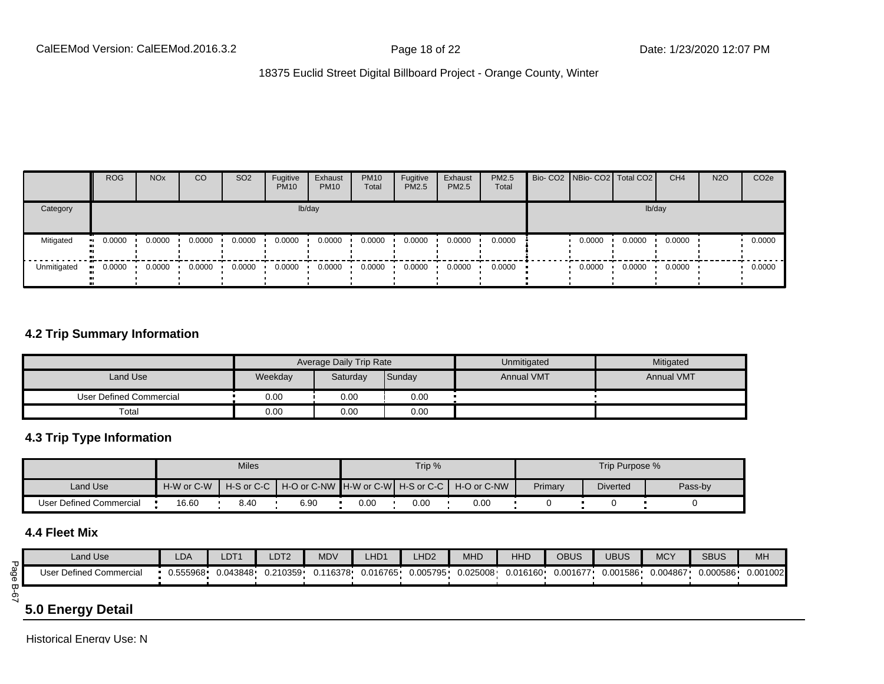| | ROG | NOx | CO | SO2 | Fugitive PM10 | Exhaust PM10 | PM10 Total | Fugitive PM2.5 | Exhaust PM2.5 | PM2.5 Total | Bio- CO2 | NBio- CO2 | Total CO2 | CH4 | N2O | CO2e |
|---|---|---|---|---|---|---|---|---|---|---|---|---|---|---|---|---|
| Category | lb/day | | | | | | | | | | lb/day | | | | | |
| Mitigated | 0.0000 | 0.0000 | 0.0000 | 0.0000 | 0.0000 | 0.0000 | 0.0000 | 0.0000 | 0.0000 | 0.0000 | | 0.0000 | 0.0000 | 0.0000 | | 0.0000 |
| Unmitigated | 0.0000 | 0.0000 | 0.0000 | 0.0000 | 0.0000 | 0.0000 | 0.0000 | 0.0000 | 0.0000 | 0.0000 | | 0.0000 | 0.0000 | 0.0000 | | 0.0000 |

### 4.2 Trip Summary Information

| | Average Daily Trip Rate | | | Unmitigated | Mitigated |
|---|---|---|---|---|---|
| Land Use | Weekday | Saturday | Sunday | Annual VMT | Annual VMT |
| User Defined Commercial | 0.00 | 0.00 | 0.00 | | |
| Total | 0.00 | 0.00 | 0.00 | | |

### 4.3 Trip Type Information

| | Miles | | | Trip % | | | Trip Purpose % | | |
|---|---|---|---|---|---|---|---|---|---|
| Land Use | H-W or C-W | H-S or C-C | H-O or C-NW | H-W or C-W | H-S or C-C | H-O or C-NW | Primary | Diverted | Pass-by |
| User Defined Commercial | 16.60 | 8.40 | 6.90 | 0.00 | 0.00 | 0.00 | 0 | 0 | 0 |

### 4.4 Fleet Mix

| Land Use | LDA | LDT1 | LDT2 | MDV | LHD1 | LHD2 | MHD | HHD | OBUS | UBUS | MCY | SBUS | MH |
|---|---|---|---|---|---|---|---|---|---|---|---|---|---|
| User Defined Commercial | 0.555968 | 0.043848 | 0.210359 | 0.116378 | 0.016765 | 0.005795 | 0.025008 | 0.016160 | 0.001677 | 0.001586 | 0.004867 | 0.000586 | 0.001002 |

## 5.0 Energy Detail

Historical Energy Use: N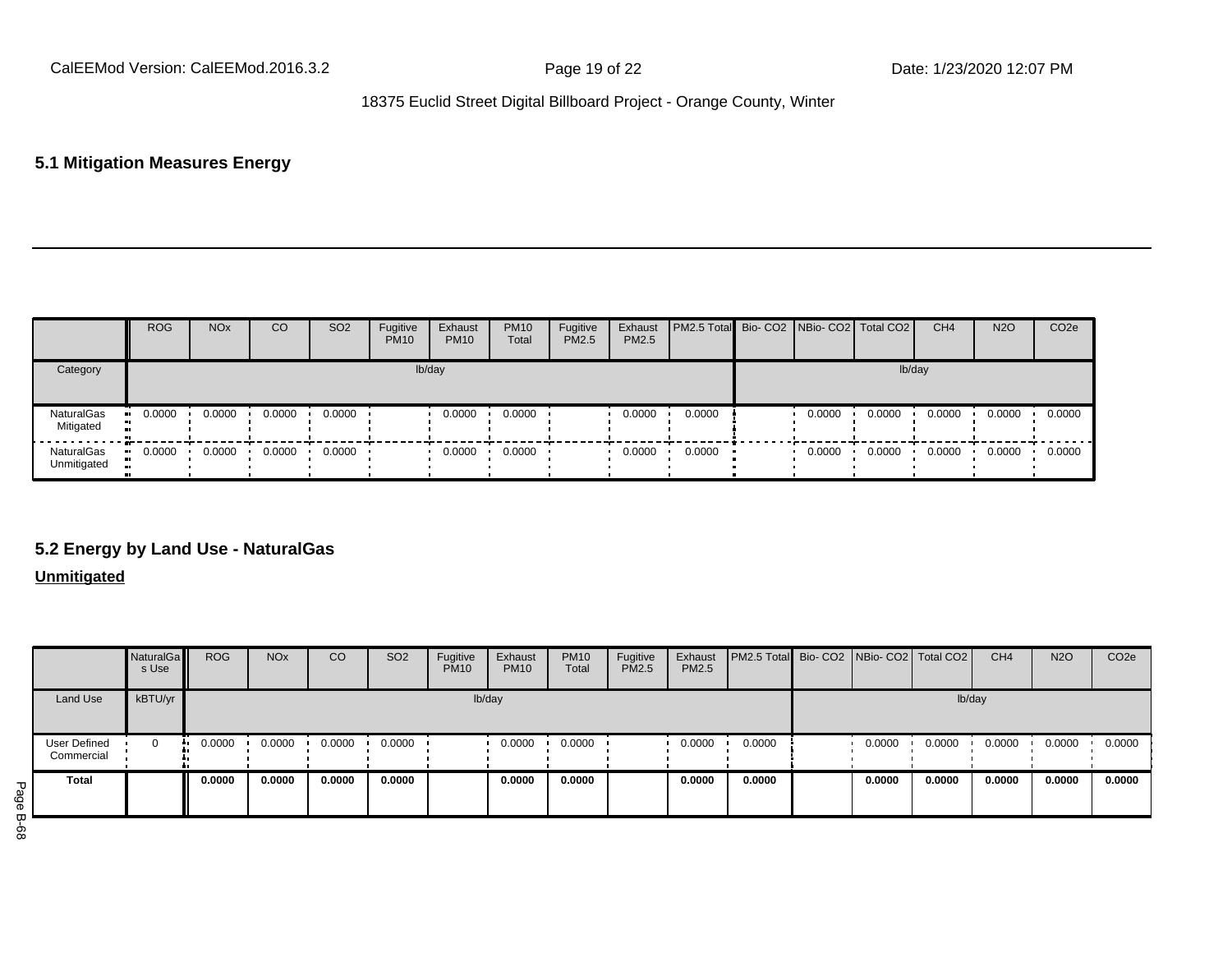## 5.1 Mitigation Measures Energy

| | ROG | NOx | CO | SO2 | Fugitive PM10 | Exhaust PM10 | PM10 Total | Fugitive PM2.5 | Exhaust PM2.5 | PM2.5 Total | Bio- CO2 | NBio- CO2 | Total CO2 | CH4 | N2O | CO2e |
|---|---|---|---|---|---|---|---|---|---|---|---|---|---|---|---|---|
| Category | lb/day | | | | | | | | | | lb/day | | | | | |
| NaturalGas Mitigated | 0.0000 | 0.0000 | 0.0000 | 0.0000 | | 0.0000 | 0.0000 | | 0.0000 | 0.0000 | | 0.0000 | 0.0000 | 0.0000 | 0.0000 | 0.0000 |
| NaturalGas Unmitigated | 0.0000 | 0.0000 | 0.0000 | 0.0000 | | 0.0000 | 0.0000 | | 0.0000 | 0.0000 | | 0.0000 | 0.0000 | 0.0000 | 0.0000 | 0.0000 |

## 5.2 Energy by Land Use - NaturalGas

**Unmitigated**

| | NaturalGas Use | ROG | NOx | CO | SO2 | Fugitive PM10 | Exhaust PM10 | PM10 Total | Fugitive PM2.5 | Exhaust PM2.5 | PM2.5 Total | Bio- CO2 | NBio- CO2 | Total CO2 | CH4 | N2O | CO2e |
|---|---|---|---|---|---|---|---|---|---|---|---|---|---|---|---|---|---|
| Land Use | kBTU/yr | lb/day | | | | | | | | | | lb/day | | | | | |
| User Defined Commercial | 0 | 0.0000 | 0.0000 | 0.0000 | 0.0000 | | 0.0000 | 0.0000 | | 0.0000 | 0.0000 | | 0.0000 | 0.0000 | 0.0000 | 0.0000 | 0.0000 |
| **Total** | | **0.0000** | **0.0000** | **0.0000** | **0.0000** | | **0.0000** | **0.0000** | | **0.0000** | **0.0000** | | **0.0000** | **0.0000** | **0.0000** | **0.0000** | **0.0000** |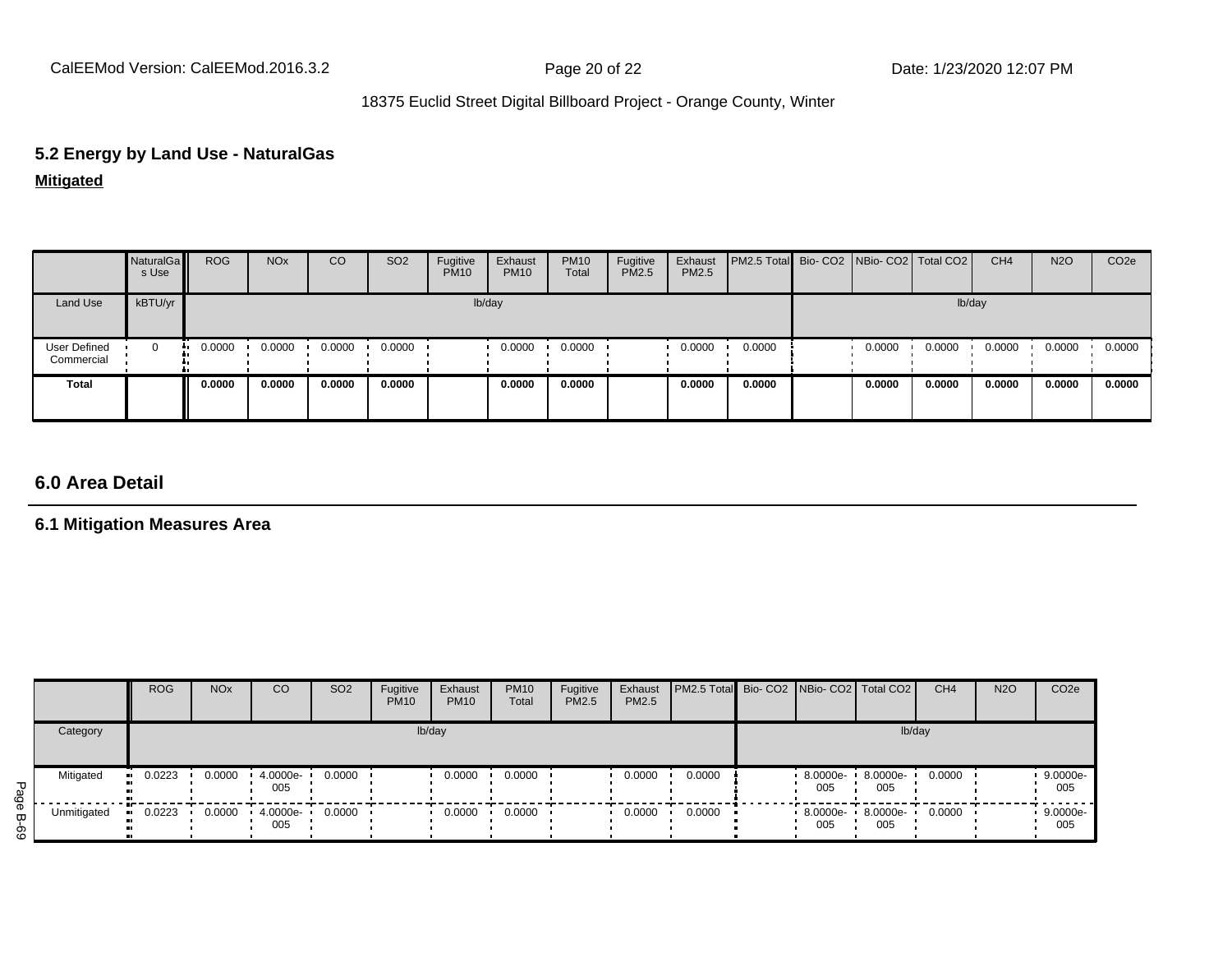## 5.2 Energy by Land Use - NaturalGas

**Mitigated**

| | NaturalGas Use | ROG | NOx | CO | SO2 | Fugitive PM10 | Exhaust PM10 | PM10 Total | Fugitive PM2.5 | Exhaust PM2.5 | PM2.5 Total | Bio- CO2 | NBio- CO2 | Total CO2 | CH4 | N2O | CO2e |
|---|---|---|---|---|---|---|---|---|---|---|---|---|---|---|---|---|---|
| Land Use | kBTU/yr | lb/day | | | | | | | | | | lb/day | | | | | |
| User Defined Commercial | 0 | 0.0000 | 0.0000 | 0.0000 | 0.0000 | | 0.0000 | 0.0000 | | 0.0000 | 0.0000 | | 0.0000 | 0.0000 | 0.0000 | 0.0000 | 0.0000 |
| **Total** | | **0.0000** | **0.0000** | **0.0000** | **0.0000** | | **0.0000** | **0.0000** | | **0.0000** | **0.0000** | | **0.0000** | **0.0000** | **0.0000** | **0.0000** | **0.0000** |

# 6.0 Area Detail

## 6.1 Mitigation Measures Area

| | ROG | NOx | CO | SO2 | Fugitive PM10 | Exhaust PM10 | PM10 Total | Fugitive PM2.5 | Exhaust PM2.5 | PM2.5 Total | Bio- CO2 | NBio- CO2 | Total CO2 | CH4 | N2O | CO2e |
|---|---|---|---|---|---|---|---|---|---|---|---|---|---|---|---|---|
| Category | lb/day | | | | | | | | | | lb/day | | | | | |
| Mitigated | 0.0223 | 0.0000 | 4.0000e-005 | 0.0000 | | 0.0000 | 0.0000 | | 0.0000 | 0.0000 | | 8.0000e-005 | 8.0000e-005 | 0.0000 | | 9.0000e-005 |
| Unmitigated | 0.0223 | 0.0000 | 4.0000e-005 | 0.0000 | | 0.0000 | 0.0000 | | 0.0000 | 0.0000 | | 8.0000e-005 | 8.0000e-005 | 0.0000 | | 9.0000e-005 |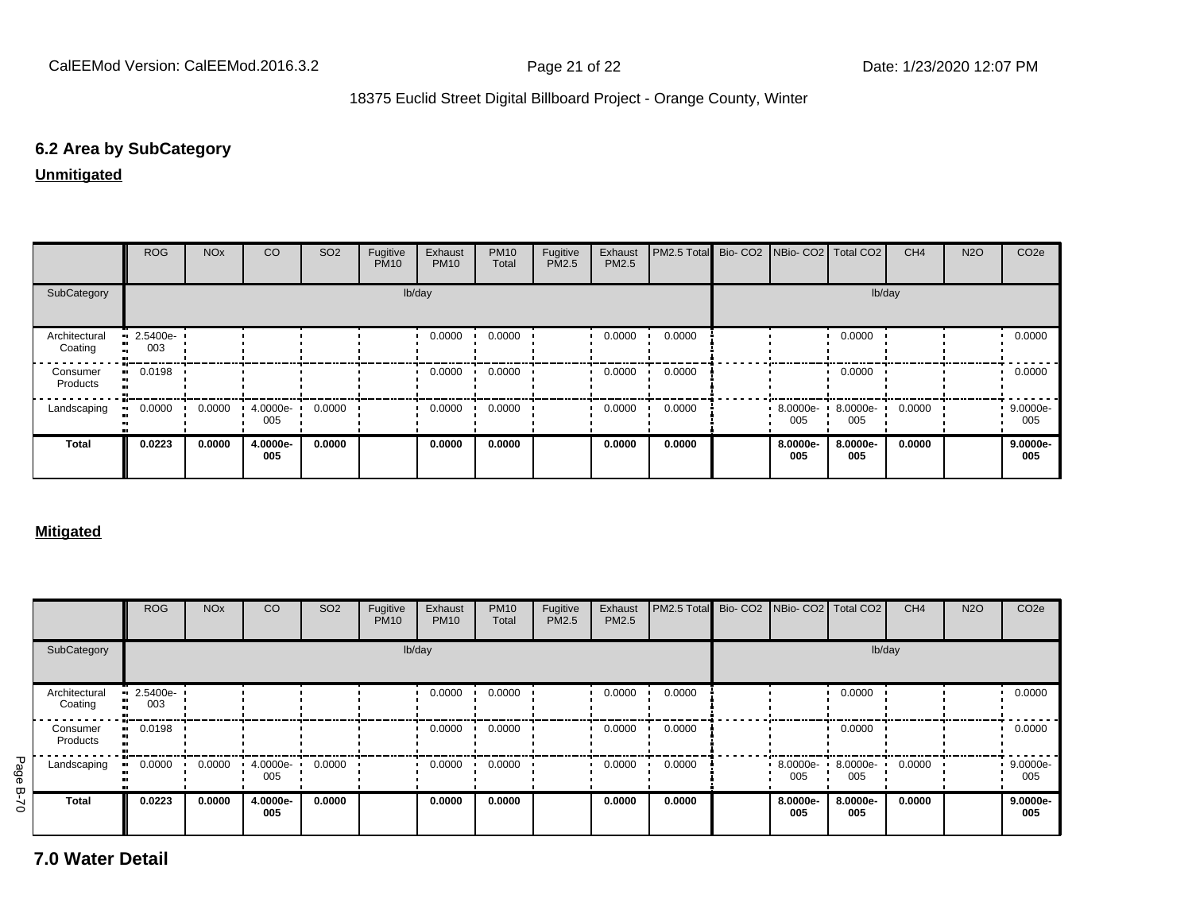## 6.2 Area by SubCategory

**Unmitigated**

| | ROG | NOx | CO | SO2 | Fugitive PM10 | Exhaust PM10 | PM10 Total | Fugitive PM2.5 | Exhaust PM2.5 | PM2.5 Total | Bio- CO2 | NBio- CO2 | Total CO2 | CH4 | N2O | CO2e |
|---|---|---|---|---|---|---|---|---|---|---|---|---|---|---|---|---|
| SubCategory | lb/day | | | | | | | | | | lb/day | | | | | |
| Architectural Coating | 2.5400e-003 | | | | | 0.0000 | 0.0000 | | 0.0000 | 0.0000 | | | 0.0000 | | | 0.0000 |
| Consumer Products | 0.0198 | | | | | 0.0000 | 0.0000 | | 0.0000 | 0.0000 | | | 0.0000 | | | 0.0000 |
| Landscaping | 0.0000 | 0.0000 | 4.0000e-005 | 0.0000 | | 0.0000 | 0.0000 | | 0.0000 | 0.0000 | | 8.0000e-005 | 8.0000e-005 | 0.0000 | | 9.0000e-005 |
| **Total** | **0.0223** | **0.0000** | **4.0000e-005** | **0.0000** | | **0.0000** | **0.0000** | | **0.0000** | **0.0000** | | **8.0000e-005** | **8.0000e-005** | **0.0000** | | **9.0000e-005** |

**Mitigated**

| | ROG | NOx | CO | SO2 | Fugitive PM10 | Exhaust PM10 | PM10 Total | Fugitive PM2.5 | Exhaust PM2.5 | PM2.5 Total | Bio- CO2 | NBio- CO2 | Total CO2 | CH4 | N2O | CO2e |
|---|---|---|---|---|---|---|---|---|---|---|---|---|---|---|---|---|
| SubCategory | lb/day | | | | | | | | | | lb/day | | | | | |
| Architectural Coating | 2.5400e-003 | | | | | 0.0000 | 0.0000 | | 0.0000 | 0.0000 | | | 0.0000 | | | 0.0000 |
| Consumer Products | 0.0198 | | | | | 0.0000 | 0.0000 | | 0.0000 | 0.0000 | | | 0.0000 | | | 0.0000 |
| Landscaping | 0.0000 | 0.0000 | 4.0000e-005 | 0.0000 | | 0.0000 | 0.0000 | | 0.0000 | 0.0000 | | 8.0000e-005 | 8.0000e-005 | 0.0000 | | 9.0000e-005 |
| **Total** | **0.0223** | **0.0000** | **4.0000e-005** | **0.0000** | | **0.0000** | **0.0000** | | **0.0000** | **0.0000** | | **8.0000e-005** | **8.0000e-005** | **0.0000** | | **9.0000e-005** |

# 7.0 Water Detail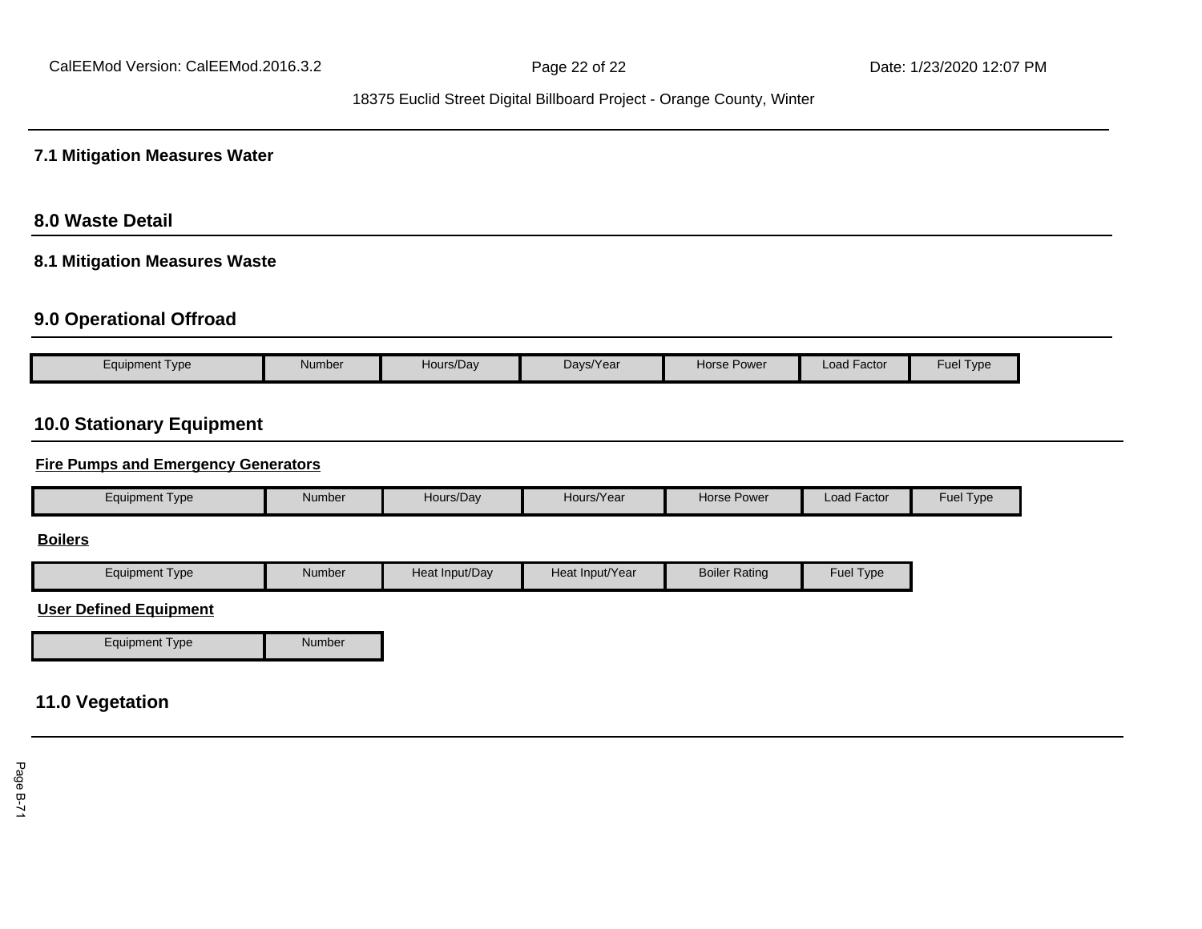### 7.1 Mitigation Measures Water

## 8.0 Waste Detail

### 8.1 Mitigation Measures Waste

## 9.0 Operational Offroad

| Equipment Type | Number | Hours/Day | Days/Year | Horse Power | Load Factor | Fuel Type |
| --- | --- | --- | --- | --- | --- | --- |

## 10.0 Stationary Equipment

**Fire Pumps and Emergency Generators**

| Equipment Type | Number | Hours/Day | Hours/Year | Horse Power | Load Factor | Fuel Type |
| --- | --- | --- | --- | --- | --- | --- |

**Boilers**

| Equipment Type | Number | Heat Input/Day | Heat Input/Year | Boiler Rating | Fuel Type |
| --- | --- | --- | --- | --- | --- |

**User Defined Equipment**

| Equipment Type | Number |
| --- | --- |

## 11.0 Vegetation